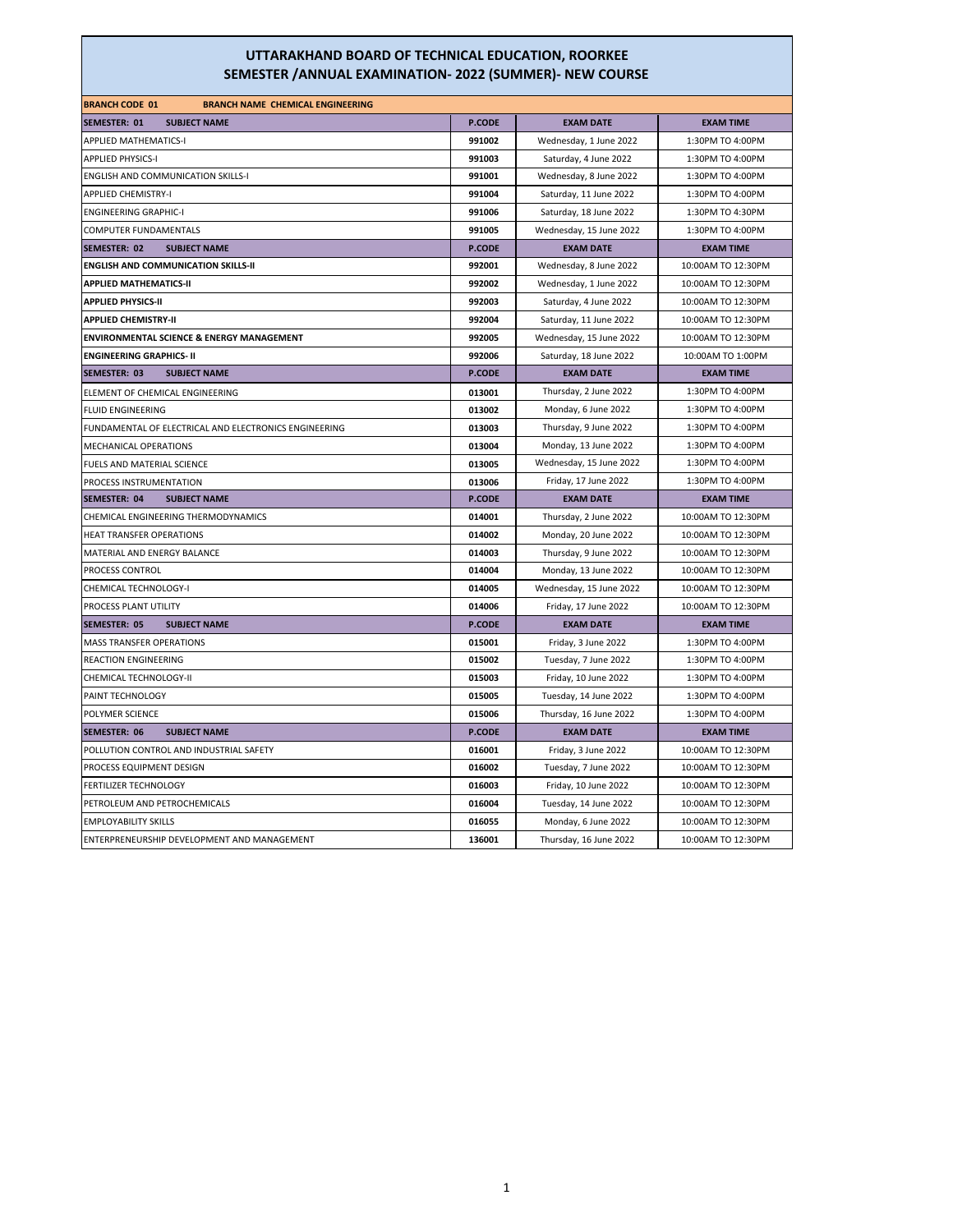# UTTARAKHAND BOARD OF TECHNICAL EDUCATION, ROORKEE
## SEMESTER /ANNUAL EXAMINATION- 2022 (SUMMER)- NEW COURSE

| **BRANCH CODE 01 BRANCH NAME CHEMICAL ENGINEERING** | | | |
|---|---|---|---|
| **SEMESTER: 01 SUBJECT NAME** | **P.CODE** | **EXAM DATE** | **EXAM TIME** |
| APPLIED MATHEMATICS-I | 991002 | Wednesday, 1 June 2022 | 1:30PM TO 4:00PM |
| APPLIED PHYSICS-I | 991003 | Saturday, 4 June 2022 | 1:30PM TO 4:00PM |
| ENGLISH AND COMMUNICATION SKILLS-I | 991001 | Wednesday, 8 June 2022 | 1:30PM TO 4:00PM |
| APPLIED CHEMISTRY-I | 991004 | Saturday, 11 June 2022 | 1:30PM TO 4:00PM |
| ENGINEERING GRAPHIC-I | 991006 | Saturday, 18 June 2022 | 1:30PM TO 4:30PM |
| COMPUTER FUNDAMENTALS | 991005 | Wednesday, 15 June 2022 | 1:30PM TO 4:00PM |
| **SEMESTER: 02 SUBJECT NAME** | **P.CODE** | **EXAM DATE** | **EXAM TIME** |
| **ENGLISH AND COMMUNICATION SKILLS-II** | 992001 | Wednesday, 8 June 2022 | 10:00AM TO 12:30PM |
| **APPLIED MATHEMATICS-II** | 992002 | Wednesday, 1 June 2022 | 10:00AM TO 12:30PM |
| **APPLIED PHYSICS-II** | 992003 | Saturday, 4 June 2022 | 10:00AM TO 12:30PM |
| **APPLIED CHEMISTRY-II** | 992004 | Saturday, 11 June 2022 | 10:00AM TO 12:30PM |
| **ENVIRONMENTAL SCIENCE & ENERGY MANAGEMENT** | 992005 | Wednesday, 15 June 2022 | 10:00AM TO 12:30PM |
| **ENGINEERING GRAPHICS- II** | 992006 | Saturday, 18 June 2022 | 10:00AM TO 1:00PM |
| **SEMESTER: 03 SUBJECT NAME** | **P.CODE** | **EXAM DATE** | **EXAM TIME** |
| ELEMENT OF CHEMICAL ENGINEERING | 013001 | Thursday, 2 June 2022 | 1:30PM TO 4:00PM |
| FLUID ENGINEERING | 013002 | Monday, 6 June 2022 | 1:30PM TO 4:00PM |
| FUNDAMENTAL OF ELECTRICAL AND ELECTRONICS ENGINEERING | 013003 | Thursday, 9 June 2022 | 1:30PM TO 4:00PM |
| MECHANICAL OPERATIONS | 013004 | Monday, 13 June 2022 | 1:30PM TO 4:00PM |
| FUELS AND MATERIAL SCIENCE | 013005 | Wednesday, 15 June 2022 | 1:30PM TO 4:00PM |
| PROCESS INSTRUMENTATION | 013006 | Friday, 17 June 2022 | 1:30PM TO 4:00PM |
| **SEMESTER: 04 SUBJECT NAME** | **P.CODE** | **EXAM DATE** | **EXAM TIME** |
| CHEMICAL ENGINEERING THERMODYNAMICS | 014001 | Thursday, 2 June 2022 | 10:00AM TO 12:30PM |
| HEAT TRANSFER OPERATIONS | 014002 | Monday, 20 June 2022 | 10:00AM TO 12:30PM |
| MATERIAL AND ENERGY BALANCE | 014003 | Thursday, 9 June 2022 | 10:00AM TO 12:30PM |
| PROCESS CONTROL | 014004 | Monday, 13 June 2022 | 10:00AM TO 12:30PM |
| CHEMICAL TECHNOLOGY-I | 014005 | Wednesday, 15 June 2022 | 10:00AM TO 12:30PM |
| PROCESS PLANT UTILITY | 014006 | Friday, 17 June 2022 | 10:00AM TO 12:30PM |
| **SEMESTER: 05 SUBJECT NAME** | **P.CODE** | **EXAM DATE** | **EXAM TIME** |
| MASS TRANSFER OPERATIONS | 015001 | Friday, 3 June 2022 | 1:30PM TO 4:00PM |
| REACTION ENGINEERING | 015002 | Tuesday, 7 June 2022 | 1:30PM TO 4:00PM |
| CHEMICAL TECHNOLOGY-II | 015003 | Friday, 10 June 2022 | 1:30PM TO 4:00PM |
| PAINT TECHNOLOGY | 015005 | Tuesday, 14 June 2022 | 1:30PM TO 4:00PM |
| POLYMER SCIENCE | 015006 | Thursday, 16 June 2022 | 1:30PM TO 4:00PM |
| **SEMESTER: 06 SUBJECT NAME** | **P.CODE** | **EXAM DATE** | **EXAM TIME** |
| POLLUTION CONTROL AND INDUSTRIAL SAFETY | 016001 | Friday, 3 June 2022 | 10:00AM TO 12:30PM |
| PROCESS EQUIPMENT DESIGN | 016002 | Tuesday, 7 June 2022 | 10:00AM TO 12:30PM |
| FERTILIZER TECHNOLOGY | 016003 | Friday, 10 June 2022 | 10:00AM TO 12:30PM |
| PETROLEUM AND PETROCHEMICALS | 016004 | Tuesday, 14 June 2022 | 10:00AM TO 12:30PM |
| EMPLOYABILITY SKILLS | 016055 | Monday, 6 June 2022 | 10:00AM TO 12:30PM |
| ENTERPRENEURSHIP DEVELOPMENT AND MANAGEMENT | 136001 | Thursday, 16 June 2022 | 10:00AM TO 12:30PM |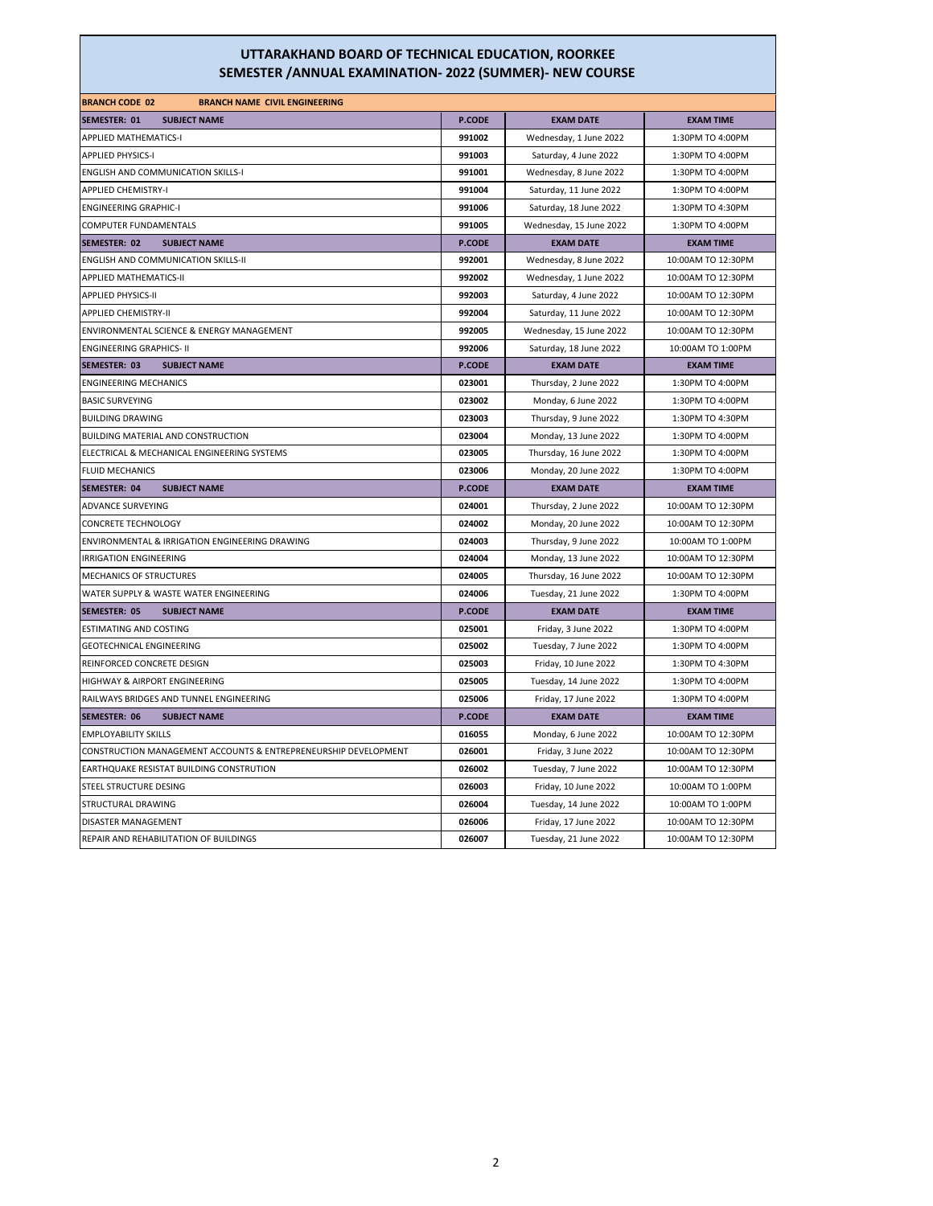# UTTARAKHAND BOARD OF TECHNICAL EDUCATION, ROORKEE
## SEMESTER /ANNUAL EXAMINATION- 2022 (SUMMER)- NEW COURSE

| BRANCH CODE 02 BRANCH NAME CIVIL ENGINEERING | | | |
|---|---|---|---|
| **SEMESTER: 01 SUBJECT NAME** | **P.CODE** | **EXAM DATE** | **EXAM TIME** |
| APPLIED MATHEMATICS-I | 991002 | Wednesday, 1 June 2022 | 1:30PM TO 4:00PM |
| APPLIED PHYSICS-I | 991003 | Saturday, 4 June 2022 | 1:30PM TO 4:00PM |
| ENGLISH AND COMMUNICATION SKILLS-I | 991001 | Wednesday, 8 June 2022 | 1:30PM TO 4:00PM |
| APPLIED CHEMISTRY-I | 991004 | Saturday, 11 June 2022 | 1:30PM TO 4:00PM |
| ENGINEERING GRAPHIC-I | 991006 | Saturday, 18 June 2022 | 1:30PM TO 4:30PM |
| COMPUTER FUNDAMENTALS | 991005 | Wednesday, 15 June 2022 | 1:30PM TO 4:00PM |
| **SEMESTER: 02 SUBJECT NAME** | **P.CODE** | **EXAM DATE** | **EXAM TIME** |
| ENGLISH AND COMMUNICATION SKILLS-II | 992001 | Wednesday, 8 June 2022 | 10:00AM TO 12:30PM |
| APPLIED MATHEMATICS-II | 992002 | Wednesday, 1 June 2022 | 10:00AM TO 12:30PM |
| APPLIED PHYSICS-II | 992003 | Saturday, 4 June 2022 | 10:00AM TO 12:30PM |
| APPLIED CHEMISTRY-II | 992004 | Saturday, 11 June 2022 | 10:00AM TO 12:30PM |
| ENVIRONMENTAL SCIENCE & ENERGY MANAGEMENT | 992005 | Wednesday, 15 June 2022 | 10:00AM TO 12:30PM |
| ENGINEERING GRAPHICS- II | 992006 | Saturday, 18 June 2022 | 10:00AM TO 1:00PM |
| **SEMESTER: 03 SUBJECT NAME** | **P.CODE** | **EXAM DATE** | **EXAM TIME** |
| ENGINEERING MECHANICS | 023001 | Thursday, 2 June 2022 | 1:30PM TO 4:00PM |
| BASIC SURVEYING | 023002 | Monday, 6 June 2022 | 1:30PM TO 4:00PM |
| BUILDING DRAWING | 023003 | Thursday, 9 June 2022 | 1:30PM TO 4:30PM |
| BUILDING MATERIAL AND CONSTRUCTION | 023004 | Monday, 13 June 2022 | 1:30PM TO 4:00PM |
| ELECTRICAL & MECHANICAL ENGINEERING SYSTEMS | 023005 | Thursday, 16 June 2022 | 1:30PM TO 4:00PM |
| FLUID MECHANICS | 023006 | Monday, 20 June 2022 | 1:30PM TO 4:00PM |
| **SEMESTER: 04 SUBJECT NAME** | **P.CODE** | **EXAM DATE** | **EXAM TIME** |
| ADVANCE SURVEYING | 024001 | Thursday, 2 June 2022 | 10:00AM TO 12:30PM |
| CONCRETE TECHNOLOGY | 024002 | Monday, 20 June 2022 | 10:00AM TO 12:30PM |
| ENVIRONMENTAL & IRRIGATION ENGINEERING DRAWING | 024003 | Thursday, 9 June 2022 | 10:00AM TO 1:00PM |
| IRRIGATION ENGINEERING | 024004 | Monday, 13 June 2022 | 10:00AM TO 12:30PM |
| MECHANICS OF STRUCTURES | 024005 | Thursday, 16 June 2022 | 10:00AM TO 12:30PM |
| WATER SUPPLY & WASTE WATER ENGINEERING | 024006 | Tuesday, 21 June 2022 | 1:30PM TO 4:00PM |
| **SEMESTER: 05 SUBJECT NAME** | **P.CODE** | **EXAM DATE** | **EXAM TIME** |
| ESTIMATING AND COSTING | 025001 | Friday, 3 June 2022 | 1:30PM TO 4:00PM |
| GEOTECHNICAL ENGINEERING | 025002 | Tuesday, 7 June 2022 | 1:30PM TO 4:00PM |
| REINFORCED CONCRETE DESIGN | 025003 | Friday, 10 June 2022 | 1:30PM TO 4:30PM |
| HIGHWAY & AIRPORT ENGINEERING | 025005 | Tuesday, 14 June 2022 | 1:30PM TO 4:00PM |
| RAILWAYS BRIDGES AND TUNNEL ENGINEERING | 025006 | Friday, 17 June 2022 | 1:30PM TO 4:00PM |
| **SEMESTER: 06 SUBJECT NAME** | **P.CODE** | **EXAM DATE** | **EXAM TIME** |
| EMPLOYABILITY SKILLS | 016055 | Monday, 6 June 2022 | 10:00AM TO 12:30PM |
| CONSTRUCTION MANAGEMENT ACCOUNTS & ENTREPRENEURSHIP DEVELOPMENT | 026001 | Friday, 3 June 2022 | 10:00AM TO 12:30PM |
| EARTHQUAKE RESISTAT BUILDING CONSTRUTION | 026002 | Tuesday, 7 June 2022 | 10:00AM TO 12:30PM |
| STEEL STRUCTURE DESING | 026003 | Friday, 10 June 2022 | 10:00AM TO 1:00PM |
| STRUCTURAL DRAWING | 026004 | Tuesday, 14 June 2022 | 10:00AM TO 1:00PM |
| DISASTER MANAGEMENT | 026006 | Friday, 17 June 2022 | 10:00AM TO 12:30PM |
| REPAIR AND REHABILITATION OF BUILDINGS | 026007 | Tuesday, 21 June 2022 | 10:00AM TO 12:30PM |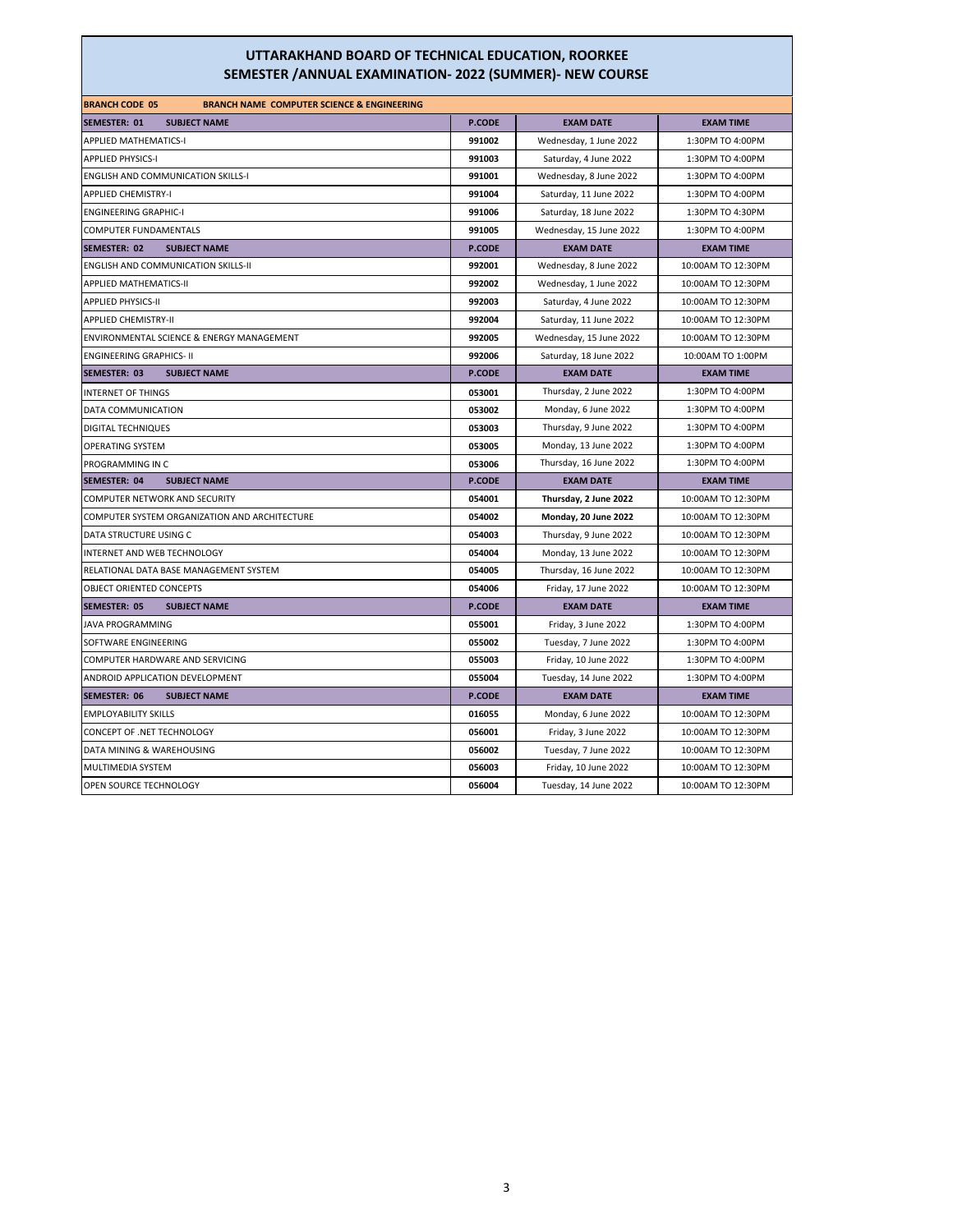# UTTARAKHAND BOARD OF TECHNICAL EDUCATION, ROORKEE
## SEMESTER /ANNUAL EXAMINATION- 2022 (SUMMER)- NEW COURSE

| BRANCH CODE 05 BRANCH NAME COMPUTER SCIENCE & ENGINEERING | | | |
|---|---|---|---|
| **SEMESTER: 01 SUBJECT NAME** | **P.CODE** | **EXAM DATE** | **EXAM TIME** |
| APPLIED MATHEMATICS-I | 991002 | Wednesday, 1 June 2022 | 1:30PM TO 4:00PM |
| APPLIED PHYSICS-I | 991003 | Saturday, 4 June 2022 | 1:30PM TO 4:00PM |
| ENGLISH AND COMMUNICATION SKILLS-I | 991001 | Wednesday, 8 June 2022 | 1:30PM TO 4:00PM |
| APPLIED CHEMISTRY-I | 991004 | Saturday, 11 June 2022 | 1:30PM TO 4:00PM |
| ENGINEERING GRAPHIC-I | 991006 | Saturday, 18 June 2022 | 1:30PM TO 4:30PM |
| COMPUTER FUNDAMENTALS | 991005 | Wednesday, 15 June 2022 | 1:30PM TO 4:00PM |
| **SEMESTER: 02 SUBJECT NAME** | **P.CODE** | **EXAM DATE** | **EXAM TIME** |
| ENGLISH AND COMMUNICATION SKILLS-II | 992001 | Wednesday, 8 June 2022 | 10:00AM TO 12:30PM |
| APPLIED MATHEMATICS-II | 992002 | Wednesday, 1 June 2022 | 10:00AM TO 12:30PM |
| APPLIED PHYSICS-II | 992003 | Saturday, 4 June 2022 | 10:00AM TO 12:30PM |
| APPLIED CHEMISTRY-II | 992004 | Saturday, 11 June 2022 | 10:00AM TO 12:30PM |
| ENVIRONMENTAL SCIENCE & ENERGY MANAGEMENT | 992005 | Wednesday, 15 June 2022 | 10:00AM TO 12:30PM |
| ENGINEERING GRAPHICS- II | 992006 | Saturday, 18 June 2022 | 10:00AM TO 1:00PM |
| **SEMESTER: 03 SUBJECT NAME** | **P.CODE** | **EXAM DATE** | **EXAM TIME** |
| INTERNET OF THINGS | 053001 | Thursday, 2 June 2022 | 1:30PM TO 4:00PM |
| DATA COMMUNICATION | 053002 | Monday, 6 June 2022 | 1:30PM TO 4:00PM |
| DIGITAL TECHNIQUES | 053003 | Thursday, 9 June 2022 | 1:30PM TO 4:00PM |
| OPERATING SYSTEM | 053005 | Monday, 13 June 2022 | 1:30PM TO 4:00PM |
| PROGRAMMING IN C | 053006 | Thursday, 16 June 2022 | 1:30PM TO 4:00PM |
| **SEMESTER: 04 SUBJECT NAME** | **P.CODE** | **EXAM DATE** | **EXAM TIME** |
| COMPUTER NETWORK AND SECURITY | 054001 | **Thursday, 2 June 2022** | 10:00AM TO 12:30PM |
| COMPUTER SYSTEM ORGANIZATION AND ARCHITECTURE | 054002 | **Monday, 20 June 2022** | 10:00AM TO 12:30PM |
| DATA STRUCTURE USING C | 054003 | Thursday, 9 June 2022 | 10:00AM TO 12:30PM |
| INTERNET AND WEB TECHNOLOGY | 054004 | Monday, 13 June 2022 | 10:00AM TO 12:30PM |
| RELATIONAL DATA BASE MANAGEMENT SYSTEM | 054005 | Thursday, 16 June 2022 | 10:00AM TO 12:30PM |
| OBJECT ORIENTED CONCEPTS | 054006 | Friday, 17 June 2022 | 10:00AM TO 12:30PM |
| **SEMESTER: 05 SUBJECT NAME** | **P.CODE** | **EXAM DATE** | **EXAM TIME** |
| JAVA PROGRAMMING | 055001 | Friday, 3 June 2022 | 1:30PM TO 4:00PM |
| SOFTWARE ENGINEERING | 055002 | Tuesday, 7 June 2022 | 1:30PM TO 4:00PM |
| COMPUTER HARDWARE AND SERVICING | 055003 | Friday, 10 June 2022 | 1:30PM TO 4:00PM |
| ANDROID APPLICATION DEVELOPMENT | 055004 | Tuesday, 14 June 2022 | 1:30PM TO 4:00PM |
| **SEMESTER: 06 SUBJECT NAME** | **P.CODE** | **EXAM DATE** | **EXAM TIME** |
| EMPLOYABILITY SKILLS | 016055 | Monday, 6 June 2022 | 10:00AM TO 12:30PM |
| CONCEPT OF .NET TECHNOLOGY | 056001 | Friday, 3 June 2022 | 10:00AM TO 12:30PM |
| DATA MINING & WAREHOUSING | 056002 | Tuesday, 7 June 2022 | 10:00AM TO 12:30PM |
| MULTIMEDIA SYSTEM | 056003 | Friday, 10 June 2022 | 10:00AM TO 12:30PM |
| OPEN SOURCE TECHNOLOGY | 056004 | Tuesday, 14 June 2022 | 10:00AM TO 12:30PM |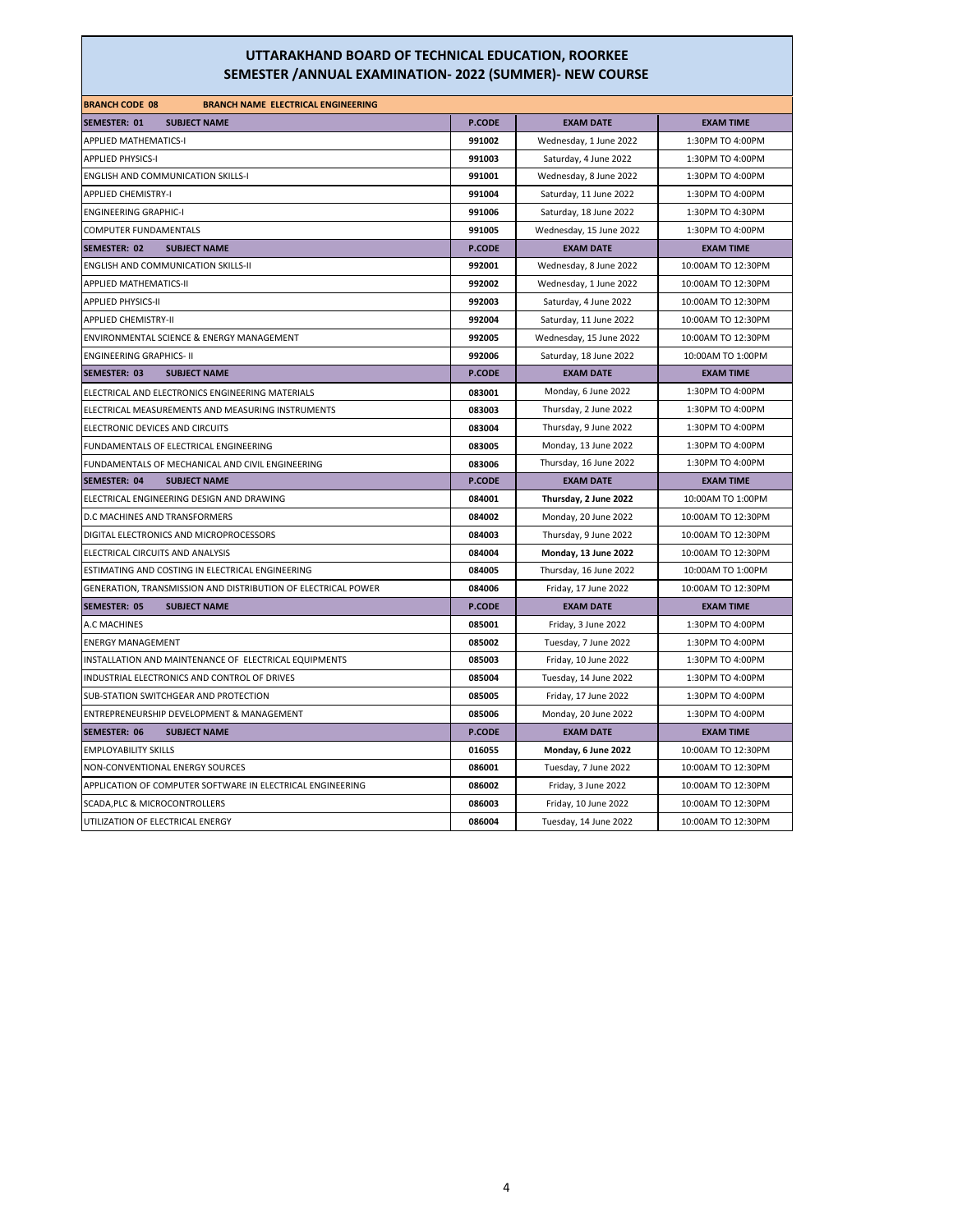## UTTARAKHAND BOARD OF TECHNICAL EDUCATION, ROORKEE
## SEMESTER /ANNUAL EXAMINATION- 2022 (SUMMER)- NEW COURSE

| BRANCH CODE 08 — BRANCH NAME ELECTRICAL ENGINEERING | | | |
|---|---|---|---|
| **SEMESTER: 01 — SUBJECT NAME** | **P.CODE** | **EXAM DATE** | **EXAM TIME** |
| APPLIED MATHEMATICS-I | 991002 | Wednesday, 1 June 2022 | 1:30PM TO 4:00PM |
| APPLIED PHYSICS-I | 991003 | Saturday, 4 June 2022 | 1:30PM TO 4:00PM |
| ENGLISH AND COMMUNICATION SKILLS-I | 991001 | Wednesday, 8 June 2022 | 1:30PM TO 4:00PM |
| APPLIED CHEMISTRY-I | 991004 | Saturday, 11 June 2022 | 1:30PM TO 4:00PM |
| ENGINEERING GRAPHIC-I | 991006 | Saturday, 18 June 2022 | 1:30PM TO 4:30PM |
| COMPUTER FUNDAMENTALS | 991005 | Wednesday, 15 June 2022 | 1:30PM TO 4:00PM |
| **SEMESTER: 02 — SUBJECT NAME** | **P.CODE** | **EXAM DATE** | **EXAM TIME** |
| ENGLISH AND COMMUNICATION SKILLS-II | 992001 | Wednesday, 8 June 2022 | 10:00AM TO 12:30PM |
| APPLIED MATHEMATICS-II | 992002 | Wednesday, 1 June 2022 | 10:00AM TO 12:30PM |
| APPLIED PHYSICS-II | 992003 | Saturday, 4 June 2022 | 10:00AM TO 12:30PM |
| APPLIED CHEMISTRY-II | 992004 | Saturday, 11 June 2022 | 10:00AM TO 12:30PM |
| ENVIRONMENTAL SCIENCE & ENERGY MANAGEMENT | 992005 | Wednesday, 15 June 2022 | 10:00AM TO 12:30PM |
| ENGINEERING GRAPHICS- II | 992006 | Saturday, 18 June 2022 | 10:00AM TO 1:00PM |
| **SEMESTER: 03 — SUBJECT NAME** | **P.CODE** | **EXAM DATE** | **EXAM TIME** |
| ELECTRICAL AND ELECTRONICS ENGINEERING MATERIALS | 083001 | Monday, 6 June 2022 | 1:30PM TO 4:00PM |
| ELECTRICAL MEASUREMENTS AND MEASURING INSTRUMENTS | 083003 | Thursday, 2 June 2022 | 1:30PM TO 4:00PM |
| ELECTRONIC DEVICES AND CIRCUITS | 083004 | Thursday, 9 June 2022 | 1:30PM TO 4:00PM |
| FUNDAMENTALS OF ELECTRICAL ENGINEERING | 083005 | Monday, 13 June 2022 | 1:30PM TO 4:00PM |
| FUNDAMENTALS OF MECHANICAL AND CIVIL ENGINEERING | 083006 | Thursday, 16 June 2022 | 1:30PM TO 4:00PM |
| **SEMESTER: 04 — SUBJECT NAME** | **P.CODE** | **EXAM DATE** | **EXAM TIME** |
| ELECTRICAL ENGINEERING DESIGN AND DRAWING | 084001 | **Thursday, 2 June 2022** | 10:00AM TO 1:00PM |
| D.C MACHINES AND TRANSFORMERS | 084002 | Monday, 20 June 2022 | 10:00AM TO 12:30PM |
| DIGITAL ELECTRONICS AND MICROPROCESSORS | 084003 | Thursday, 9 June 2022 | 10:00AM TO 12:30PM |
| ELECTRICAL CIRCUITS AND ANALYSIS | 084004 | **Monday, 13 June 2022** | 10:00AM TO 12:30PM |
| ESTIMATING AND COSTING IN ELECTRICAL ENGINEERING | 084005 | Thursday, 16 June 2022 | 10:00AM TO 1:00PM |
| GENERATION, TRANSMISSION AND DISTRIBUTION OF ELECTRICAL POWER | 084006 | Friday, 17 June 2022 | 10:00AM TO 12:30PM |
| **SEMESTER: 05 — SUBJECT NAME** | **P.CODE** | **EXAM DATE** | **EXAM TIME** |
| A.C MACHINES | 085001 | Friday, 3 June 2022 | 1:30PM TO 4:00PM |
| ENERGY MANAGEMENT | 085002 | Tuesday, 7 June 2022 | 1:30PM TO 4:00PM |
| INSTALLATION AND MAINTENANCE OF ELECTRICAL EQUIPMENTS | 085003 | Friday, 10 June 2022 | 1:30PM TO 4:00PM |
| INDUSTRIAL ELECTRONICS AND CONTROL OF DRIVES | 085004 | Tuesday, 14 June 2022 | 1:30PM TO 4:00PM |
| SUB-STATION SWITCHGEAR AND PROTECTION | 085005 | Friday, 17 June 2022 | 1:30PM TO 4:00PM |
| ENTREPRENEURSHIP DEVELOPMENT & MANAGEMENT | 085006 | Monday, 20 June 2022 | 1:30PM TO 4:00PM |
| **SEMESTER: 06 — SUBJECT NAME** | **P.CODE** | **EXAM DATE** | **EXAM TIME** |
| EMPLOYABILITY SKILLS | 016055 | **Monday, 6 June 2022** | 10:00AM TO 12:30PM |
| NON-CONVENTIONAL ENERGY SOURCES | 086001 | Tuesday, 7 June 2022 | 10:00AM TO 12:30PM |
| APPLICATION OF COMPUTER SOFTWARE IN ELECTRICAL ENGINEERING | 086002 | Friday, 3 June 2022 | 10:00AM TO 12:30PM |
| SCADA,PLC & MICROCONTROLLERS | 086003 | Friday, 10 June 2022 | 10:00AM TO 12:30PM |
| UTILIZATION OF ELECTRICAL ENERGY | 086004 | Tuesday, 14 June 2022 | 10:00AM TO 12:30PM |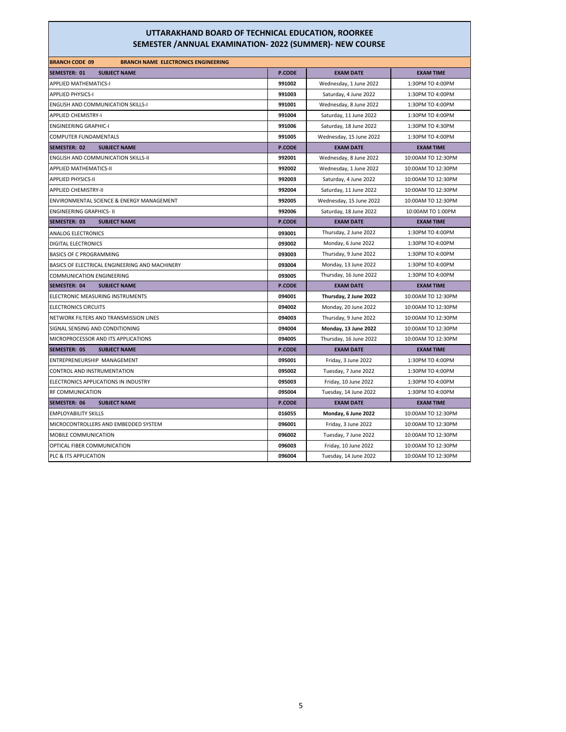# UTTARAKHAND BOARD OF TECHNICAL EDUCATION, ROORKEE
## SEMESTER /ANNUAL EXAMINATION- 2022 (SUMMER)- NEW COURSE

**BRANCH CODE 09 BRANCH NAME ELECTRONICS ENGINEERING**

| SEMESTER: 01 SUBJECT NAME | P.CODE | EXAM DATE | EXAM TIME |
|---|---|---|---|
| APPLIED MATHEMATICS-I | 991002 | Wednesday, 1 June 2022 | 1:30PM TO 4:00PM |
| APPLIED PHYSICS-I | 991003 | Saturday, 4 June 2022 | 1:30PM TO 4:00PM |
| ENGLISH AND COMMUNICATION SKILLS-I | 991001 | Wednesday, 8 June 2022 | 1:30PM TO 4:00PM |
| APPLIED CHEMISTRY-I | 991004 | Saturday, 11 June 2022 | 1:30PM TO 4:00PM |
| ENGINEERING GRAPHIC-I | 991006 | Saturday, 18 June 2022 | 1:30PM TO 4:30PM |
| COMPUTER FUNDAMENTALS | 991005 | Wednesday, 15 June 2022 | 1:30PM TO 4:00PM |
| **SEMESTER: 02 SUBJECT NAME** | **P.CODE** | **EXAM DATE** | **EXAM TIME** |
| ENGLISH AND COMMUNICATION SKILLS-II | 992001 | Wednesday, 8 June 2022 | 10:00AM TO 12:30PM |
| APPLIED MATHEMATICS-II | 992002 | Wednesday, 1 June 2022 | 10:00AM TO 12:30PM |
| APPLIED PHYSICS-II | 992003 | Saturday, 4 June 2022 | 10:00AM TO 12:30PM |
| APPLIED CHEMISTRY-II | 992004 | Saturday, 11 June 2022 | 10:00AM TO 12:30PM |
| ENVIRONMENTAL SCIENCE & ENERGY MANAGEMENT | 992005 | Wednesday, 15 June 2022 | 10:00AM TO 12:30PM |
| ENGINEERING GRAPHICS- II | 992006 | Saturday, 18 June 2022 | 10:00AM TO 1:00PM |
| **SEMESTER: 03 SUBJECT NAME** | **P.CODE** | **EXAM DATE** | **EXAM TIME** |
| ANALOG ELECTRONICS | 093001 | Thursday, 2 June 2022 | 1:30PM TO 4:00PM |
| DIGITAL ELECTRONICS | 093002 | Monday, 6 June 2022 | 1:30PM TO 4:00PM |
| BASICS OF C PROGRAMMING | 093003 | Thursday, 9 June 2022 | 1:30PM TO 4:00PM |
| BASICS OF ELECTRICAL ENGINEERING AND MACHINERY | 093004 | Monday, 13 June 2022 | 1:30PM TO 4:00PM |
| COMMUNICATION ENGINEERING | 093005 | Thursday, 16 June 2022 | 1:30PM TO 4:00PM |
| **SEMESTER: 04 SUBJECT NAME** | **P.CODE** | **EXAM DATE** | **EXAM TIME** |
| ELECTRONIC MEASURING INSTRUMENTS | 094001 | **Thursday, 2 June 2022** | 10:00AM TO 12:30PM |
| ELECTRONICS CIRCUITS | 094002 | Monday, 20 June 2022 | 10:00AM TO 12:30PM |
| NETWORK FILTERS AND TRANSMISSION LINES | 094003 | Thursday, 9 June 2022 | 10:00AM TO 12:30PM |
| SIGNAL SENSING AND CONDITIONING | 094004 | **Monday, 13 June 2022** | 10:00AM TO 12:30PM |
| MICROPROCESSOR AND ITS APPLICATIONS | 094005 | Thursday, 16 June 2022 | 10:00AM TO 12:30PM |
| **SEMESTER: 05 SUBJECT NAME** | **P.CODE** | **EXAM DATE** | **EXAM TIME** |
| ENTREPRENEURSHIP MANAGEMENT | 095001 | Friday, 3 June 2022 | 1:30PM TO 4:00PM |
| CONTROL AND INSTRUMENTATION | 095002 | Tuesday, 7 June 2022 | 1:30PM TO 4:00PM |
| ELECTRONICS APPLICATIONS IN INDUSTRY | 095003 | Friday, 10 June 2022 | 1:30PM TO 4:00PM |
| RF COMMUNICATION | 095004 | Tuesday, 14 June 2022 | 1:30PM TO 4:00PM |
| **SEMESTER: 06 SUBJECT NAME** | **P.CODE** | **EXAM DATE** | **EXAM TIME** |
| EMPLOYABILITY SKILLS | 016055 | **Monday, 6 June 2022** | 10:00AM TO 12:30PM |
| MICROCONTROLLERS AND EMBEDDED SYSTEM | 096001 | Friday, 3 June 2022 | 10:00AM TO 12:30PM |
| MOBILE COMMUNICATION | 096002 | Tuesday, 7 June 2022 | 10:00AM TO 12:30PM |
| OPTICAL FIBER COMMUNICATION | 096003 | Friday, 10 June 2022 | 10:00AM TO 12:30PM |
| PLC & ITS APPLICATION | 096004 | Tuesday, 14 June 2022 | 10:00AM TO 12:30PM |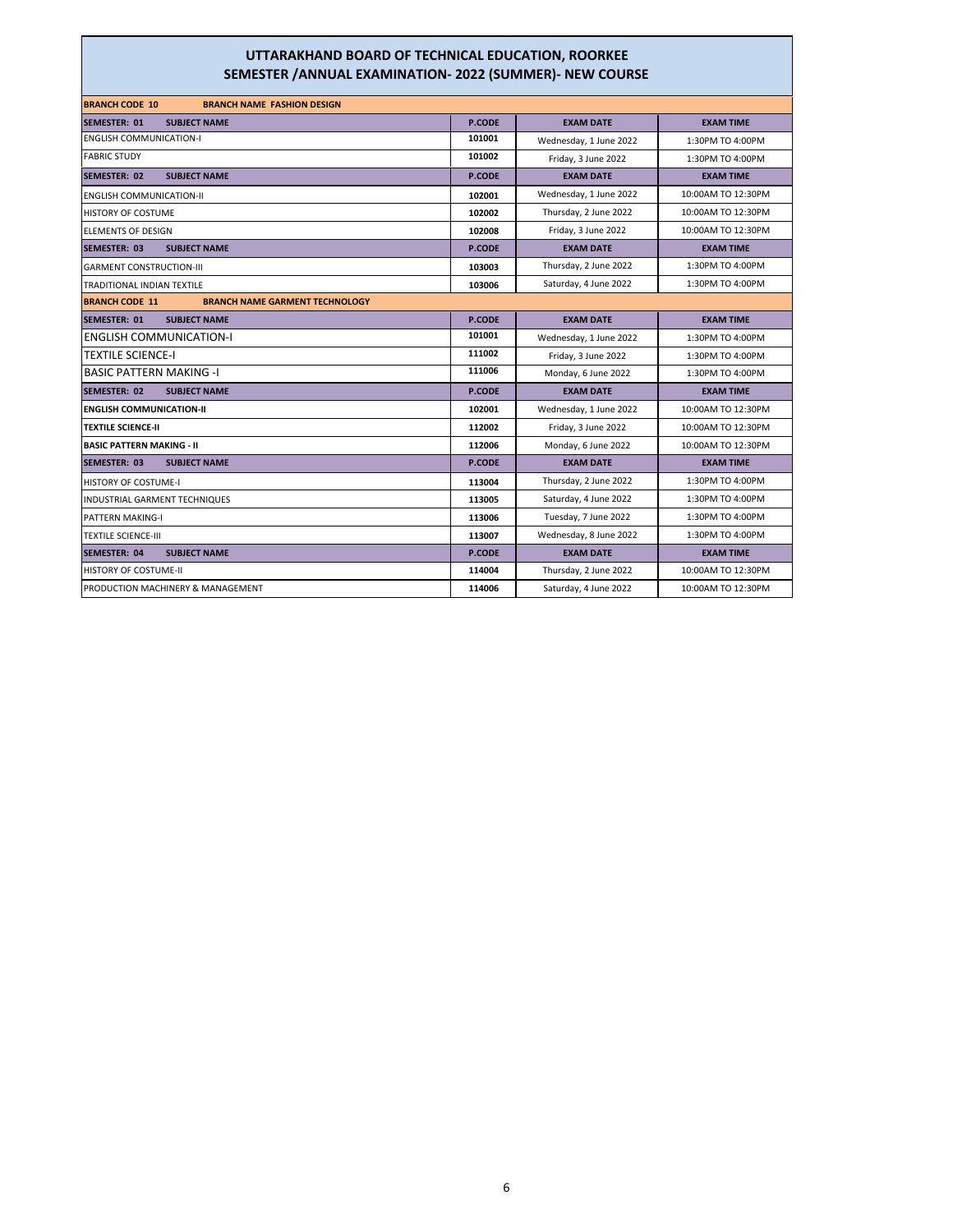# UTTARAKHAND BOARD OF TECHNICAL EDUCATION, ROORKEE
## SEMESTER /ANNUAL EXAMINATION- 2022 (SUMMER)- NEW COURSE

| **BRANCH CODE 10** | **BRANCH NAME FASHION DESIGN** | | | |
|---|---|---|---|---|
| **SEMESTER: 01** | **SUBJECT NAME** | **P.CODE** | **EXAM DATE** | **EXAM TIME** |
| ENGLISH COMMUNICATION-I | | 101001 | Wednesday, 1 June 2022 | 1:30PM TO 4:00PM |
| FABRIC STUDY | | 101002 | Friday, 3 June 2022 | 1:30PM TO 4:00PM |
| **SEMESTER: 02** | **SUBJECT NAME** | **P.CODE** | **EXAM DATE** | **EXAM TIME** |
| ENGLISH COMMUNICATION-II | | 102001 | Wednesday, 1 June 2022 | 10:00AM TO 12:30PM |
| HISTORY OF COSTUME | | 102002 | Thursday, 2 June 2022 | 10:00AM TO 12:30PM |
| ELEMENTS OF DESIGN | | 102008 | Friday, 3 June 2022 | 10:00AM TO 12:30PM |
| **SEMESTER: 03** | **SUBJECT NAME** | **P.CODE** | **EXAM DATE** | **EXAM TIME** |
| GARMENT CONSTRUCTION-III | | 103003 | Thursday, 2 June 2022 | 1:30PM TO 4:00PM |
| TRADITIONAL INDIAN TEXTILE | | 103006 | Saturday, 4 June 2022 | 1:30PM TO 4:00PM |
| **BRANCH CODE 11** | **BRANCH NAME GARMENT TECHNOLOGY** | | | |
| **SEMESTER: 01** | **SUBJECT NAME** | **P.CODE** | **EXAM DATE** | **EXAM TIME** |
| ENGLISH COMMUNICATION-I | | 101001 | Wednesday, 1 June 2022 | 1:30PM TO 4:00PM |
| TEXTILE SCIENCE-I | | 111002 | Friday, 3 June 2022 | 1:30PM TO 4:00PM |
| BASIC PATTERN MAKING -I | | 111006 | Monday, 6 June 2022 | 1:30PM TO 4:00PM |
| **SEMESTER: 02** | **SUBJECT NAME** | **P.CODE** | **EXAM DATE** | **EXAM TIME** |
| **ENGLISH COMMUNICATION-II** | | 102001 | Wednesday, 1 June 2022 | 10:00AM TO 12:30PM |
| **TEXTILE SCIENCE-II** | | 112002 | Friday, 3 June 2022 | 10:00AM TO 12:30PM |
| **BASIC PATTERN MAKING - II** | | 112006 | Monday, 6 June 2022 | 10:00AM TO 12:30PM |
| **SEMESTER: 03** | **SUBJECT NAME** | **P.CODE** | **EXAM DATE** | **EXAM TIME** |
| HISTORY OF COSTUME-I | | 113004 | Thursday, 2 June 2022 | 1:30PM TO 4:00PM |
| INDUSTRIAL GARMENT TECHNIQUES | | 113005 | Saturday, 4 June 2022 | 1:30PM TO 4:00PM |
| PATTERN MAKING-I | | 113006 | Tuesday, 7 June 2022 | 1:30PM TO 4:00PM |
| TEXTILE SCIENCE-III | | 113007 | Wednesday, 8 June 2022 | 1:30PM TO 4:00PM |
| **SEMESTER: 04** | **SUBJECT NAME** | **P.CODE** | **EXAM DATE** | **EXAM TIME** |
| HISTORY OF COSTUME-II | | 114004 | Thursday, 2 June 2022 | 10:00AM TO 12:30PM |
| PRODUCTION MACHINERY & MANAGEMENT | | 114006 | Saturday, 4 June 2022 | 10:00AM TO 12:30PM |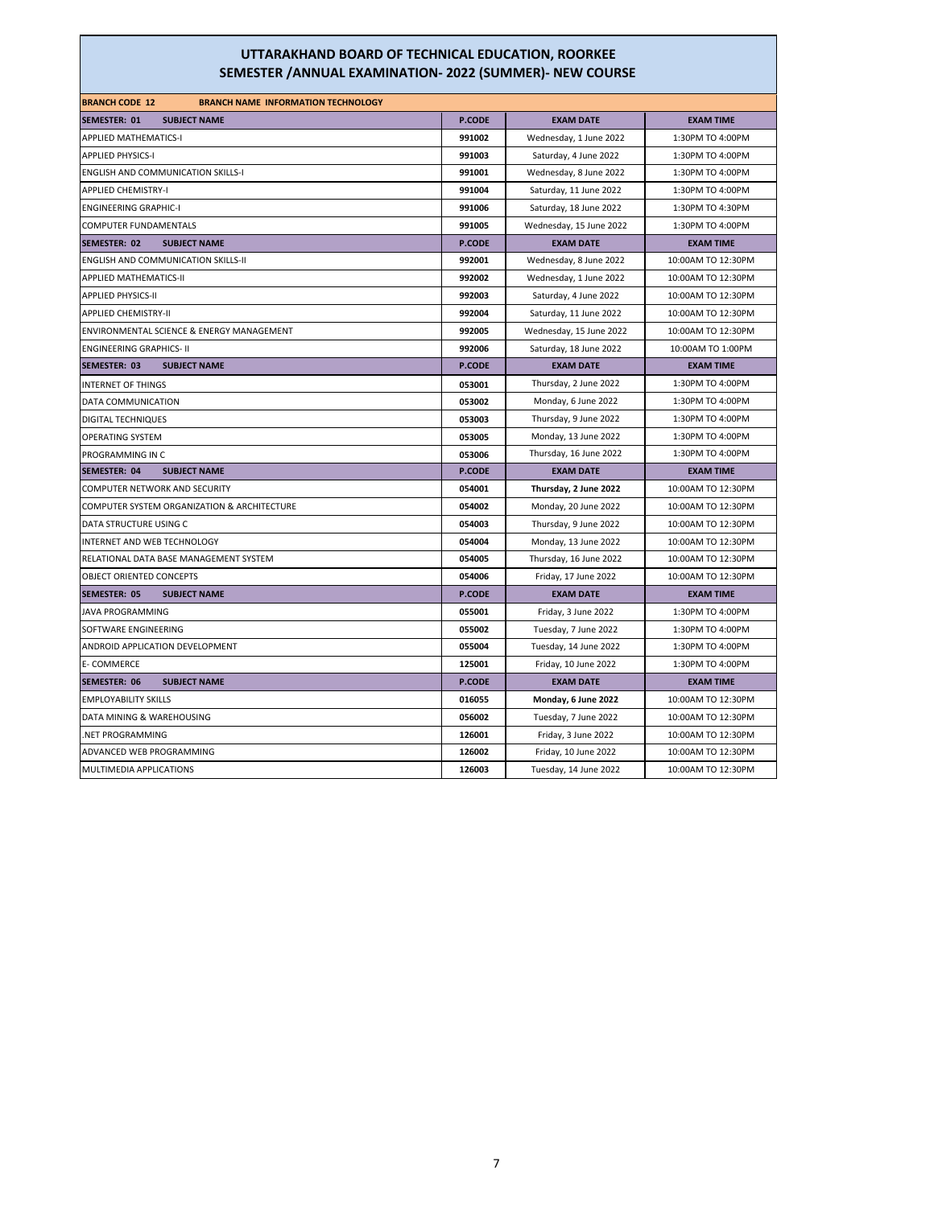## UTTARAKHAND BOARD OF TECHNICAL EDUCATION, ROORKEE
## SEMESTER /ANNUAL EXAMINATION- 2022 (SUMMER)- NEW COURSE

| BRANCH CODE 12 BRANCH NAME INFORMATION TECHNOLOGY | | | |
|---|---|---|---|
| **SEMESTER: 01 SUBJECT NAME** | **P.CODE** | **EXAM DATE** | **EXAM TIME** |
| APPLIED MATHEMATICS-I | **991002** | Wednesday, 1 June 2022 | 1:30PM TO 4:00PM |
| APPLIED PHYSICS-I | **991003** | Saturday, 4 June 2022 | 1:30PM TO 4:00PM |
| ENGLISH AND COMMUNICATION SKILLS-I | **991001** | Wednesday, 8 June 2022 | 1:30PM TO 4:00PM |
| APPLIED CHEMISTRY-I | **991004** | Saturday, 11 June 2022 | 1:30PM TO 4:00PM |
| ENGINEERING GRAPHIC-I | **991006** | Saturday, 18 June 2022 | 1:30PM TO 4:30PM |
| COMPUTER FUNDAMENTALS | **991005** | Wednesday, 15 June 2022 | 1:30PM TO 4:00PM |
| **SEMESTER: 02 SUBJECT NAME** | **P.CODE** | **EXAM DATE** | **EXAM TIME** |
| ENGLISH AND COMMUNICATION SKILLS-II | **992001** | Wednesday, 8 June 2022 | 10:00AM TO 12:30PM |
| APPLIED MATHEMATICS-II | **992002** | Wednesday, 1 June 2022 | 10:00AM TO 12:30PM |
| APPLIED PHYSICS-II | **992003** | Saturday, 4 June 2022 | 10:00AM TO 12:30PM |
| APPLIED CHEMISTRY-II | **992004** | Saturday, 11 June 2022 | 10:00AM TO 12:30PM |
| ENVIRONMENTAL SCIENCE & ENERGY MANAGEMENT | **992005** | Wednesday, 15 June 2022 | 10:00AM TO 12:30PM |
| ENGINEERING GRAPHICS- II | **992006** | Saturday, 18 June 2022 | 10:00AM TO 1:00PM |
| **SEMESTER: 03 SUBJECT NAME** | **P.CODE** | **EXAM DATE** | **EXAM TIME** |
| INTERNET OF THINGS | **053001** | Thursday, 2 June 2022 | 1:30PM TO 4:00PM |
| DATA COMMUNICATION | **053002** | Monday, 6 June 2022 | 1:30PM TO 4:00PM |
| DIGITAL TECHNIQUES | **053003** | Thursday, 9 June 2022 | 1:30PM TO 4:00PM |
| OPERATING SYSTEM | **053005** | Monday, 13 June 2022 | 1:30PM TO 4:00PM |
| PROGRAMMING IN C | **053006** | Thursday, 16 June 2022 | 1:30PM TO 4:00PM |
| **SEMESTER: 04 SUBJECT NAME** | **P.CODE** | **EXAM DATE** | **EXAM TIME** |
| COMPUTER NETWORK AND SECURITY | **054001** | **Thursday, 2 June 2022** | 10:00AM TO 12:30PM |
| COMPUTER SYSTEM ORGANIZATION & ARCHITECTURE | **054002** | Monday, 20 June 2022 | 10:00AM TO 12:30PM |
| DATA STRUCTURE USING C | **054003** | Thursday, 9 June 2022 | 10:00AM TO 12:30PM |
| INTERNET AND WEB TECHNOLOGY | **054004** | Monday, 13 June 2022 | 10:00AM TO 12:30PM |
| RELATIONAL DATA BASE MANAGEMENT SYSTEM | **054005** | Thursday, 16 June 2022 | 10:00AM TO 12:30PM |
| OBJECT ORIENTED CONCEPTS | **054006** | Friday, 17 June 2022 | 10:00AM TO 12:30PM |
| **SEMESTER: 05 SUBJECT NAME** | **P.CODE** | **EXAM DATE** | **EXAM TIME** |
| JAVA PROGRAMMING | **055001** | Friday, 3 June 2022 | 1:30PM TO 4:00PM |
| SOFTWARE ENGINEERING | **055002** | Tuesday, 7 June 2022 | 1:30PM TO 4:00PM |
| ANDROID APPLICATION DEVELOPMENT | **055004** | Tuesday, 14 June 2022 | 1:30PM TO 4:00PM |
| E- COMMERCE | **125001** | Friday, 10 June 2022 | 1:30PM TO 4:00PM |
| **SEMESTER: 06 SUBJECT NAME** | **P.CODE** | **EXAM DATE** | **EXAM TIME** |
| EMPLOYABILITY SKILLS | **016055** | **Monday, 6 June 2022** | 10:00AM TO 12:30PM |
| DATA MINING & WAREHOUSING | **056002** | Tuesday, 7 June 2022 | 10:00AM TO 12:30PM |
| .NET PROGRAMMING | **126001** | Friday, 3 June 2022 | 10:00AM TO 12:30PM |
| ADVANCED WEB PROGRAMMING | **126002** | Friday, 10 June 2022 | 10:00AM TO 12:30PM |
| MULTIMEDIA APPLICATIONS | **126003** | Tuesday, 14 June 2022 | 10:00AM TO 12:30PM |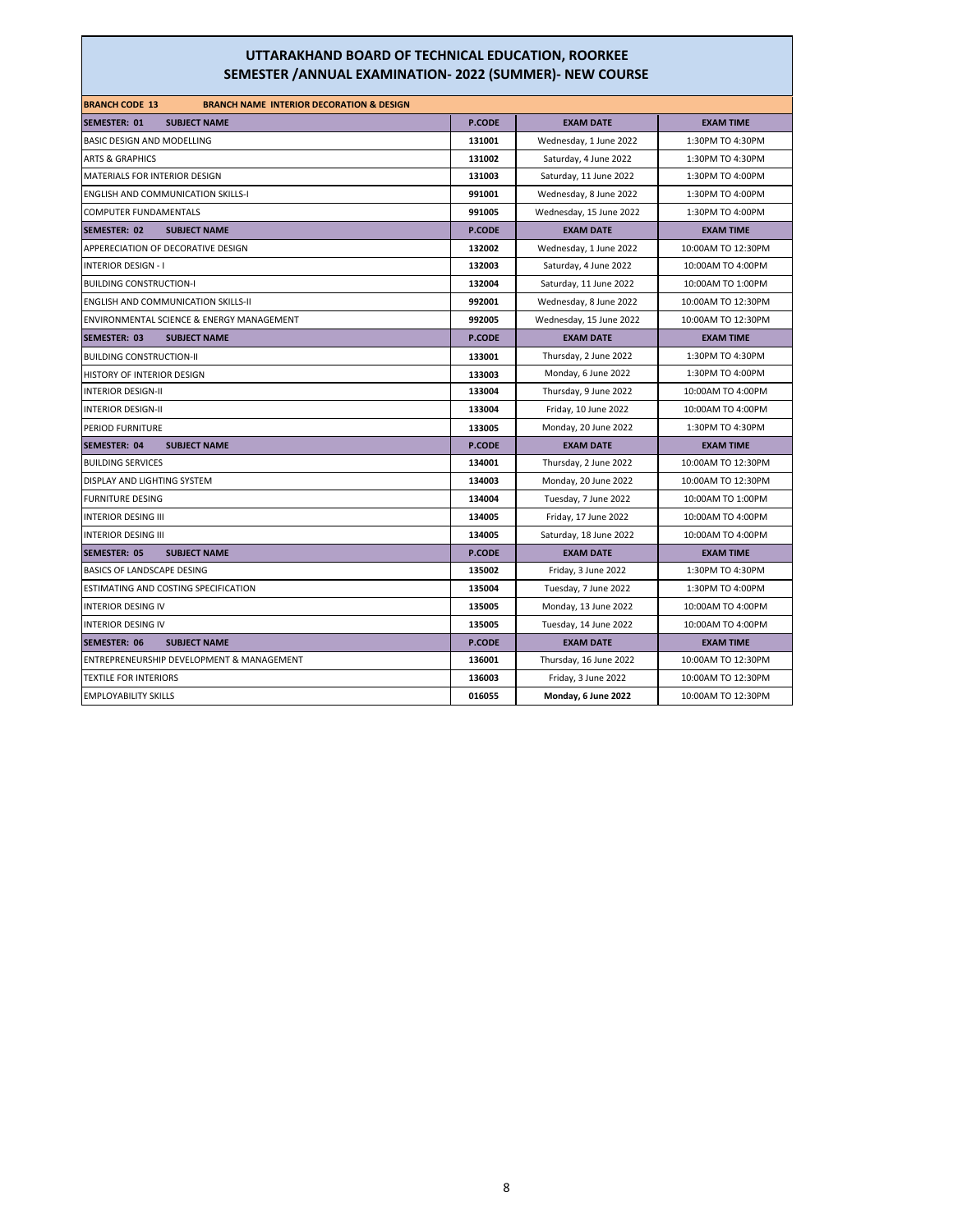# UTTARAKHAND BOARD OF TECHNICAL EDUCATION, ROORKEE
## SEMESTER /ANNUAL EXAMINATION- 2022 (SUMMER)- NEW COURSE

| BRANCH CODE 13 BRANCH NAME INTERIOR DECORATION & DESIGN | | | |
|---|---|---|---|
| **SEMESTER: 01 SUBJECT NAME** | **P.CODE** | **EXAM DATE** | **EXAM TIME** |
| BASIC DESIGN AND MODELLING | 131001 | Wednesday, 1 June 2022 | 1:30PM TO 4:30PM |
| ARTS & GRAPHICS | 131002 | Saturday, 4 June 2022 | 1:30PM TO 4:30PM |
| MATERIALS FOR INTERIOR DESIGN | 131003 | Saturday, 11 June 2022 | 1:30PM TO 4:00PM |
| ENGLISH AND COMMUNICATION SKILLS-I | 991001 | Wednesday, 8 June 2022 | 1:30PM TO 4:00PM |
| COMPUTER FUNDAMENTALS | 991005 | Wednesday, 15 June 2022 | 1:30PM TO 4:00PM |
| **SEMESTER: 02 SUBJECT NAME** | **P.CODE** | **EXAM DATE** | **EXAM TIME** |
| APPERECIATION OF DECORATIVE DESIGN | 132002 | Wednesday, 1 June 2022 | 10:00AM TO 12:30PM |
| INTERIOR DESIGN - I | 132003 | Saturday, 4 June 2022 | 10:00AM TO 4:00PM |
| BUILDING CONSTRUCTION-I | 132004 | Saturday, 11 June 2022 | 10:00AM TO 1:00PM |
| ENGLISH AND COMMUNICATION SKILLS-II | 992001 | Wednesday, 8 June 2022 | 10:00AM TO 12:30PM |
| ENVIRONMENTAL SCIENCE & ENERGY MANAGEMENT | 992005 | Wednesday, 15 June 2022 | 10:00AM TO 12:30PM |
| **SEMESTER: 03 SUBJECT NAME** | **P.CODE** | **EXAM DATE** | **EXAM TIME** |
| BUILDING CONSTRUCTION-II | 133001 | Thursday, 2 June 2022 | 1:30PM TO 4:30PM |
| HISTORY OF INTERIOR DESIGN | 133003 | Monday, 6 June 2022 | 1:30PM TO 4:00PM |
| INTERIOR DESIGN-II | 133004 | Thursday, 9 June 2022 | 10:00AM TO 4:00PM |
| INTERIOR DESIGN-II | 133004 | Friday, 10 June 2022 | 10:00AM TO 4:00PM |
| PERIOD FURNITURE | 133005 | Monday, 20 June 2022 | 1:30PM TO 4:30PM |
| **SEMESTER: 04 SUBJECT NAME** | **P.CODE** | **EXAM DATE** | **EXAM TIME** |
| BUILDING SERVICES | 134001 | Thursday, 2 June 2022 | 10:00AM TO 12:30PM |
| DISPLAY AND LIGHTING SYSTEM | 134003 | Monday, 20 June 2022 | 10:00AM TO 12:30PM |
| FURNITURE DESING | 134004 | Tuesday, 7 June 2022 | 10:00AM TO 1:00PM |
| INTERIOR DESING III | 134005 | Friday, 17 June 2022 | 10:00AM TO 4:00PM |
| INTERIOR DESING III | 134005 | Saturday, 18 June 2022 | 10:00AM TO 4:00PM |
| **SEMESTER: 05 SUBJECT NAME** | **P.CODE** | **EXAM DATE** | **EXAM TIME** |
| BASICS OF LANDSCAPE DESING | 135002 | Friday, 3 June 2022 | 1:30PM TO 4:30PM |
| ESTIMATING AND COSTING SPECIFICATION | 135004 | Tuesday, 7 June 2022 | 1:30PM TO 4:00PM |
| INTERIOR DESING IV | 135005 | Monday, 13 June 2022 | 10:00AM TO 4:00PM |
| INTERIOR DESING IV | 135005 | Tuesday, 14 June 2022 | 10:00AM TO 4:00PM |
| **SEMESTER: 06 SUBJECT NAME** | **P.CODE** | **EXAM DATE** | **EXAM TIME** |
| ENTREPRENEURSHIP DEVELOPMENT & MANAGEMENT | 136001 | Thursday, 16 June 2022 | 10:00AM TO 12:30PM |
| TEXTILE FOR INTERIORS | 136003 | Friday, 3 June 2022 | 10:00AM TO 12:30PM |
| EMPLOYABILITY SKILLS | 016055 | **Monday, 6 June 2022** | 10:00AM TO 12:30PM |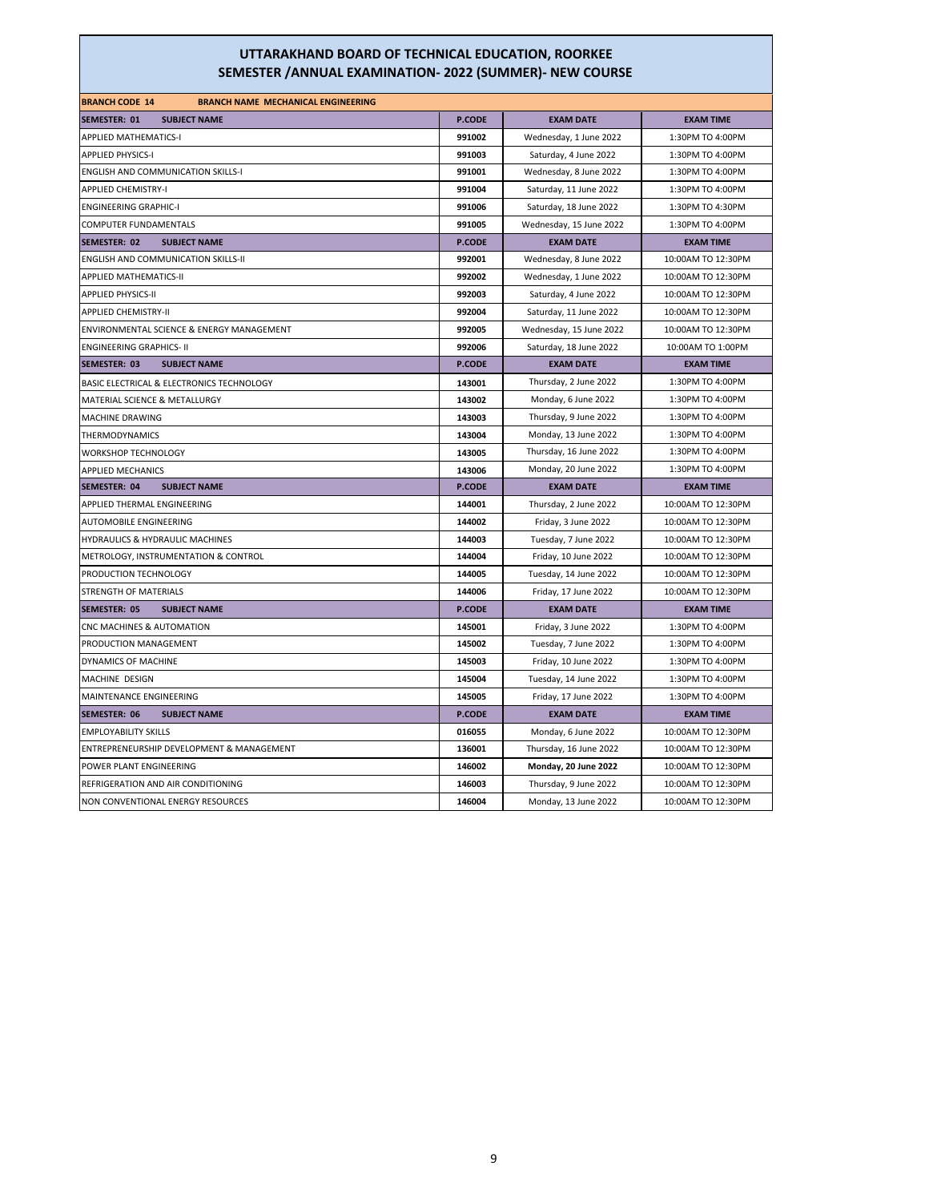# UTTARAKHAND BOARD OF TECHNICAL EDUCATION, ROORKEE
## SEMESTER /ANNUAL EXAMINATION- 2022 (SUMMER)- NEW COURSE

| BRANCH CODE 14 BRANCH NAME MECHANICAL ENGINEERING | | | |
|---|---|---|---|
| **SEMESTER: 01 SUBJECT NAME** | **P.CODE** | **EXAM DATE** | **EXAM TIME** |
| APPLIED MATHEMATICS-I | 991002 | Wednesday, 1 June 2022 | 1:30PM TO 4:00PM |
| APPLIED PHYSICS-I | 991003 | Saturday, 4 June 2022 | 1:30PM TO 4:00PM |
| ENGLISH AND COMMUNICATION SKILLS-I | 991001 | Wednesday, 8 June 2022 | 1:30PM TO 4:00PM |
| APPLIED CHEMISTRY-I | 991004 | Saturday, 11 June 2022 | 1:30PM TO 4:00PM |
| ENGINEERING GRAPHIC-I | 991006 | Saturday, 18 June 2022 | 1:30PM TO 4:30PM |
| COMPUTER FUNDAMENTALS | 991005 | Wednesday, 15 June 2022 | 1:30PM TO 4:00PM |
| **SEMESTER: 02 SUBJECT NAME** | **P.CODE** | **EXAM DATE** | **EXAM TIME** |
| ENGLISH AND COMMUNICATION SKILLS-II | 992001 | Wednesday, 8 June 2022 | 10:00AM TO 12:30PM |
| APPLIED MATHEMATICS-II | 992002 | Wednesday, 1 June 2022 | 10:00AM TO 12:30PM |
| APPLIED PHYSICS-II | 992003 | Saturday, 4 June 2022 | 10:00AM TO 12:30PM |
| APPLIED CHEMISTRY-II | 992004 | Saturday, 11 June 2022 | 10:00AM TO 12:30PM |
| ENVIRONMENTAL SCIENCE & ENERGY MANAGEMENT | 992005 | Wednesday, 15 June 2022 | 10:00AM TO 12:30PM |
| ENGINEERING GRAPHICS- II | 992006 | Saturday, 18 June 2022 | 10:00AM TO 1:00PM |
| **SEMESTER: 03 SUBJECT NAME** | **P.CODE** | **EXAM DATE** | **EXAM TIME** |
| BASIC ELECTRICAL & ELECTRONICS TECHNOLOGY | 143001 | Thursday, 2 June 2022 | 1:30PM TO 4:00PM |
| MATERIAL SCIENCE & METALLURGY | 143002 | Monday, 6 June 2022 | 1:30PM TO 4:00PM |
| MACHINE DRAWING | 143003 | Thursday, 9 June 2022 | 1:30PM TO 4:00PM |
| THERMODYNAMICS | 143004 | Monday, 13 June 2022 | 1:30PM TO 4:00PM |
| WORKSHOP TECHNOLOGY | 143005 | Thursday, 16 June 2022 | 1:30PM TO 4:00PM |
| APPLIED MECHANICS | 143006 | Monday, 20 June 2022 | 1:30PM TO 4:00PM |
| **SEMESTER: 04 SUBJECT NAME** | **P.CODE** | **EXAM DATE** | **EXAM TIME** |
| APPLIED THERMAL ENGINEERING | 144001 | Thursday, 2 June 2022 | 10:00AM TO 12:30PM |
| AUTOMOBILE ENGINEERING | 144002 | Friday, 3 June 2022 | 10:00AM TO 12:30PM |
| HYDRAULICS & HYDRAULIC MACHINES | 144003 | Tuesday, 7 June 2022 | 10:00AM TO 12:30PM |
| METROLOGY, INSTRUMENTATION & CONTROL | 144004 | Friday, 10 June 2022 | 10:00AM TO 12:30PM |
| PRODUCTION TECHNOLOGY | 144005 | Tuesday, 14 June 2022 | 10:00AM TO 12:30PM |
| STRENGTH OF MATERIALS | 144006 | Friday, 17 June 2022 | 10:00AM TO 12:30PM |
| **SEMESTER: 05 SUBJECT NAME** | **P.CODE** | **EXAM DATE** | **EXAM TIME** |
| CNC MACHINES & AUTOMATION | 145001 | Friday, 3 June 2022 | 1:30PM TO 4:00PM |
| PRODUCTION MANAGEMENT | 145002 | Tuesday, 7 June 2022 | 1:30PM TO 4:00PM |
| DYNAMICS OF MACHINE | 145003 | Friday, 10 June 2022 | 1:30PM TO 4:00PM |
| MACHINE DESIGN | 145004 | Tuesday, 14 June 2022 | 1:30PM TO 4:00PM |
| MAINTENANCE ENGINEERING | 145005 | Friday, 17 June 2022 | 1:30PM TO 4:00PM |
| **SEMESTER: 06 SUBJECT NAME** | **P.CODE** | **EXAM DATE** | **EXAM TIME** |
| EMPLOYABILITY SKILLS | 016055 | Monday, 6 June 2022 | 10:00AM TO 12:30PM |
| ENTREPRENEURSHIP DEVELOPMENT & MANAGEMENT | 136001 | Thursday, 16 June 2022 | 10:00AM TO 12:30PM |
| POWER PLANT ENGINEERING | 146002 | **Monday, 20 June 2022** | 10:00AM TO 12:30PM |
| REFRIGERATION AND AIR CONDITIONING | 146003 | Thursday, 9 June 2022 | 10:00AM TO 12:30PM |
| NON CONVENTIONAL ENERGY RESOURCES | 146004 | Monday, 13 June 2022 | 10:00AM TO 12:30PM |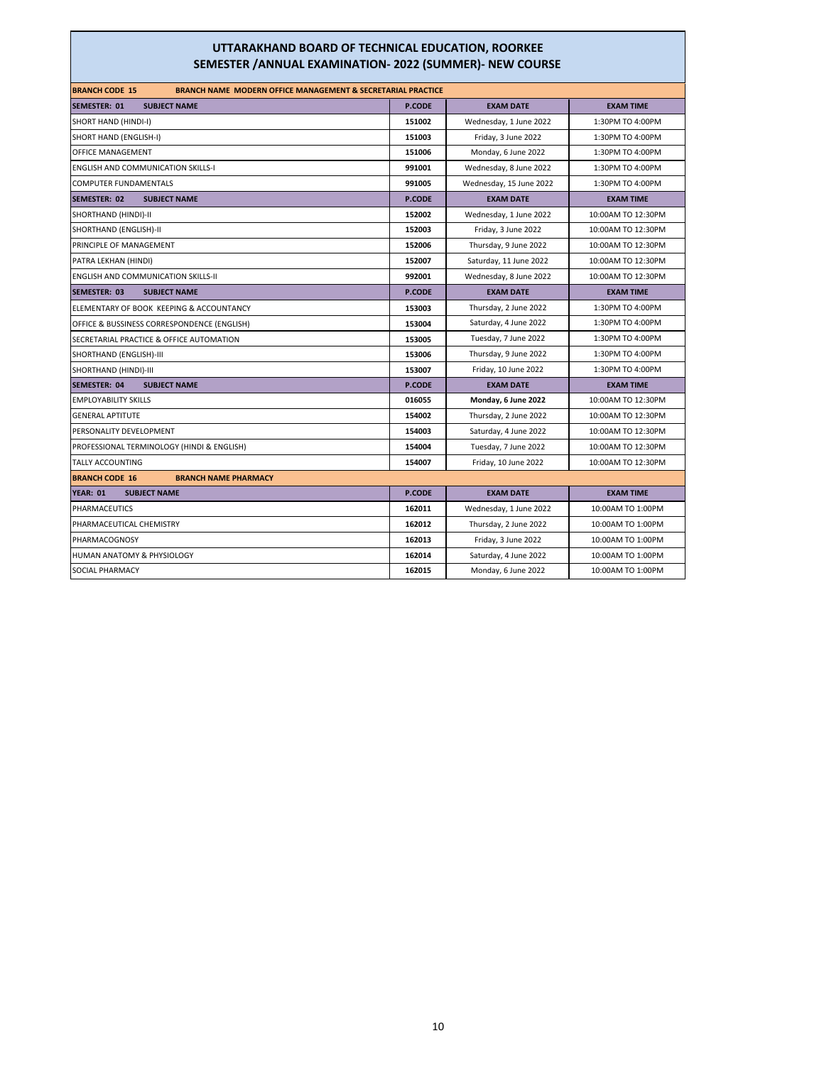# UTTARAKHAND BOARD OF TECHNICAL EDUCATION, ROORKEE
## SEMESTER /ANNUAL EXAMINATION- 2022 (SUMMER)- NEW COURSE

| BRANCH CODE 15 BRANCH NAME MODERN OFFICE MANAGEMENT & SECRETARIAL PRACTICE | | | |
|---|---|---|---|
| **SEMESTER: 01 SUBJECT NAME** | **P.CODE** | **EXAM DATE** | **EXAM TIME** |
| SHORT HAND (HINDI-I) | 151002 | Wednesday, 1 June 2022 | 1:30PM TO 4:00PM |
| SHORT HAND (ENGLISH-I) | 151003 | Friday, 3 June 2022 | 1:30PM TO 4:00PM |
| OFFICE MANAGEMENT | 151006 | Monday, 6 June 2022 | 1:30PM TO 4:00PM |
| ENGLISH AND COMMUNICATION SKILLS-I | 991001 | Wednesday, 8 June 2022 | 1:30PM TO 4:00PM |
| COMPUTER FUNDAMENTALS | 991005 | Wednesday, 15 June 2022 | 1:30PM TO 4:00PM |
| **SEMESTER: 02 SUBJECT NAME** | **P.CODE** | **EXAM DATE** | **EXAM TIME** |
| SHORTHAND (HINDI)-II | 152002 | Wednesday, 1 June 2022 | 10:00AM TO 12:30PM |
| SHORTHAND (ENGLISH)-II | 152003 | Friday, 3 June 2022 | 10:00AM TO 12:30PM |
| PRINCIPLE OF MANAGEMENT | 152006 | Thursday, 9 June 2022 | 10:00AM TO 12:30PM |
| PATRA LEKHAN (HINDI) | 152007 | Saturday, 11 June 2022 | 10:00AM TO 12:30PM |
| ENGLISH AND COMMUNICATION SKILLS-II | 992001 | Wednesday, 8 June 2022 | 10:00AM TO 12:30PM |
| **SEMESTER: 03 SUBJECT NAME** | **P.CODE** | **EXAM DATE** | **EXAM TIME** |
| ELEMENTARY OF BOOK KEEPING & ACCOUNTANCY | 153003 | Thursday, 2 June 2022 | 1:30PM TO 4:00PM |
| OFFICE & BUSSINESS CORRESPONDENCE (ENGLISH) | 153004 | Saturday, 4 June 2022 | 1:30PM TO 4:00PM |
| SECRETARIAL PRACTICE & OFFICE AUTOMATION | 153005 | Tuesday, 7 June 2022 | 1:30PM TO 4:00PM |
| SHORTHAND (ENGLISH)-III | 153006 | Thursday, 9 June 2022 | 1:30PM TO 4:00PM |
| SHORTHAND (HINDI)-III | 153007 | Friday, 10 June 2022 | 1:30PM TO 4:00PM |
| **SEMESTER: 04 SUBJECT NAME** | **P.CODE** | **EXAM DATE** | **EXAM TIME** |
| EMPLOYABILITY SKILLS | 016055 | **Monday, 6 June 2022** | 10:00AM TO 12:30PM |
| GENERAL APTITUTE | 154002 | Thursday, 2 June 2022 | 10:00AM TO 12:30PM |
| PERSONALITY DEVELOPMENT | 154003 | Saturday, 4 June 2022 | 10:00AM TO 12:30PM |
| PROFESSIONAL TERMINOLOGY (HINDI & ENGLISH) | 154004 | Tuesday, 7 June 2022 | 10:00AM TO 12:30PM |
| TALLY ACCOUNTING | 154007 | Friday, 10 June 2022 | 10:00AM TO 12:30PM |
| **BRANCH CODE 16 BRANCH NAME PHARMACY** | | | |
| **YEAR: 01 SUBJECT NAME** | **P.CODE** | **EXAM DATE** | **EXAM TIME** |
| PHARMACEUTICS | 162011 | Wednesday, 1 June 2022 | 10:00AM TO 1:00PM |
| PHARMACEUTICAL CHEMISTRY | 162012 | Thursday, 2 June 2022 | 10:00AM TO 1:00PM |
| PHARMACOGNOSY | 162013 | Friday, 3 June 2022 | 10:00AM TO 1:00PM |
| HUMAN ANATOMY & PHYSIOLOGY | 162014 | Saturday, 4 June 2022 | 10:00AM TO 1:00PM |
| SOCIAL PHARMACY | 162015 | Monday, 6 June 2022 | 10:00AM TO 1:00PM |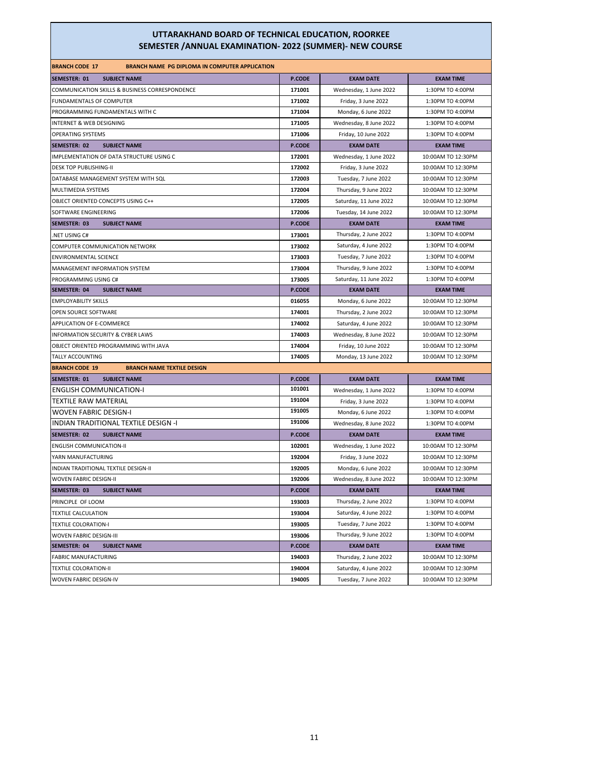# UTTARAKHAND BOARD OF TECHNICAL EDUCATION, ROORKEE
## SEMESTER /ANNUAL EXAMINATION- 2022 (SUMMER)- NEW COURSE

| BRANCH CODE 17 | BRANCH NAME PG DIPLOMA IN COMPUTER APPLICATION | | |
|---|---|---|---|
| **SEMESTER: 01 SUBJECT NAME** | **P.CODE** | **EXAM DATE** | **EXAM TIME** |
| COMMUNICATION SKILLS & BUSINESS CORRESPONDENCE | 171001 | Wednesday, 1 June 2022 | 1:30PM TO 4:00PM |
| FUNDAMENTALS OF COMPUTER | 171002 | Friday, 3 June 2022 | 1:30PM TO 4:00PM |
| PROGRAMMING FUNDAMENTALS WITH C | 171004 | Monday, 6 June 2022 | 1:30PM TO 4:00PM |
| INTERNET & WEB DESIGNING | 171005 | Wednesday, 8 June 2022 | 1:30PM TO 4:00PM |
| OPERATING SYSTEMS | 171006 | Friday, 10 June 2022 | 1:30PM TO 4:00PM |
| **SEMESTER: 02 SUBJECT NAME** | **P.CODE** | **EXAM DATE** | **EXAM TIME** |
| IMPLEMENTATION OF DATA STRUCTURE USING C | 172001 | Wednesday, 1 June 2022 | 10:00AM TO 12:30PM |
| DESK TOP PUBLISHING-II | 172002 | Friday, 3 June 2022 | 10:00AM TO 12:30PM |
| DATABASE MANAGEMENT SYSTEM WITH SQL | 172003 | Tuesday, 7 June 2022 | 10:00AM TO 12:30PM |
| MULTIMEDIA SYSTEMS | 172004 | Thursday, 9 June 2022 | 10:00AM TO 12:30PM |
| OBJECT ORIENTED CONCEPTS USING C++ | 172005 | Saturday, 11 June 2022 | 10:00AM TO 12:30PM |
| SOFTWARE ENGINEERING | 172006 | Tuesday, 14 June 2022 | 10:00AM TO 12:30PM |
| **SEMESTER: 03 SUBJECT NAME** | **P.CODE** | **EXAM DATE** | **EXAM TIME** |
| .NET USING C# | 173001 | Thursday, 2 June 2022 | 1:30PM TO 4:00PM |
| COMPUTER COMMUNICATION NETWORK | 173002 | Saturday, 4 June 2022 | 1:30PM TO 4:00PM |
| ENVIRONMENTAL SCIENCE | 173003 | Tuesday, 7 June 2022 | 1:30PM TO 4:00PM |
| MANAGEMENT INFORMATION SYSTEM | 173004 | Thursday, 9 June 2022 | 1:30PM TO 4:00PM |
| PROGRAMMING USING C# | 173005 | Saturday, 11 June 2022 | 1:30PM TO 4:00PM |
| **SEMESTER: 04 SUBJECT NAME** | **P.CODE** | **EXAM DATE** | **EXAM TIME** |
| EMPLOYABILITY SKILLS | 016055 | Monday, 6 June 2022 | 10:00AM TO 12:30PM |
| OPEN SOURCE SOFTWARE | 174001 | Thursday, 2 June 2022 | 10:00AM TO 12:30PM |
| APPLICATION OF E-COMMERCE | 174002 | Saturday, 4 June 2022 | 10:00AM TO 12:30PM |
| INFORMATION SECURITY & CYBER LAWS | 174003 | Wednesday, 8 June 2022 | 10:00AM TO 12:30PM |
| OBJECT ORIENTED PROGRAMMING WITH JAVA | 174004 | Friday, 10 June 2022 | 10:00AM TO 12:30PM |
| TALLY ACCOUNTING | 174005 | Monday, 13 June 2022 | 10:00AM TO 12:30PM |

| BRANCH CODE 19 | BRANCH NAME TEXTILE DESIGN | | |
|---|---|---|---|
| **SEMESTER: 01 SUBJECT NAME** | **P.CODE** | **EXAM DATE** | **EXAM TIME** |
| ENGLISH COMMUNICATION-I | 101001 | Wednesday, 1 June 2022 | 1:30PM TO 4:00PM |
| TEXTILE RAW MATERIAL | 191004 | Friday, 3 June 2022 | 1:30PM TO 4:00PM |
| WOVEN FABRIC DESIGN-I | 191005 | Monday, 6 June 2022 | 1:30PM TO 4:00PM |
| INDIAN TRADITIONAL TEXTILE DESIGN -I | 191006 | Wednesday, 8 June 2022 | 1:30PM TO 4:00PM |
| **SEMESTER: 02 SUBJECT NAME** | **P.CODE** | **EXAM DATE** | **EXAM TIME** |
| ENGLISH COMMUNICATION-II | 102001 | Wednesday, 1 June 2022 | 10:00AM TO 12:30PM |
| YARN MANUFACTURING | 192004 | Friday, 3 June 2022 | 10:00AM TO 12:30PM |
| INDIAN TRADITIONAL TEXTILE DESIGN-II | 192005 | Monday, 6 June 2022 | 10:00AM TO 12:30PM |
| WOVEN FABRIC DESIGN-II | 192006 | Wednesday, 8 June 2022 | 10:00AM TO 12:30PM |
| **SEMESTER: 03 SUBJECT NAME** | **P.CODE** | **EXAM DATE** | **EXAM TIME** |
| PRINCIPLE OF LOOM | 193003 | Thursday, 2 June 2022 | 1:30PM TO 4:00PM |
| TEXTILE CALCULATION | 193004 | Saturday, 4 June 2022 | 1:30PM TO 4:00PM |
| TEXTILE COLORATION-I | 193005 | Tuesday, 7 June 2022 | 1:30PM TO 4:00PM |
| WOVEN FABRIC DESIGN-III | 193006 | Thursday, 9 June 2022 | 1:30PM TO 4:00PM |
| **SEMESTER: 04 SUBJECT NAME** | **P.CODE** | **EXAM DATE** | **EXAM TIME** |
| FABRIC MANUFACTURING | 194003 | Thursday, 2 June 2022 | 10:00AM TO 12:30PM |
| TEXTILE COLORATION-II | 194004 | Saturday, 4 June 2022 | 10:00AM TO 12:30PM |
| WOVEN FABRIC DESIGN-IV | 194005 | Tuesday, 7 June 2022 | 10:00AM TO 12:30PM |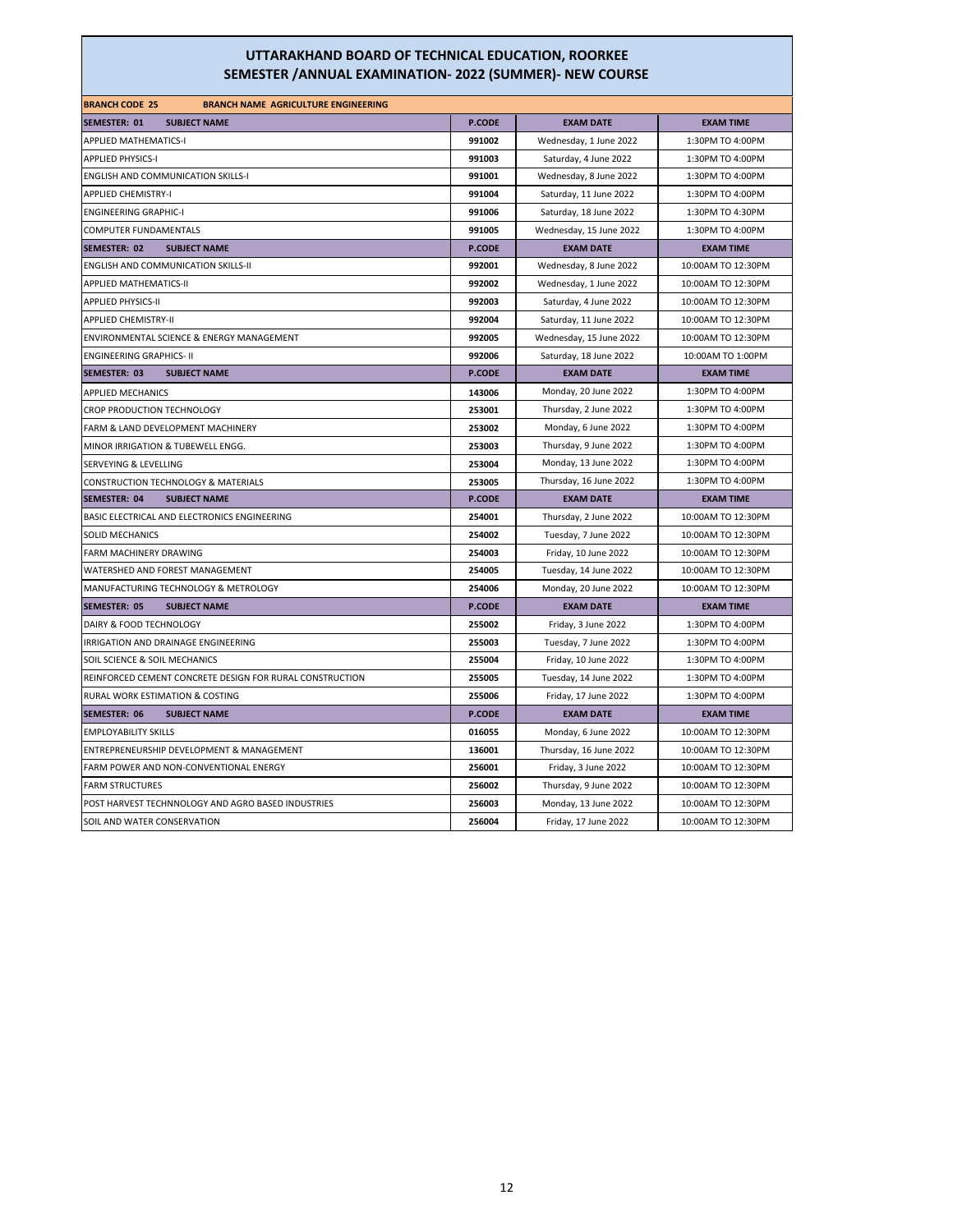# UTTARAKHAND BOARD OF TECHNICAL EDUCATION, ROORKEE
## SEMESTER /ANNUAL EXAMINATION- 2022 (SUMMER)- NEW COURSE

| BRANCH CODE 25 | BRANCH NAME AGRICULTURE ENGINEERING | | |
|---|---|---|---|
| **SEMESTER: 01 SUBJECT NAME** | **P.CODE** | **EXAM DATE** | **EXAM TIME** |
| APPLIED MATHEMATICS-I | 991002 | Wednesday, 1 June 2022 | 1:30PM TO 4:00PM |
| APPLIED PHYSICS-I | 991003 | Saturday, 4 June 2022 | 1:30PM TO 4:00PM |
| ENGLISH AND COMMUNICATION SKILLS-I | 991001 | Wednesday, 8 June 2022 | 1:30PM TO 4:00PM |
| APPLIED CHEMISTRY-I | 991004 | Saturday, 11 June 2022 | 1:30PM TO 4:00PM |
| ENGINEERING GRAPHIC-I | 991006 | Saturday, 18 June 2022 | 1:30PM TO 4:30PM |
| COMPUTER FUNDAMENTALS | 991005 | Wednesday, 15 June 2022 | 1:30PM TO 4:00PM |
| **SEMESTER: 02 SUBJECT NAME** | **P.CODE** | **EXAM DATE** | **EXAM TIME** |
| ENGLISH AND COMMUNICATION SKILLS-II | 992001 | Wednesday, 8 June 2022 | 10:00AM TO 12:30PM |
| APPLIED MATHEMATICS-II | 992002 | Wednesday, 1 June 2022 | 10:00AM TO 12:30PM |
| APPLIED PHYSICS-II | 992003 | Saturday, 4 June 2022 | 10:00AM TO 12:30PM |
| APPLIED CHEMISTRY-II | 992004 | Saturday, 11 June 2022 | 10:00AM TO 12:30PM |
| ENVIRONMENTAL SCIENCE & ENERGY MANAGEMENT | 992005 | Wednesday, 15 June 2022 | 10:00AM TO 12:30PM |
| ENGINEERING GRAPHICS- II | 992006 | Saturday, 18 June 2022 | 10:00AM TO 1:00PM |
| **SEMESTER: 03 SUBJECT NAME** | **P.CODE** | **EXAM DATE** | **EXAM TIME** |
| APPLIED MECHANICS | 143006 | Monday, 20 June 2022 | 1:30PM TO 4:00PM |
| CROP PRODUCTION TECHNOLOGY | 253001 | Thursday, 2 June 2022 | 1:30PM TO 4:00PM |
| FARM & LAND DEVELOPMENT MACHINERY | 253002 | Monday, 6 June 2022 | 1:30PM TO 4:00PM |
| MINOR IRRIGATION & TUBEWELL ENGG. | 253003 | Thursday, 9 June 2022 | 1:30PM TO 4:00PM |
| SERVEYING & LEVELLING | 253004 | Monday, 13 June 2022 | 1:30PM TO 4:00PM |
| CONSTRUCTION TECHNOLOGY & MATERIALS | 253005 | Thursday, 16 June 2022 | 1:30PM TO 4:00PM |
| **SEMESTER: 04 SUBJECT NAME** | **P.CODE** | **EXAM DATE** | **EXAM TIME** |
| BASIC ELECTRICAL AND ELECTRONICS ENGINEERING | 254001 | Thursday, 2 June 2022 | 10:00AM TO 12:30PM |
| SOLID MECHANICS | 254002 | Tuesday, 7 June 2022 | 10:00AM TO 12:30PM |
| FARM MACHINERY DRAWING | 254003 | Friday, 10 June 2022 | 10:00AM TO 12:30PM |
| WATERSHED AND FOREST MANAGEMENT | 254005 | Tuesday, 14 June 2022 | 10:00AM TO 12:30PM |
| MANUFACTURING TECHNOLOGY & METROLOGY | 254006 | Monday, 20 June 2022 | 10:00AM TO 12:30PM |
| **SEMESTER: 05 SUBJECT NAME** | **P.CODE** | **EXAM DATE** | **EXAM TIME** |
| DAIRY & FOOD TECHNOLOGY | 255002 | Friday, 3 June 2022 | 1:30PM TO 4:00PM |
| IRRIGATION AND DRAINAGE ENGINEERING | 255003 | Tuesday, 7 June 2022 | 1:30PM TO 4:00PM |
| SOIL SCIENCE & SOIL MECHANICS | 255004 | Friday, 10 June 2022 | 1:30PM TO 4:00PM |
| REINFORCED CEMENT CONCRETE DESIGN FOR RURAL CONSTRUCTION | 255005 | Tuesday, 14 June 2022 | 1:30PM TO 4:00PM |
| RURAL WORK ESTIMATION & COSTING | 255006 | Friday, 17 June 2022 | 1:30PM TO 4:00PM |
| **SEMESTER: 06 SUBJECT NAME** | **P.CODE** | **EXAM DATE** | **EXAM TIME** |
| EMPLOYABILITY SKILLS | 016055 | Monday, 6 June 2022 | 10:00AM TO 12:30PM |
| ENTREPRENEURSHIP DEVELOPMENT & MANAGEMENT | 136001 | Thursday, 16 June 2022 | 10:00AM TO 12:30PM |
| FARM POWER AND NON-CONVENTIONAL ENERGY | 256001 | Friday, 3 June 2022 | 10:00AM TO 12:30PM |
| FARM STRUCTURES | 256002 | Thursday, 9 June 2022 | 10:00AM TO 12:30PM |
| POST HARVEST TECHNNOLOGY AND AGRO BASED INDUSTRIES | 256003 | Monday, 13 June 2022 | 10:00AM TO 12:30PM |
| SOIL AND WATER CONSERVATION | 256004 | Friday, 17 June 2022 | 10:00AM TO 12:30PM |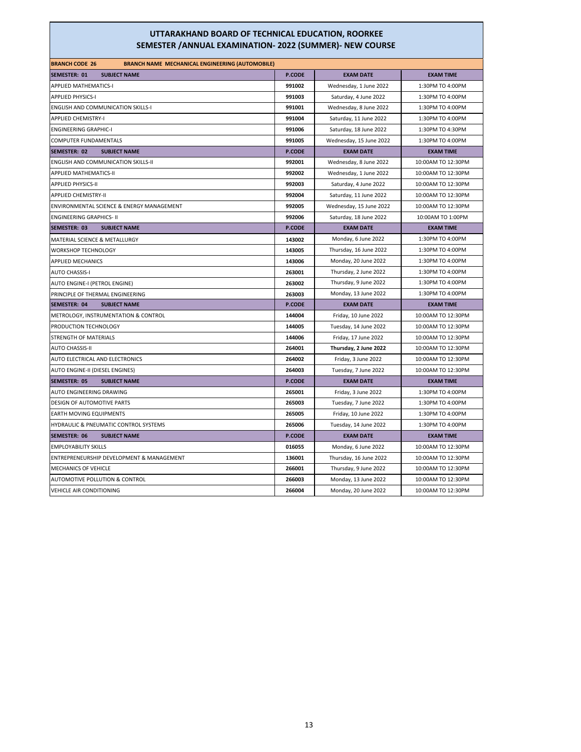## UTTARAKHAND BOARD OF TECHNICAL EDUCATION, ROORKEE
## SEMESTER /ANNUAL EXAMINATION- 2022 (SUMMER)- NEW COURSE

| BRANCH CODE 26 | BRANCH NAME MECHANICAL ENGINEERING (AUTOMOBILE) | | |
|---|---|---|---|
| **SEMESTER: 01 SUBJECT NAME** | **P.CODE** | **EXAM DATE** | **EXAM TIME** |
| APPLIED MATHEMATICS-I | 991002 | Wednesday, 1 June 2022 | 1:30PM TO 4:00PM |
| APPLIED PHYSICS-I | 991003 | Saturday, 4 June 2022 | 1:30PM TO 4:00PM |
| ENGLISH AND COMMUNICATION SKILLS-I | 991001 | Wednesday, 8 June 2022 | 1:30PM TO 4:00PM |
| APPLIED CHEMISTRY-I | 991004 | Saturday, 11 June 2022 | 1:30PM TO 4:00PM |
| ENGINEERING GRAPHIC-I | 991006 | Saturday, 18 June 2022 | 1:30PM TO 4:30PM |
| COMPUTER FUNDAMENTALS | 991005 | Wednesday, 15 June 2022 | 1:30PM TO 4:00PM |
| **SEMESTER: 02 SUBJECT NAME** | **P.CODE** | **EXAM DATE** | **EXAM TIME** |
| ENGLISH AND COMMUNICATION SKILLS-II | 992001 | Wednesday, 8 June 2022 | 10:00AM TO 12:30PM |
| APPLIED MATHEMATICS-II | 992002 | Wednesday, 1 June 2022 | 10:00AM TO 12:30PM |
| APPLIED PHYSICS-II | 992003 | Saturday, 4 June 2022 | 10:00AM TO 12:30PM |
| APPLIED CHEMISTRY-II | 992004 | Saturday, 11 June 2022 | 10:00AM TO 12:30PM |
| ENVIRONMENTAL SCIENCE & ENERGY MANAGEMENT | 992005 | Wednesday, 15 June 2022 | 10:00AM TO 12:30PM |
| ENGINEERING GRAPHICS- II | 992006 | Saturday, 18 June 2022 | 10:00AM TO 1:00PM |
| **SEMESTER: 03 SUBJECT NAME** | **P.CODE** | **EXAM DATE** | **EXAM TIME** |
| MATERIAL SCIENCE & METALLURGY | 143002 | Monday, 6 June 2022 | 1:30PM TO 4:00PM |
| WORKSHOP TECHNOLOGY | 143005 | Thursday, 16 June 2022 | 1:30PM TO 4:00PM |
| APPLIED MECHANICS | 143006 | Monday, 20 June 2022 | 1:30PM TO 4:00PM |
| AUTO CHASSIS-I | 263001 | Thursday, 2 June 2022 | 1:30PM TO 4:00PM |
| AUTO ENGINE-I (PETROL ENGINE) | 263002 | Thursday, 9 June 2022 | 1:30PM TO 4:00PM |
| PRINCIPLE OF THERMAL ENGINEERING | 263003 | Monday, 13 June 2022 | 1:30PM TO 4:00PM |
| **SEMESTER: 04 SUBJECT NAME** | **P.CODE** | **EXAM DATE** | **EXAM TIME** |
| METROLOGY, INSTRUMENTATION & CONTROL | 144004 | Friday, 10 June 2022 | 10:00AM TO 12:30PM |
| PRODUCTION TECHNOLOGY | 144005 | Tuesday, 14 June 2022 | 10:00AM TO 12:30PM |
| STRENGTH OF MATERIALS | 144006 | Friday, 17 June 2022 | 10:00AM TO 12:30PM |
| AUTO CHASSIS-II | 264001 | **Thursday, 2 June 2022** | 10:00AM TO 12:30PM |
| AUTO ELECTRICAL AND ELECTRONICS | 264002 | Friday, 3 June 2022 | 10:00AM TO 12:30PM |
| AUTO ENGINE-II (DIESEL ENGINES) | 264003 | Tuesday, 7 June 2022 | 10:00AM TO 12:30PM |
| **SEMESTER: 05 SUBJECT NAME** | **P.CODE** | **EXAM DATE** | **EXAM TIME** |
| AUTO ENGINEERING DRAWING | 265001 | Friday, 3 June 2022 | 1:30PM TO 4:00PM |
| DESIGN OF AUTOMOTIVE PARTS | 265003 | Tuesday, 7 June 2022 | 1:30PM TO 4:00PM |
| EARTH MOVING EQUIPMENTS | 265005 | Friday, 10 June 2022 | 1:30PM TO 4:00PM |
| HYDRAULIC & PNEUMATIC CONTROL SYSTEMS | 265006 | Tuesday, 14 June 2022 | 1:30PM TO 4:00PM |
| **SEMESTER: 06 SUBJECT NAME** | **P.CODE** | **EXAM DATE** | **EXAM TIME** |
| EMPLOYABILITY SKILLS | 016055 | Monday, 6 June 2022 | 10:00AM TO 12:30PM |
| ENTREPRENEURSHIP DEVELOPMENT & MANAGEMENT | 136001 | Thursday, 16 June 2022 | 10:00AM TO 12:30PM |
| MECHANICS OF VEHICLE | 266001 | Thursday, 9 June 2022 | 10:00AM TO 12:30PM |
| AUTOMOTIVE POLLUTION & CONTROL | 266003 | Monday, 13 June 2022 | 10:00AM TO 12:30PM |
| VEHICLE AIR CONDITIONING | 266004 | Monday, 20 June 2022 | 10:00AM TO 12:30PM |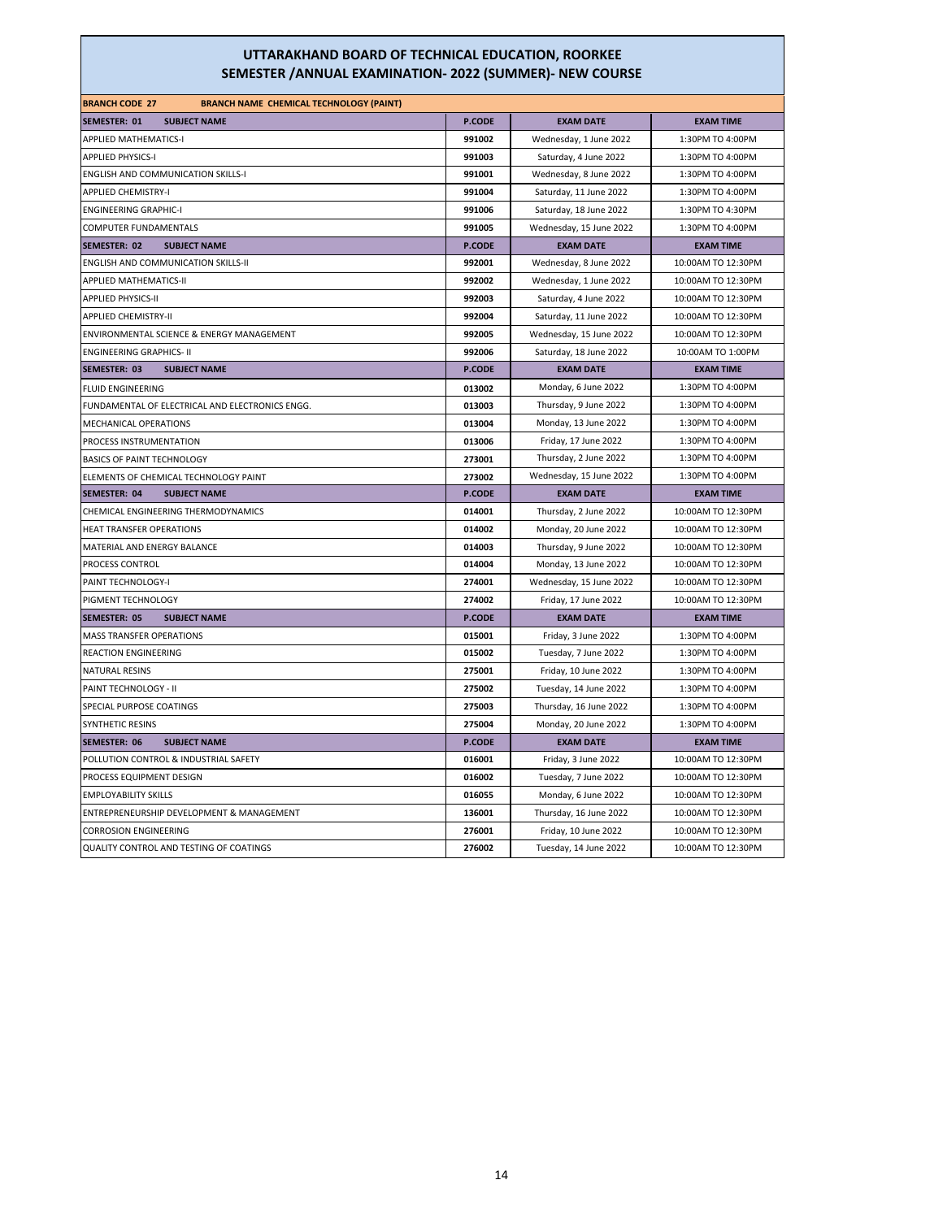# UTTARAKHAND BOARD OF TECHNICAL EDUCATION, ROORKEE
## SEMESTER /ANNUAL EXAMINATION- 2022 (SUMMER)- NEW COURSE

| BRANCH CODE 27 BRANCH NAME CHEMICAL TECHNOLOGY (PAINT) | | | |
|---|---|---|---|
| **SEMESTER: 01 SUBJECT NAME** | **P.CODE** | **EXAM DATE** | **EXAM TIME** |
| APPLIED MATHEMATICS-I | 991002 | Wednesday, 1 June 2022 | 1:30PM TO 4:00PM |
| APPLIED PHYSICS-I | 991003 | Saturday, 4 June 2022 | 1:30PM TO 4:00PM |
| ENGLISH AND COMMUNICATION SKILLS-I | 991001 | Wednesday, 8 June 2022 | 1:30PM TO 4:00PM |
| APPLIED CHEMISTRY-I | 991004 | Saturday, 11 June 2022 | 1:30PM TO 4:00PM |
| ENGINEERING GRAPHIC-I | 991006 | Saturday, 18 June 2022 | 1:30PM TO 4:30PM |
| COMPUTER FUNDAMENTALS | 991005 | Wednesday, 15 June 2022 | 1:30PM TO 4:00PM |
| **SEMESTER: 02 SUBJECT NAME** | **P.CODE** | **EXAM DATE** | **EXAM TIME** |
| ENGLISH AND COMMUNICATION SKILLS-II | 992001 | Wednesday, 8 June 2022 | 10:00AM TO 12:30PM |
| APPLIED MATHEMATICS-II | 992002 | Wednesday, 1 June 2022 | 10:00AM TO 12:30PM |
| APPLIED PHYSICS-II | 992003 | Saturday, 4 June 2022 | 10:00AM TO 12:30PM |
| APPLIED CHEMISTRY-II | 992004 | Saturday, 11 June 2022 | 10:00AM TO 12:30PM |
| ENVIRONMENTAL SCIENCE & ENERGY MANAGEMENT | 992005 | Wednesday, 15 June 2022 | 10:00AM TO 12:30PM |
| ENGINEERING GRAPHICS- II | 992006 | Saturday, 18 June 2022 | 10:00AM TO 1:00PM |
| **SEMESTER: 03 SUBJECT NAME** | **P.CODE** | **EXAM DATE** | **EXAM TIME** |
| FLUID ENGINEERING | 013002 | Monday, 6 June 2022 | 1:30PM TO 4:00PM |
| FUNDAMENTAL OF ELECTRICAL AND ELECTRONICS ENGG. | 013003 | Thursday, 9 June 2022 | 1:30PM TO 4:00PM |
| MECHANICAL OPERATIONS | 013004 | Monday, 13 June 2022 | 1:30PM TO 4:00PM |
| PROCESS INSTRUMENTATION | 013006 | Friday, 17 June 2022 | 1:30PM TO 4:00PM |
| BASICS OF PAINT TECHNOLOGY | 273001 | Thursday, 2 June 2022 | 1:30PM TO 4:00PM |
| ELEMENTS OF CHEMICAL TECHNOLOGY PAINT | 273002 | Wednesday, 15 June 2022 | 1:30PM TO 4:00PM |
| **SEMESTER: 04 SUBJECT NAME** | **P.CODE** | **EXAM DATE** | **EXAM TIME** |
| CHEMICAL ENGINEERING THERMODYNAMICS | 014001 | Thursday, 2 June 2022 | 10:00AM TO 12:30PM |
| HEAT TRANSFER OPERATIONS | 014002 | Monday, 20 June 2022 | 10:00AM TO 12:30PM |
| MATERIAL AND ENERGY BALANCE | 014003 | Thursday, 9 June 2022 | 10:00AM TO 12:30PM |
| PROCESS CONTROL | 014004 | Monday, 13 June 2022 | 10:00AM TO 12:30PM |
| PAINT TECHNOLOGY-I | 274001 | Wednesday, 15 June 2022 | 10:00AM TO 12:30PM |
| PIGMENT TECHNOLOGY | 274002 | Friday, 17 June 2022 | 10:00AM TO 12:30PM |
| **SEMESTER: 05 SUBJECT NAME** | **P.CODE** | **EXAM DATE** | **EXAM TIME** |
| MASS TRANSFER OPERATIONS | 015001 | Friday, 3 June 2022 | 1:30PM TO 4:00PM |
| REACTION ENGINEERING | 015002 | Tuesday, 7 June 2022 | 1:30PM TO 4:00PM |
| NATURAL RESINS | 275001 | Friday, 10 June 2022 | 1:30PM TO 4:00PM |
| PAINT TECHNOLOGY - II | 275002 | Tuesday, 14 June 2022 | 1:30PM TO 4:00PM |
| SPECIAL PURPOSE COATINGS | 275003 | Thursday, 16 June 2022 | 1:30PM TO 4:00PM |
| SYNTHETIC RESINS | 275004 | Monday, 20 June 2022 | 1:30PM TO 4:00PM |
| **SEMESTER: 06 SUBJECT NAME** | **P.CODE** | **EXAM DATE** | **EXAM TIME** |
| POLLUTION CONTROL & INDUSTRIAL SAFETY | 016001 | Friday, 3 June 2022 | 10:00AM TO 12:30PM |
| PROCESS EQUIPMENT DESIGN | 016002 | Tuesday, 7 June 2022 | 10:00AM TO 12:30PM |
| EMPLOYABILITY SKILLS | 016055 | Monday, 6 June 2022 | 10:00AM TO 12:30PM |
| ENTREPRENEURSHIP DEVELOPMENT & MANAGEMENT | 136001 | Thursday, 16 June 2022 | 10:00AM TO 12:30PM |
| CORROSION ENGINEERING | 276001 | Friday, 10 June 2022 | 10:00AM TO 12:30PM |
| QUALITY CONTROL AND TESTING OF COATINGS | 276002 | Tuesday, 14 June 2022 | 10:00AM TO 12:30PM |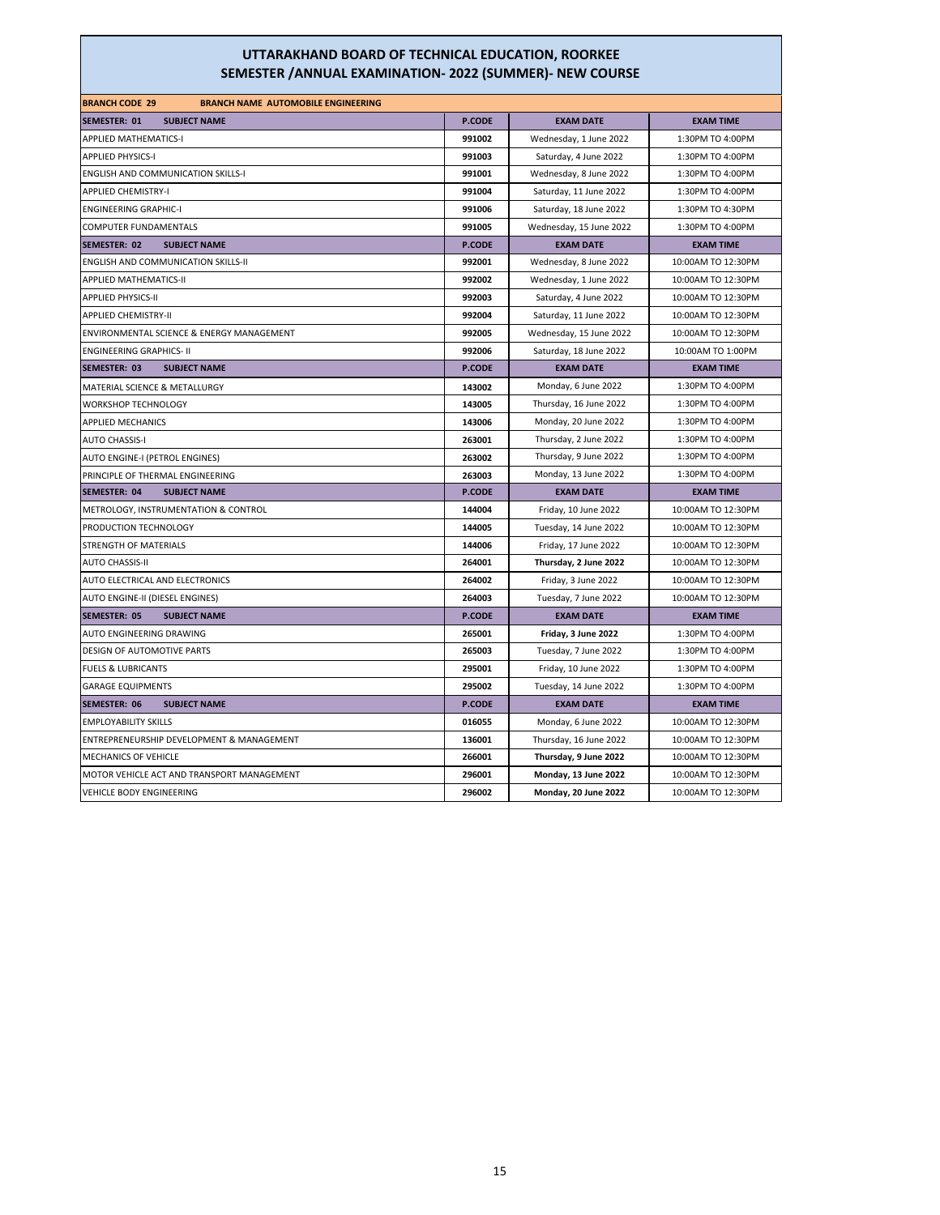# UTTARAKHAND BOARD OF TECHNICAL EDUCATION, ROORKEE

## SEMESTER /ANNUAL EXAMINATION- 2022 (SUMMER)- NEW COURSE

**BRANCH CODE 29 BRANCH NAME AUTOMOBILE ENGINEERING**

| SEMESTER: 01 SUBJECT NAME | P.CODE | EXAM DATE | EXAM TIME |
|---|---|---|---|
| APPLIED MATHEMATICS-I | 991002 | Wednesday, 1 June 2022 | 1:30PM TO 4:00PM |
| APPLIED PHYSICS-I | 991003 | Saturday, 4 June 2022 | 1:30PM TO 4:00PM |
| ENGLISH AND COMMUNICATION SKILLS-I | 991001 | Wednesday, 8 June 2022 | 1:30PM TO 4:00PM |
| APPLIED CHEMISTRY-I | 991004 | Saturday, 11 June 2022 | 1:30PM TO 4:00PM |
| ENGINEERING GRAPHIC-I | 991006 | Saturday, 18 June 2022 | 1:30PM TO 4:30PM |
| COMPUTER FUNDAMENTALS | 991005 | Wednesday, 15 June 2022 | 1:30PM TO 4:00PM |
| **SEMESTER: 02 SUBJECT NAME** | **P.CODE** | **EXAM DATE** | **EXAM TIME** |
| ENGLISH AND COMMUNICATION SKILLS-II | 992001 | Wednesday, 8 June 2022 | 10:00AM TO 12:30PM |
| APPLIED MATHEMATICS-II | 992002 | Wednesday, 1 June 2022 | 10:00AM TO 12:30PM |
| APPLIED PHYSICS-II | 992003 | Saturday, 4 June 2022 | 10:00AM TO 12:30PM |
| APPLIED CHEMISTRY-II | 992004 | Saturday, 11 June 2022 | 10:00AM TO 12:30PM |
| ENVIRONMENTAL SCIENCE & ENERGY MANAGEMENT | 992005 | Wednesday, 15 June 2022 | 10:00AM TO 12:30PM |
| ENGINEERING GRAPHICS- II | 992006 | Saturday, 18 June 2022 | 10:00AM TO 1:00PM |
| **SEMESTER: 03 SUBJECT NAME** | **P.CODE** | **EXAM DATE** | **EXAM TIME** |
| MATERIAL SCIENCE & METALLURGY | 143002 | Monday, 6 June 2022 | 1:30PM TO 4:00PM |
| WORKSHOP TECHNOLOGY | 143005 | Thursday, 16 June 2022 | 1:30PM TO 4:00PM |
| APPLIED MECHANICS | 143006 | Monday, 20 June 2022 | 1:30PM TO 4:00PM |
| AUTO CHASSIS-I | 263001 | Thursday, 2 June 2022 | 1:30PM TO 4:00PM |
| AUTO ENGINE-I (PETROL ENGINES) | 263002 | Thursday, 9 June 2022 | 1:30PM TO 4:00PM |
| PRINCIPLE OF THERMAL ENGINEERING | 263003 | Monday, 13 June 2022 | 1:30PM TO 4:00PM |
| **SEMESTER: 04 SUBJECT NAME** | **P.CODE** | **EXAM DATE** | **EXAM TIME** |
| METROLOGY, INSTRUMENTATION & CONTROL | 144004 | Friday, 10 June 2022 | 10:00AM TO 12:30PM |
| PRODUCTION TECHNOLOGY | 144005 | Tuesday, 14 June 2022 | 10:00AM TO 12:30PM |
| STRENGTH OF MATERIALS | 144006 | Friday, 17 June 2022 | 10:00AM TO 12:30PM |
| AUTO CHASSIS-II | 264001 | **Thursday, 2 June 2022** | 10:00AM TO 12:30PM |
| AUTO ELECTRICAL AND ELECTRONICS | 264002 | Friday, 3 June 2022 | 10:00AM TO 12:30PM |
| AUTO ENGINE-II (DIESEL ENGINES) | 264003 | Tuesday, 7 June 2022 | 10:00AM TO 12:30PM |
| **SEMESTER: 05 SUBJECT NAME** | **P.CODE** | **EXAM DATE** | **EXAM TIME** |
| AUTO ENGINEERING DRAWING | 265001 | **Friday, 3 June 2022** | 1:30PM TO 4:00PM |
| DESIGN OF AUTOMOTIVE PARTS | 265003 | Tuesday, 7 June 2022 | 1:30PM TO 4:00PM |
| FUELS & LUBRICANTS | 295001 | Friday, 10 June 2022 | 1:30PM TO 4:00PM |
| GARAGE EQUIPMENTS | 295002 | Tuesday, 14 June 2022 | 1:30PM TO 4:00PM |
| **SEMESTER: 06 SUBJECT NAME** | **P.CODE** | **EXAM DATE** | **EXAM TIME** |
| EMPLOYABILITY SKILLS | 016055 | Monday, 6 June 2022 | 10:00AM TO 12:30PM |
| ENTREPRENEURSHIP DEVELOPMENT & MANAGEMENT | 136001 | Thursday, 16 June 2022 | 10:00AM TO 12:30PM |
| MECHANICS OF VEHICLE | 266001 | **Thursday, 9 June 2022** | 10:00AM TO 12:30PM |
| MOTOR VEHICLE ACT AND TRANSPORT MANAGEMENT | 296001 | **Monday, 13 June 2022** | 10:00AM TO 12:30PM |
| VEHICLE BODY ENGINEERING | 296002 | **Monday, 20 June 2022** | 10:00AM TO 12:30PM |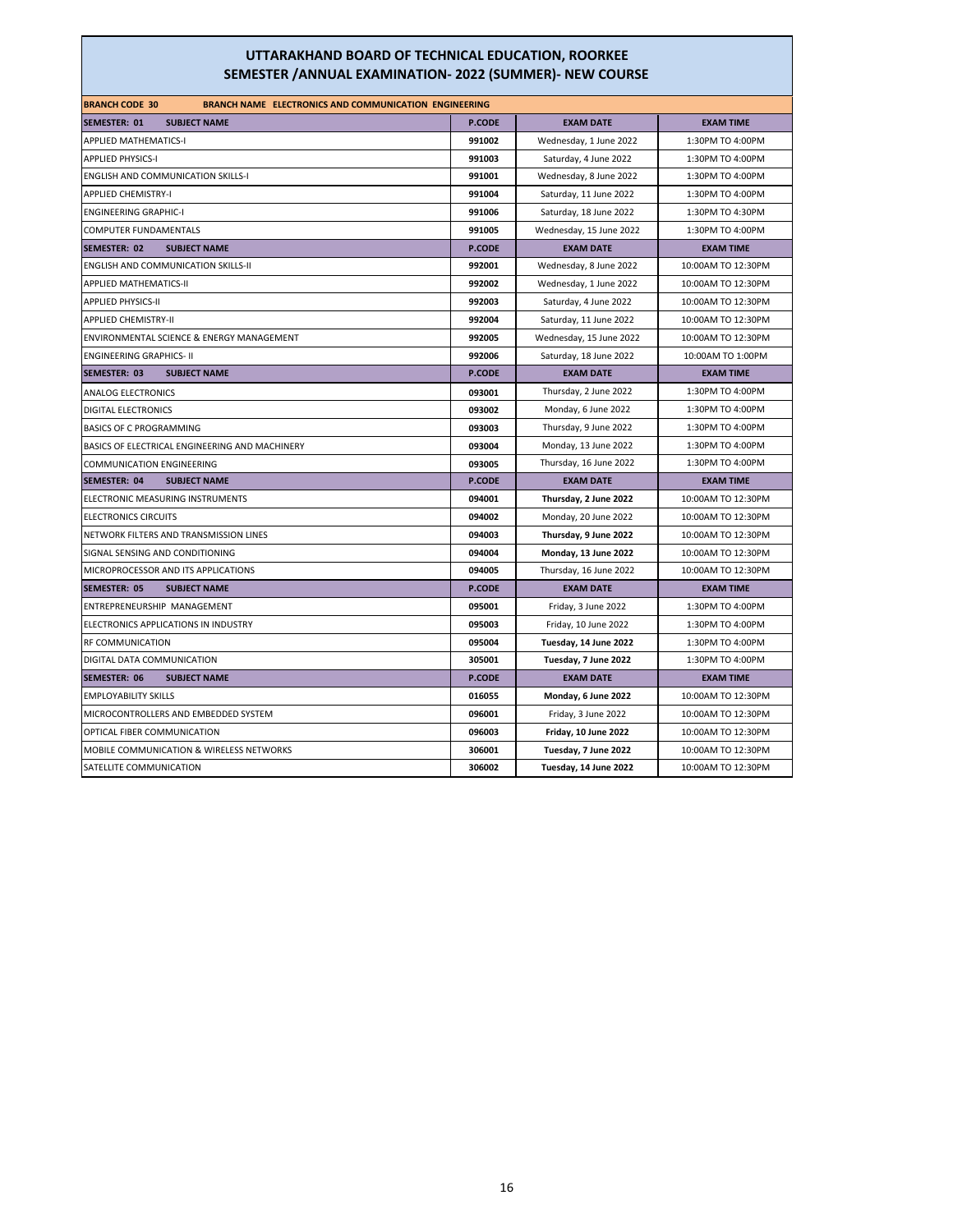## UTTARAKHAND BOARD OF TECHNICAL EDUCATION, ROORKEE
## SEMESTER /ANNUAL EXAMINATION- 2022 (SUMMER)- NEW COURSE

| **BRANCH CODE 30** | **BRANCH NAME ELECTRONICS AND COMMUNICATION ENGINEERING** | | |
|---|---|---|---|
| **SEMESTER: 01 SUBJECT NAME** | **P.CODE** | **EXAM DATE** | **EXAM TIME** |
| APPLIED MATHEMATICS-I | **991002** | Wednesday, 1 June 2022 | 1:30PM TO 4:00PM |
| APPLIED PHYSICS-I | **991003** | Saturday, 4 June 2022 | 1:30PM TO 4:00PM |
| ENGLISH AND COMMUNICATION SKILLS-I | **991001** | Wednesday, 8 June 2022 | 1:30PM TO 4:00PM |
| APPLIED CHEMISTRY-I | **991004** | Saturday, 11 June 2022 | 1:30PM TO 4:00PM |
| ENGINEERING GRAPHIC-I | **991006** | Saturday, 18 June 2022 | 1:30PM TO 4:30PM |
| COMPUTER FUNDAMENTALS | **991005** | Wednesday, 15 June 2022 | 1:30PM TO 4:00PM |
| **SEMESTER: 02 SUBJECT NAME** | **P.CODE** | **EXAM DATE** | **EXAM TIME** |
| ENGLISH AND COMMUNICATION SKILLS-II | **992001** | Wednesday, 8 June 2022 | 10:00AM TO 12:30PM |
| APPLIED MATHEMATICS-II | **992002** | Wednesday, 1 June 2022 | 10:00AM TO 12:30PM |
| APPLIED PHYSICS-II | **992003** | Saturday, 4 June 2022 | 10:00AM TO 12:30PM |
| APPLIED CHEMISTRY-II | **992004** | Saturday, 11 June 2022 | 10:00AM TO 12:30PM |
| ENVIRONMENTAL SCIENCE & ENERGY MANAGEMENT | **992005** | Wednesday, 15 June 2022 | 10:00AM TO 12:30PM |
| ENGINEERING GRAPHICS- II | **992006** | Saturday, 18 June 2022 | 10:00AM TO 1:00PM |
| **SEMESTER: 03 SUBJECT NAME** | **P.CODE** | **EXAM DATE** | **EXAM TIME** |
| ANALOG ELECTRONICS | **093001** | Thursday, 2 June 2022 | 1:30PM TO 4:00PM |
| DIGITAL ELECTRONICS | **093002** | Monday, 6 June 2022 | 1:30PM TO 4:00PM |
| BASICS OF C PROGRAMMING | **093003** | Thursday, 9 June 2022 | 1:30PM TO 4:00PM |
| BASICS OF ELECTRICAL ENGINEERING AND MACHINERY | **093004** | Monday, 13 June 2022 | 1:30PM TO 4:00PM |
| COMMUNICATION ENGINEERING | **093005** | Thursday, 16 June 2022 | 1:30PM TO 4:00PM |
| **SEMESTER: 04 SUBJECT NAME** | **P.CODE** | **EXAM DATE** | **EXAM TIME** |
| ELECTRONIC MEASURING INSTRUMENTS | **094001** | **Thursday, 2 June 2022** | 10:00AM TO 12:30PM |
| ELECTRONICS CIRCUITS | **094002** | Monday, 20 June 2022 | 10:00AM TO 12:30PM |
| NETWORK FILTERS AND TRANSMISSION LINES | **094003** | **Thursday, 9 June 2022** | 10:00AM TO 12:30PM |
| SIGNAL SENSING AND CONDITIONING | **094004** | **Monday, 13 June 2022** | 10:00AM TO 12:30PM |
| MICROPROCESSOR AND ITS APPLICATIONS | **094005** | Thursday, 16 June 2022 | 10:00AM TO 12:30PM |
| **SEMESTER: 05 SUBJECT NAME** | **P.CODE** | **EXAM DATE** | **EXAM TIME** |
| ENTREPRENEURSHIP MANAGEMENT | **095001** | Friday, 3 June 2022 | 1:30PM TO 4:00PM |
| ELECTRONICS APPLICATIONS IN INDUSTRY | **095003** | Friday, 10 June 2022 | 1:30PM TO 4:00PM |
| RF COMMUNICATION | **095004** | **Tuesday, 14 June 2022** | 1:30PM TO 4:00PM |
| DIGITAL DATA COMMUNICATION | **305001** | **Tuesday, 7 June 2022** | 1:30PM TO 4:00PM |
| **SEMESTER: 06 SUBJECT NAME** | **P.CODE** | **EXAM DATE** | **EXAM TIME** |
| EMPLOYABILITY SKILLS | **016055** | **Monday, 6 June 2022** | 10:00AM TO 12:30PM |
| MICROCONTROLLERS AND EMBEDDED SYSTEM | **096001** | Friday, 3 June 2022 | 10:00AM TO 12:30PM |
| OPTICAL FIBER COMMUNICATION | **096003** | **Friday, 10 June 2022** | 10:00AM TO 12:30PM |
| MOBILE COMMUNICATION & WIRELESS NETWORKS | **306001** | **Tuesday, 7 June 2022** | 10:00AM TO 12:30PM |
| SATELLITE COMMUNICATION | **306002** | **Tuesday, 14 June 2022** | 10:00AM TO 12:30PM |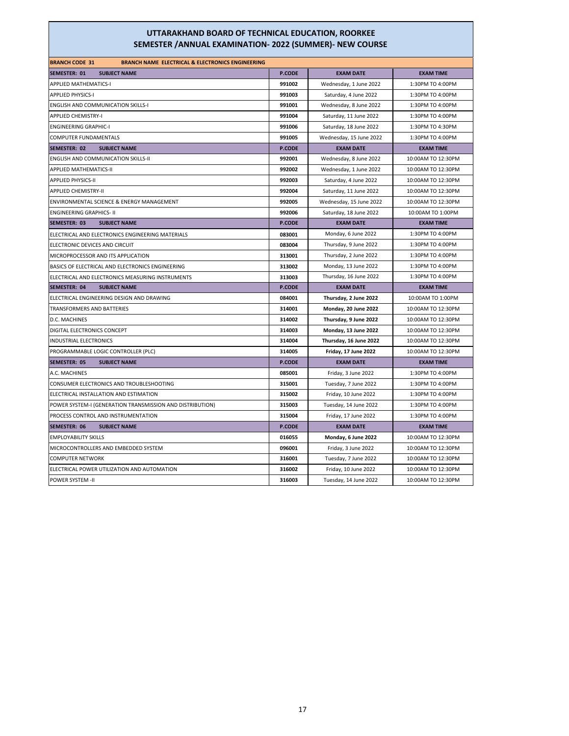# UTTARAKHAND BOARD OF TECHNICAL EDUCATION, ROORKEE
## SEMESTER /ANNUAL EXAMINATION- 2022 (SUMMER)- NEW COURSE

| BRANCH CODE 31 BRANCH NAME ELECTRICAL & ELECTRONICS ENGINEERING | | | |
|---|---|---|---|
| **SEMESTER: 01 SUBJECT NAME** | **P.CODE** | **EXAM DATE** | **EXAM TIME** |
| APPLIED MATHEMATICS-I | **991002** | Wednesday, 1 June 2022 | 1:30PM TO 4:00PM |
| APPLIED PHYSICS-I | **991003** | Saturday, 4 June 2022 | 1:30PM TO 4:00PM |
| ENGLISH AND COMMUNICATION SKILLS-I | **991001** | Wednesday, 8 June 2022 | 1:30PM TO 4:00PM |
| APPLIED CHEMISTRY-I | **991004** | Saturday, 11 June 2022 | 1:30PM TO 4:00PM |
| ENGINEERING GRAPHIC-I | **991006** | Saturday, 18 June 2022 | 1:30PM TO 4:30PM |
| COMPUTER FUNDAMENTALS | **991005** | Wednesday, 15 June 2022 | 1:30PM TO 4:00PM |
| **SEMESTER: 02 SUBJECT NAME** | **P.CODE** | **EXAM DATE** | **EXAM TIME** |
| ENGLISH AND COMMUNICATION SKILLS-II | **992001** | Wednesday, 8 June 2022 | 10:00AM TO 12:30PM |
| APPLIED MATHEMATICS-II | **992002** | Wednesday, 1 June 2022 | 10:00AM TO 12:30PM |
| APPLIED PHYSICS-II | **992003** | Saturday, 4 June 2022 | 10:00AM TO 12:30PM |
| APPLIED CHEMISTRY-II | **992004** | Saturday, 11 June 2022 | 10:00AM TO 12:30PM |
| ENVIRONMENTAL SCIENCE & ENERGY MANAGEMENT | **992005** | Wednesday, 15 June 2022 | 10:00AM TO 12:30PM |
| ENGINEERING GRAPHICS- II | **992006** | Saturday, 18 June 2022 | 10:00AM TO 1:00PM |
| **SEMESTER: 03 SUBJECT NAME** | **P.CODE** | **EXAM DATE** | **EXAM TIME** |
| ELECTRICAL AND ELECTRONICS ENGINEERING MATERIALS | **083001** | Monday, 6 June 2022 | 1:30PM TO 4:00PM |
| ELECTRONIC DEVICES AND CIRCUIT | **083004** | Thursday, 9 June 2022 | 1:30PM TO 4:00PM |
| MICROPROCESSOR AND ITS APPLICATION | **313001** | Thursday, 2 June 2022 | 1:30PM TO 4:00PM |
| BASICS OF ELECTRICAL AND ELECTRONICS ENGINEERING | **313002** | Monday, 13 June 2022 | 1:30PM TO 4:00PM |
| ELECTRICAL AND ELECTRONICS MEASURING INSTRUMENTS | **313003** | Thursday, 16 June 2022 | 1:30PM TO 4:00PM |
| **SEMESTER: 04 SUBJECT NAME** | **P.CODE** | **EXAM DATE** | **EXAM TIME** |
| ELECTRICAL ENGINEERING DESIGN AND DRAWING | **084001** | **Thursday, 2 June 2022** | 10:00AM TO 1:00PM |
| TRANSFORMERS AND BATTERIES | **314001** | **Monday, 20 June 2022** | 10:00AM TO 12:30PM |
| D.C. MACHINES | **314002** | **Thursday, 9 June 2022** | 10:00AM TO 12:30PM |
| DIGITAL ELECTRONICS CONCEPT | **314003** | **Monday, 13 June 2022** | 10:00AM TO 12:30PM |
| INDUSTRIAL ELECTRONICS | **314004** | **Thursday, 16 June 2022** | 10:00AM TO 12:30PM |
| PROGRAMMABLE LOGIC CONTROLLER (PLC) | **314005** | **Friday, 17 June 2022** | 10:00AM TO 12:30PM |
| **SEMESTER: 05 SUBJECT NAME** | **P.CODE** | **EXAM DATE** | **EXAM TIME** |
| A.C. MACHINES | **085001** | Friday, 3 June 2022 | 1:30PM TO 4:00PM |
| CONSUMER ELECTRONICS AND TROUBLESHOOTING | **315001** | Tuesday, 7 June 2022 | 1:30PM TO 4:00PM |
| ELECTRICAL INSTALLATION AND ESTIMATION | **315002** | Friday, 10 June 2022 | 1:30PM TO 4:00PM |
| POWER SYSTEM-I (GENERATION TRANSMISSION AND DISTRIBUTION) | **315003** | Tuesday, 14 June 2022 | 1:30PM TO 4:00PM |
| PROCESS CONTROL AND INSTRUMENTATION | **315004** | Friday, 17 June 2022 | 1:30PM TO 4:00PM |
| **SEMESTER: 06 SUBJECT NAME** | **P.CODE** | **EXAM DATE** | **EXAM TIME** |
| EMPLOYABILITY SKILLS | **016055** | **Monday, 6 June 2022** | 10:00AM TO 12:30PM |
| MICROCONTROLLERS AND EMBEDDED SYSTEM | **096001** | Friday, 3 June 2022 | 10:00AM TO 12:30PM |
| COMPUTER NETWORK | **316001** | Tuesday, 7 June 2022 | 10:00AM TO 12:30PM |
| ELECTRICAL POWER UTILIZATION AND AUTOMATION | **316002** | Friday, 10 June 2022 | 10:00AM TO 12:30PM |
| POWER SYSTEM -II | **316003** | Tuesday, 14 June 2022 | 10:00AM TO 12:30PM |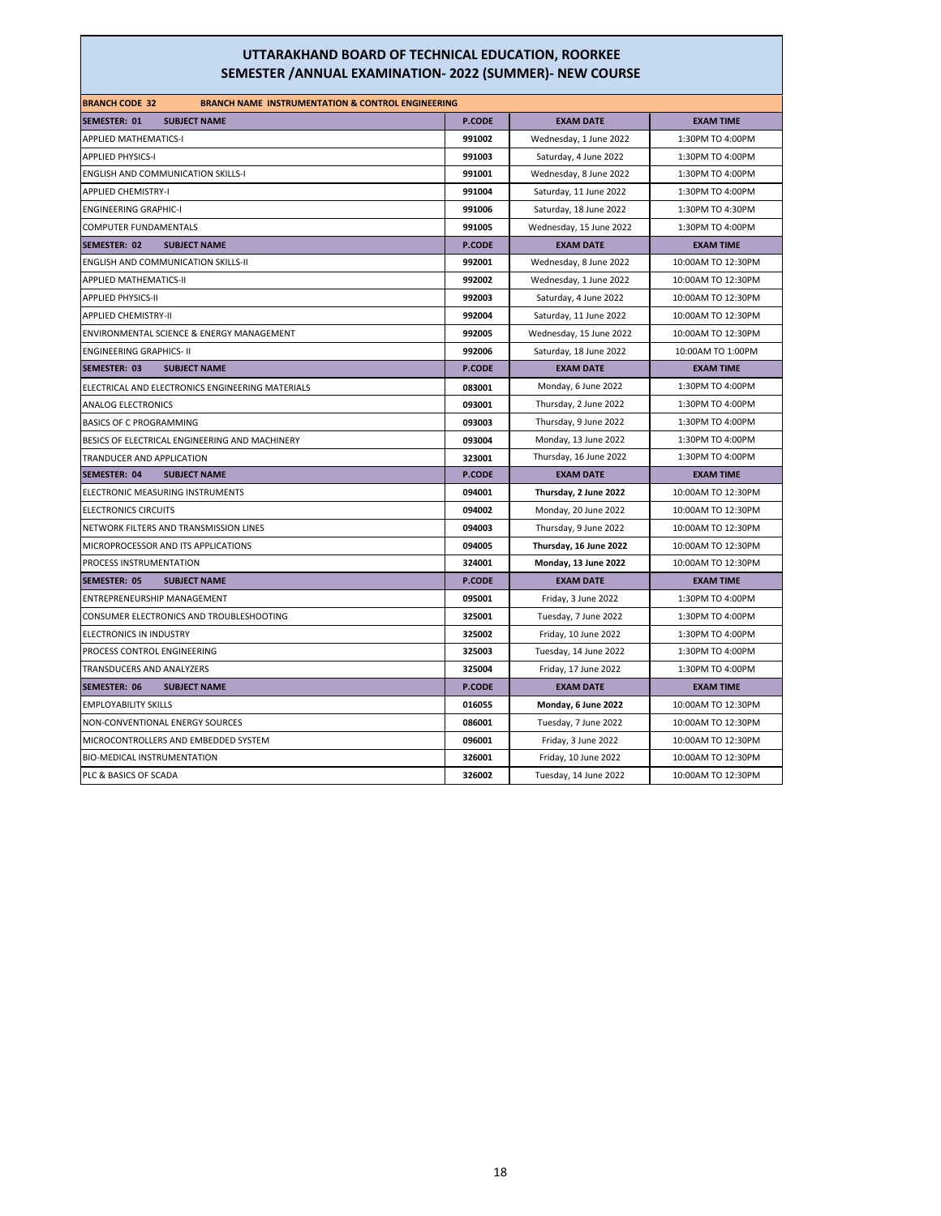# UTTARAKHAND BOARD OF TECHNICAL EDUCATION, ROORKEE
## SEMESTER /ANNUAL EXAMINATION- 2022 (SUMMER)- NEW COURSE

**BRANCH CODE 32** **BRANCH NAME INSTRUMENTATION & CONTROL ENGINEERING**

| SEMESTER: 01 SUBJECT NAME | P.CODE | EXAM DATE | EXAM TIME |
|---|---|---|---|
| APPLIED MATHEMATICS-I | 991002 | Wednesday, 1 June 2022 | 1:30PM TO 4:00PM |
| APPLIED PHYSICS-I | 991003 | Saturday, 4 June 2022 | 1:30PM TO 4:00PM |
| ENGLISH AND COMMUNICATION SKILLS-I | 991001 | Wednesday, 8 June 2022 | 1:30PM TO 4:00PM |
| APPLIED CHEMISTRY-I | 991004 | Saturday, 11 June 2022 | 1:30PM TO 4:00PM |
| ENGINEERING GRAPHIC-I | 991006 | Saturday, 18 June 2022 | 1:30PM TO 4:30PM |
| COMPUTER FUNDAMENTALS | 991005 | Wednesday, 15 June 2022 | 1:30PM TO 4:00PM |
| **SEMESTER: 02 SUBJECT NAME** | **P.CODE** | **EXAM DATE** | **EXAM TIME** |
| ENGLISH AND COMMUNICATION SKILLS-II | 992001 | Wednesday, 8 June 2022 | 10:00AM TO 12:30PM |
| APPLIED MATHEMATICS-II | 992002 | Wednesday, 1 June 2022 | 10:00AM TO 12:30PM |
| APPLIED PHYSICS-II | 992003 | Saturday, 4 June 2022 | 10:00AM TO 12:30PM |
| APPLIED CHEMISTRY-II | 992004 | Saturday, 11 June 2022 | 10:00AM TO 12:30PM |
| ENVIRONMENTAL SCIENCE & ENERGY MANAGEMENT | 992005 | Wednesday, 15 June 2022 | 10:00AM TO 12:30PM |
| ENGINEERING GRAPHICS- II | 992006 | Saturday, 18 June 2022 | 10:00AM TO 1:00PM |
| **SEMESTER: 03 SUBJECT NAME** | **P.CODE** | **EXAM DATE** | **EXAM TIME** |
| ELECTRICAL AND ELECTRONICS ENGINEERING MATERIALS | 083001 | Monday, 6 June 2022 | 1:30PM TO 4:00PM |
| ANALOG ELECTRONICS | 093001 | Thursday, 2 June 2022 | 1:30PM TO 4:00PM |
| BASICS OF C PROGRAMMING | 093003 | Thursday, 9 June 2022 | 1:30PM TO 4:00PM |
| BESICS OF ELECTRICAL ENGINEERING AND MACHINERY | 093004 | Monday, 13 June 2022 | 1:30PM TO 4:00PM |
| TRANDUCER AND APPLICATION | 323001 | Thursday, 16 June 2022 | 1:30PM TO 4:00PM |
| **SEMESTER: 04 SUBJECT NAME** | **P.CODE** | **EXAM DATE** | **EXAM TIME** |
| ELECTRONIC MEASURING INSTRUMENTS | 094001 | **Thursday, 2 June 2022** | 10:00AM TO 12:30PM |
| ELECTRONICS CIRCUITS | 094002 | Monday, 20 June 2022 | 10:00AM TO 12:30PM |
| NETWORK FILTERS AND TRANSMISSION LINES | 094003 | Thursday, 9 June 2022 | 10:00AM TO 12:30PM |
| MICROPROCESSOR AND ITS APPLICATIONS | 094005 | **Thursday, 16 June 2022** | 10:00AM TO 12:30PM |
| PROCESS INSTRUMENTATION | 324001 | **Monday, 13 June 2022** | 10:00AM TO 12:30PM |
| **SEMESTER: 05 SUBJECT NAME** | **P.CODE** | **EXAM DATE** | **EXAM TIME** |
| ENTREPRENEURSHIP MANAGEMENT | 095001 | Friday, 3 June 2022 | 1:30PM TO 4:00PM |
| CONSUMER ELECTRONICS AND TROUBLESHOOTING | 325001 | Tuesday, 7 June 2022 | 1:30PM TO 4:00PM |
| ELECTRONICS IN INDUSTRY | 325002 | Friday, 10 June 2022 | 1:30PM TO 4:00PM |
| PROCESS CONTROL ENGINEERING | 325003 | Tuesday, 14 June 2022 | 1:30PM TO 4:00PM |
| TRANSDUCERS AND ANALYZERS | 325004 | Friday, 17 June 2022 | 1:30PM TO 4:00PM |
| **SEMESTER: 06 SUBJECT NAME** | **P.CODE** | **EXAM DATE** | **EXAM TIME** |
| EMPLOYABILITY SKILLS | 016055 | **Monday, 6 June 2022** | 10:00AM TO 12:30PM |
| NON-CONVENTIONAL ENERGY SOURCES | 086001 | Tuesday, 7 June 2022 | 10:00AM TO 12:30PM |
| MICROCONTROLLERS AND EMBEDDED SYSTEM | 096001 | Friday, 3 June 2022 | 10:00AM TO 12:30PM |
| BIO-MEDICAL INSTRUMENTATION | 326001 | Friday, 10 June 2022 | 10:00AM TO 12:30PM |
| PLC & BASICS OF SCADA | 326002 | Tuesday, 14 June 2022 | 10:00AM TO 12:30PM |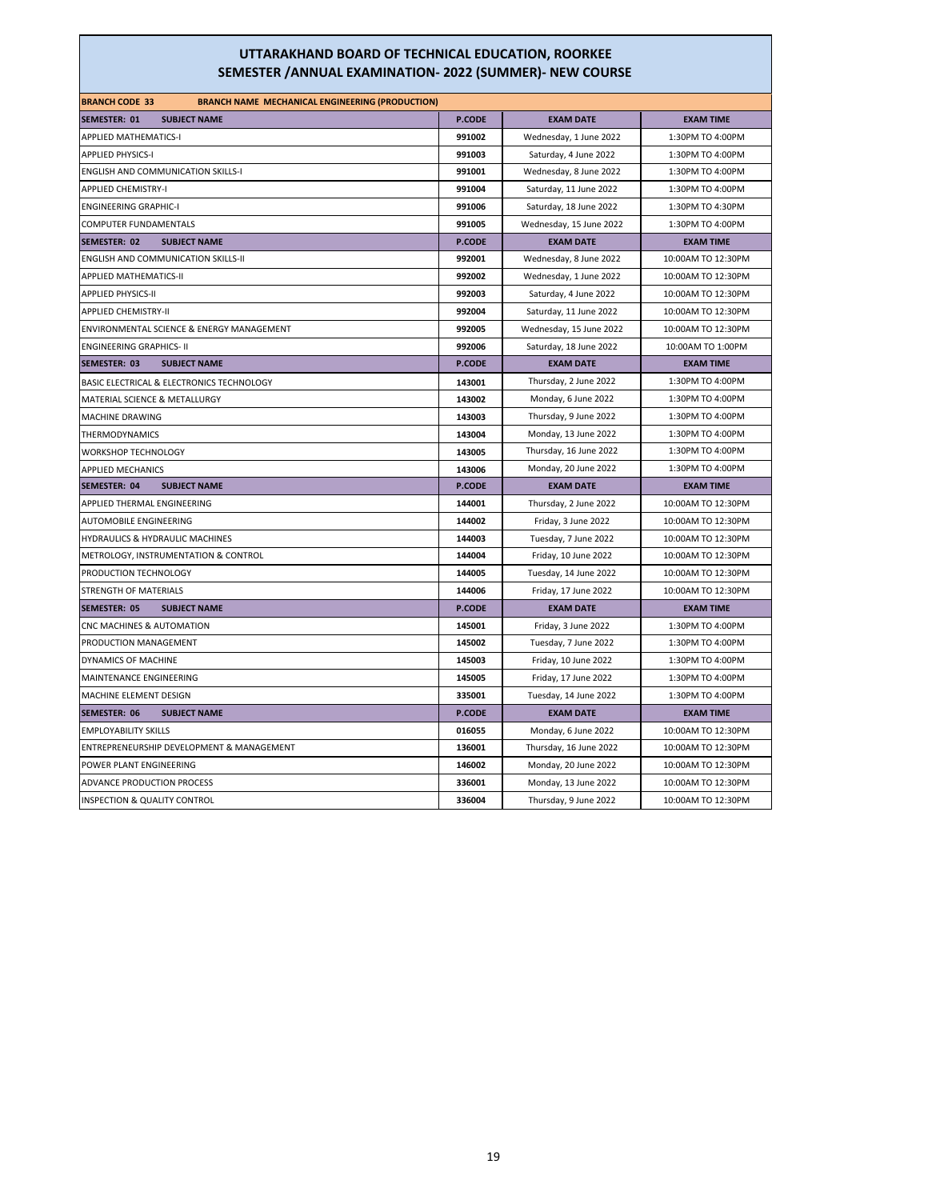## UTTARAKHAND BOARD OF TECHNICAL EDUCATION, ROORKEE
## SEMESTER /ANNUAL EXAMINATION- 2022 (SUMMER)- NEW COURSE

| BRANCH CODE 33 BRANCH NAME MECHANICAL ENGINEERING (PRODUCTION) | | | |
|---|---|---|---|
| **SEMESTER: 01 SUBJECT NAME** | **P.CODE** | **EXAM DATE** | **EXAM TIME** |
| APPLIED MATHEMATICS-I | 991002 | Wednesday, 1 June 2022 | 1:30PM TO 4:00PM |
| APPLIED PHYSICS-I | 991003 | Saturday, 4 June 2022 | 1:30PM TO 4:00PM |
| ENGLISH AND COMMUNICATION SKILLS-I | 991001 | Wednesday, 8 June 2022 | 1:30PM TO 4:00PM |
| APPLIED CHEMISTRY-I | 991004 | Saturday, 11 June 2022 | 1:30PM TO 4:00PM |
| ENGINEERING GRAPHIC-I | 991006 | Saturday, 18 June 2022 | 1:30PM TO 4:30PM |
| COMPUTER FUNDAMENTALS | 991005 | Wednesday, 15 June 2022 | 1:30PM TO 4:00PM |
| **SEMESTER: 02 SUBJECT NAME** | **P.CODE** | **EXAM DATE** | **EXAM TIME** |
| ENGLISH AND COMMUNICATION SKILLS-II | 992001 | Wednesday, 8 June 2022 | 10:00AM TO 12:30PM |
| APPLIED MATHEMATICS-II | 992002 | Wednesday, 1 June 2022 | 10:00AM TO 12:30PM |
| APPLIED PHYSICS-II | 992003 | Saturday, 4 June 2022 | 10:00AM TO 12:30PM |
| APPLIED CHEMISTRY-II | 992004 | Saturday, 11 June 2022 | 10:00AM TO 12:30PM |
| ENVIRONMENTAL SCIENCE & ENERGY MANAGEMENT | 992005 | Wednesday, 15 June 2022 | 10:00AM TO 12:30PM |
| ENGINEERING GRAPHICS- II | 992006 | Saturday, 18 June 2022 | 10:00AM TO 1:00PM |
| **SEMESTER: 03 SUBJECT NAME** | **P.CODE** | **EXAM DATE** | **EXAM TIME** |
| BASIC ELECTRICAL & ELECTRONICS TECHNOLOGY | 143001 | Thursday, 2 June 2022 | 1:30PM TO 4:00PM |
| MATERIAL SCIENCE & METALLURGY | 143002 | Monday, 6 June 2022 | 1:30PM TO 4:00PM |
| MACHINE DRAWING | 143003 | Thursday, 9 June 2022 | 1:30PM TO 4:00PM |
| THERMODYNAMICS | 143004 | Monday, 13 June 2022 | 1:30PM TO 4:00PM |
| WORKSHOP TECHNOLOGY | 143005 | Thursday, 16 June 2022 | 1:30PM TO 4:00PM |
| APPLIED MECHANICS | 143006 | Monday, 20 June 2022 | 1:30PM TO 4:00PM |
| **SEMESTER: 04 SUBJECT NAME** | **P.CODE** | **EXAM DATE** | **EXAM TIME** |
| APPLIED THERMAL ENGINEERING | 144001 | Thursday, 2 June 2022 | 10:00AM TO 12:30PM |
| AUTOMOBILE ENGINEERING | 144002 | Friday, 3 June 2022 | 10:00AM TO 12:30PM |
| HYDRAULICS & HYDRAULIC MACHINES | 144003 | Tuesday, 7 June 2022 | 10:00AM TO 12:30PM |
| METROLOGY, INSTRUMENTATION & CONTROL | 144004 | Friday, 10 June 2022 | 10:00AM TO 12:30PM |
| PRODUCTION TECHNOLOGY | 144005 | Tuesday, 14 June 2022 | 10:00AM TO 12:30PM |
| STRENGTH OF MATERIALS | 144006 | Friday, 17 June 2022 | 10:00AM TO 12:30PM |
| **SEMESTER: 05 SUBJECT NAME** | **P.CODE** | **EXAM DATE** | **EXAM TIME** |
| CNC MACHINES & AUTOMATION | 145001 | Friday, 3 June 2022 | 1:30PM TO 4:00PM |
| PRODUCTION MANAGEMENT | 145002 | Tuesday, 7 June 2022 | 1:30PM TO 4:00PM |
| DYNAMICS OF MACHINE | 145003 | Friday, 10 June 2022 | 1:30PM TO 4:00PM |
| MAINTENANCE ENGINEERING | 145005 | Friday, 17 June 2022 | 1:30PM TO 4:00PM |
| MACHINE ELEMENT DESIGN | 335001 | Tuesday, 14 June 2022 | 1:30PM TO 4:00PM |
| **SEMESTER: 06 SUBJECT NAME** | **P.CODE** | **EXAM DATE** | **EXAM TIME** |
| EMPLOYABILITY SKILLS | 016055 | Monday, 6 June 2022 | 10:00AM TO 12:30PM |
| ENTREPRENEURSHIP DEVELOPMENT & MANAGEMENT | 136001 | Thursday, 16 June 2022 | 10:00AM TO 12:30PM |
| POWER PLANT ENGINEERING | 146002 | Monday, 20 June 2022 | 10:00AM TO 12:30PM |
| ADVANCE PRODUCTION PROCESS | 336001 | Monday, 13 June 2022 | 10:00AM TO 12:30PM |
| INSPECTION & QUALITY CONTROL | 336004 | Thursday, 9 June 2022 | 10:00AM TO 12:30PM |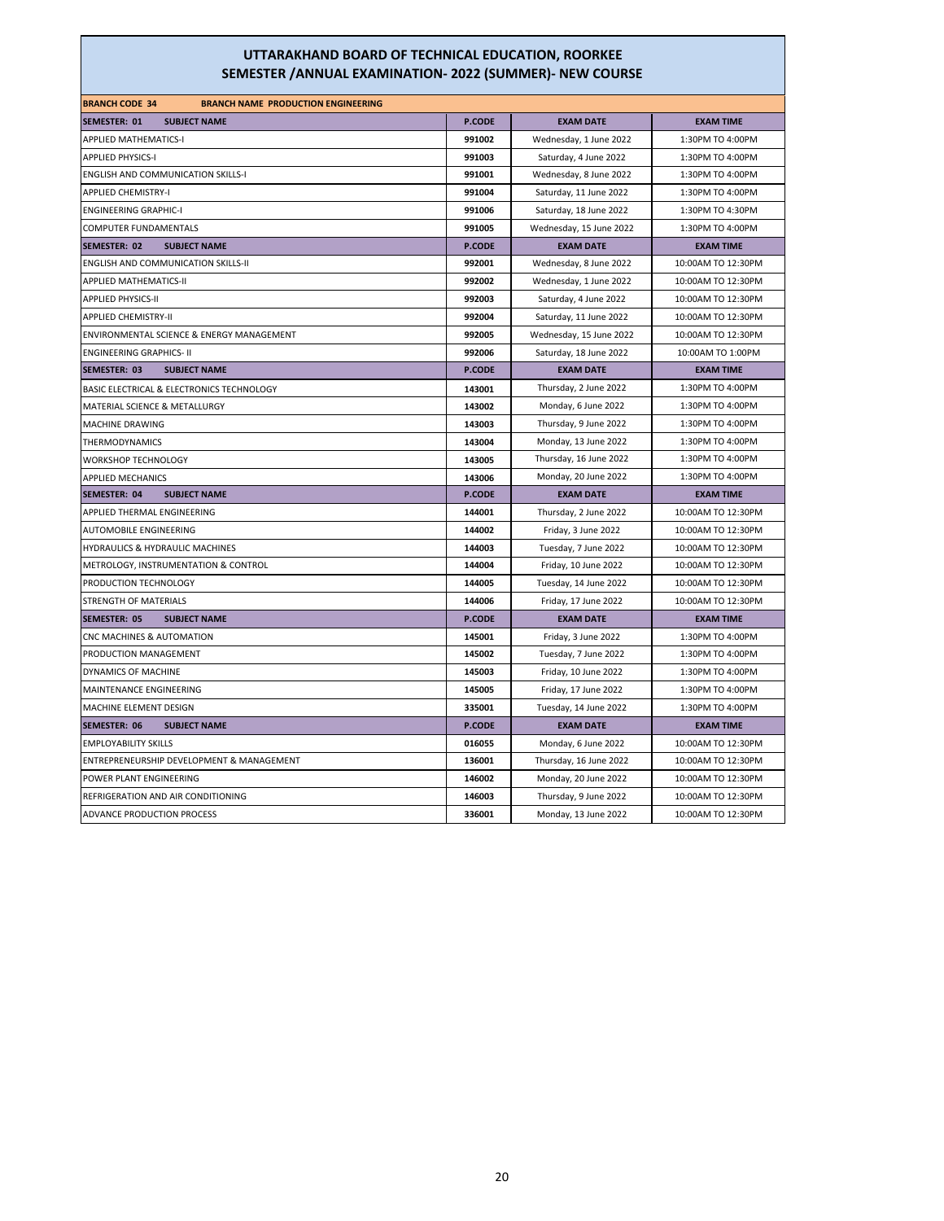# UTTARAKHAND BOARD OF TECHNICAL EDUCATION, ROORKEE
## SEMESTER /ANNUAL EXAMINATION- 2022 (SUMMER)- NEW COURSE

| BRANCH CODE 34 BRANCH NAME PRODUCTION ENGINEERING | | | |
|---|---|---|---|
| **SEMESTER: 01 SUBJECT NAME** | **P.CODE** | **EXAM DATE** | **EXAM TIME** |
| APPLIED MATHEMATICS-I | 991002 | Wednesday, 1 June 2022 | 1:30PM TO 4:00PM |
| APPLIED PHYSICS-I | 991003 | Saturday, 4 June 2022 | 1:30PM TO 4:00PM |
| ENGLISH AND COMMUNICATION SKILLS-I | 991001 | Wednesday, 8 June 2022 | 1:30PM TO 4:00PM |
| APPLIED CHEMISTRY-I | 991004 | Saturday, 11 June 2022 | 1:30PM TO 4:00PM |
| ENGINEERING GRAPHIC-I | 991006 | Saturday, 18 June 2022 | 1:30PM TO 4:30PM |
| COMPUTER FUNDAMENTALS | 991005 | Wednesday, 15 June 2022 | 1:30PM TO 4:00PM |
| **SEMESTER: 02 SUBJECT NAME** | **P.CODE** | **EXAM DATE** | **EXAM TIME** |
| ENGLISH AND COMMUNICATION SKILLS-II | 992001 | Wednesday, 8 June 2022 | 10:00AM TO 12:30PM |
| APPLIED MATHEMATICS-II | 992002 | Wednesday, 1 June 2022 | 10:00AM TO 12:30PM |
| APPLIED PHYSICS-II | 992003 | Saturday, 4 June 2022 | 10:00AM TO 12:30PM |
| APPLIED CHEMISTRY-II | 992004 | Saturday, 11 June 2022 | 10:00AM TO 12:30PM |
| ENVIRONMENTAL SCIENCE & ENERGY MANAGEMENT | 992005 | Wednesday, 15 June 2022 | 10:00AM TO 12:30PM |
| ENGINEERING GRAPHICS- II | 992006 | Saturday, 18 June 2022 | 10:00AM TO 1:00PM |
| **SEMESTER: 03 SUBJECT NAME** | **P.CODE** | **EXAM DATE** | **EXAM TIME** |
| BASIC ELECTRICAL & ELECTRONICS TECHNOLOGY | 143001 | Thursday, 2 June 2022 | 1:30PM TO 4:00PM |
| MATERIAL SCIENCE & METALLURGY | 143002 | Monday, 6 June 2022 | 1:30PM TO 4:00PM |
| MACHINE DRAWING | 143003 | Thursday, 9 June 2022 | 1:30PM TO 4:00PM |
| THERMODYNAMICS | 143004 | Monday, 13 June 2022 | 1:30PM TO 4:00PM |
| WORKSHOP TECHNOLOGY | 143005 | Thursday, 16 June 2022 | 1:30PM TO 4:00PM |
| APPLIED MECHANICS | 143006 | Monday, 20 June 2022 | 1:30PM TO 4:00PM |
| **SEMESTER: 04 SUBJECT NAME** | **P.CODE** | **EXAM DATE** | **EXAM TIME** |
| APPLIED THERMAL ENGINEERING | 144001 | Thursday, 2 June 2022 | 10:00AM TO 12:30PM |
| AUTOMOBILE ENGINEERING | 144002 | Friday, 3 June 2022 | 10:00AM TO 12:30PM |
| HYDRAULICS & HYDRAULIC MACHINES | 144003 | Tuesday, 7 June 2022 | 10:00AM TO 12:30PM |
| METROLOGY, INSTRUMENTATION & CONTROL | 144004 | Friday, 10 June 2022 | 10:00AM TO 12:30PM |
| PRODUCTION TECHNOLOGY | 144005 | Tuesday, 14 June 2022 | 10:00AM TO 12:30PM |
| STRENGTH OF MATERIALS | 144006 | Friday, 17 June 2022 | 10:00AM TO 12:30PM |
| **SEMESTER: 05 SUBJECT NAME** | **P.CODE** | **EXAM DATE** | **EXAM TIME** |
| CNC MACHINES & AUTOMATION | 145001 | Friday, 3 June 2022 | 1:30PM TO 4:00PM |
| PRODUCTION MANAGEMENT | 145002 | Tuesday, 7 June 2022 | 1:30PM TO 4:00PM |
| DYNAMICS OF MACHINE | 145003 | Friday, 10 June 2022 | 1:30PM TO 4:00PM |
| MAINTENANCE ENGINEERING | 145005 | Friday, 17 June 2022 | 1:30PM TO 4:00PM |
| MACHINE ELEMENT DESIGN | 335001 | Tuesday, 14 June 2022 | 1:30PM TO 4:00PM |
| **SEMESTER: 06 SUBJECT NAME** | **P.CODE** | **EXAM DATE** | **EXAM TIME** |
| EMPLOYABILITY SKILLS | 016055 | Monday, 6 June 2022 | 10:00AM TO 12:30PM |
| ENTREPRENEURSHIP DEVELOPMENT & MANAGEMENT | 136001 | Thursday, 16 June 2022 | 10:00AM TO 12:30PM |
| POWER PLANT ENGINEERING | 146002 | Monday, 20 June 2022 | 10:00AM TO 12:30PM |
| REFRIGERATION AND AIR CONDITIONING | 146003 | Thursday, 9 June 2022 | 10:00AM TO 12:30PM |
| ADVANCE PRODUCTION PROCESS | 336001 | Monday, 13 June 2022 | 10:00AM TO 12:30PM |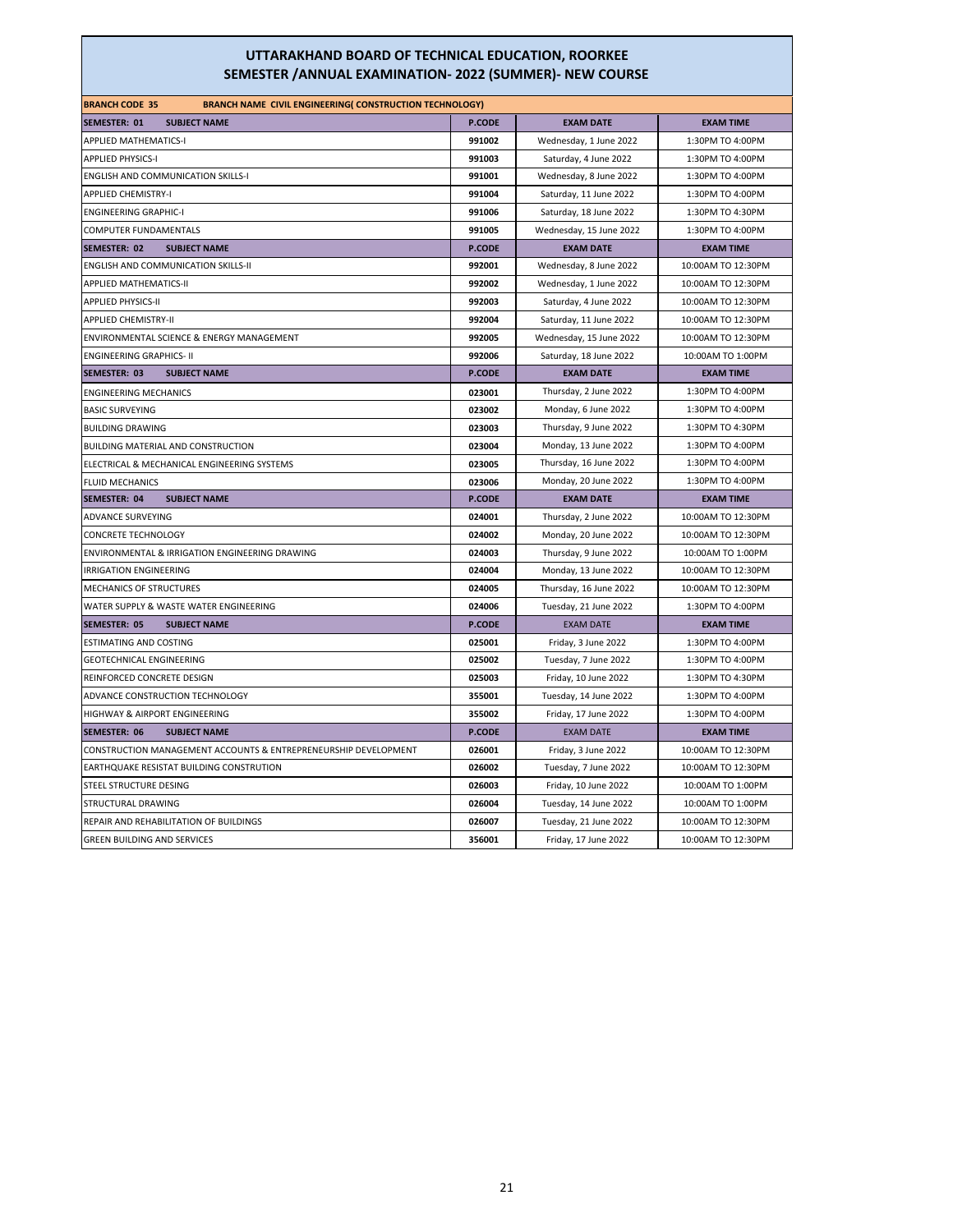# UTTARAKHAND BOARD OF TECHNICAL EDUCATION, ROORKEE
## SEMESTER /ANNUAL EXAMINATION- 2022 (SUMMER)- NEW COURSE

| BRANCH CODE 35 | BRANCH NAME CIVIL ENGINEERING( CONSTRUCTION TECHNOLOGY) | | |
|---|---|---|---|
| **SEMESTER: 01 SUBJECT NAME** | **P.CODE** | **EXAM DATE** | **EXAM TIME** |
| APPLIED MATHEMATICS-I | 991002 | Wednesday, 1 June 2022 | 1:30PM TO 4:00PM |
| APPLIED PHYSICS-I | 991003 | Saturday, 4 June 2022 | 1:30PM TO 4:00PM |
| ENGLISH AND COMMUNICATION SKILLS-I | 991001 | Wednesday, 8 June 2022 | 1:30PM TO 4:00PM |
| APPLIED CHEMISTRY-I | 991004 | Saturday, 11 June 2022 | 1:30PM TO 4:00PM |
| ENGINEERING GRAPHIC-I | 991006 | Saturday, 18 June 2022 | 1:30PM TO 4:30PM |
| COMPUTER FUNDAMENTALS | 991005 | Wednesday, 15 June 2022 | 1:30PM TO 4:00PM |
| **SEMESTER: 02 SUBJECT NAME** | **P.CODE** | **EXAM DATE** | **EXAM TIME** |
| ENGLISH AND COMMUNICATION SKILLS-II | 992001 | Wednesday, 8 June 2022 | 10:00AM TO 12:30PM |
| APPLIED MATHEMATICS-II | 992002 | Wednesday, 1 June 2022 | 10:00AM TO 12:30PM |
| APPLIED PHYSICS-II | 992003 | Saturday, 4 June 2022 | 10:00AM TO 12:30PM |
| APPLIED CHEMISTRY-II | 992004 | Saturday, 11 June 2022 | 10:00AM TO 12:30PM |
| ENVIRONMENTAL SCIENCE & ENERGY MANAGEMENT | 992005 | Wednesday, 15 June 2022 | 10:00AM TO 12:30PM |
| ENGINEERING GRAPHICS- II | 992006 | Saturday, 18 June 2022 | 10:00AM TO 1:00PM |
| **SEMESTER: 03 SUBJECT NAME** | **P.CODE** | **EXAM DATE** | **EXAM TIME** |
| ENGINEERING MECHANICS | 023001 | Thursday, 2 June 2022 | 1:30PM TO 4:00PM |
| BASIC SURVEYING | 023002 | Monday, 6 June 2022 | 1:30PM TO 4:00PM |
| BUILDING DRAWING | 023003 | Thursday, 9 June 2022 | 1:30PM TO 4:30PM |
| BUILDING MATERIAL AND CONSTRUCTION | 023004 | Monday, 13 June 2022 | 1:30PM TO 4:00PM |
| ELECTRICAL & MECHANICAL ENGINEERING SYSTEMS | 023005 | Thursday, 16 June 2022 | 1:30PM TO 4:00PM |
| FLUID MECHANICS | 023006 | Monday, 20 June 2022 | 1:30PM TO 4:00PM |
| **SEMESTER: 04 SUBJECT NAME** | **P.CODE** | **EXAM DATE** | **EXAM TIME** |
| ADVANCE SURVEYING | 024001 | Thursday, 2 June 2022 | 10:00AM TO 12:30PM |
| CONCRETE TECHNOLOGY | 024002 | Monday, 20 June 2022 | 10:00AM TO 12:30PM |
| ENVIRONMENTAL & IRRIGATION ENGINEERING DRAWING | 024003 | Thursday, 9 June 2022 | 10:00AM TO 1:00PM |
| IRRIGATION ENGINEERING | 024004 | Monday, 13 June 2022 | 10:00AM TO 12:30PM |
| MECHANICS OF STRUCTURES | 024005 | Thursday, 16 June 2022 | 10:00AM TO 12:30PM |
| WATER SUPPLY & WASTE WATER ENGINEERING | 024006 | Tuesday, 21 June 2022 | 1:30PM TO 4:00PM |
| **SEMESTER: 05 SUBJECT NAME** | **P.CODE** | **EXAM DATE** | **EXAM TIME** |
| ESTIMATING AND COSTING | 025001 | Friday, 3 June 2022 | 1:30PM TO 4:00PM |
| GEOTECHNICAL ENGINEERING | 025002 | Tuesday, 7 June 2022 | 1:30PM TO 4:00PM |
| REINFORCED CONCRETE DESIGN | 025003 | Friday, 10 June 2022 | 1:30PM TO 4:30PM |
| ADVANCE CONSTRUCTION TECHNOLOGY | 355001 | Tuesday, 14 June 2022 | 1:30PM TO 4:00PM |
| HIGHWAY & AIRPORT ENGINEERING | 355002 | Friday, 17 June 2022 | 1:30PM TO 4:00PM |
| **SEMESTER: 06 SUBJECT NAME** | **P.CODE** | **EXAM DATE** | **EXAM TIME** |
| CONSTRUCTION MANAGEMENT ACCOUNTS & ENTREPRENEURSHIP DEVELOPMENT | 026001 | Friday, 3 June 2022 | 10:00AM TO 12:30PM |
| EARTHQUAKE RESISTAT BUILDING CONSTRUTION | 026002 | Tuesday, 7 June 2022 | 10:00AM TO 12:30PM |
| STEEL STRUCTURE DESING | 026003 | Friday, 10 June 2022 | 10:00AM TO 1:00PM |
| STRUCTURAL DRAWING | 026004 | Tuesday, 14 June 2022 | 10:00AM TO 1:00PM |
| REPAIR AND REHABILITATION OF BUILDINGS | 026007 | Tuesday, 21 June 2022 | 10:00AM TO 12:30PM |
| GREEN BUILDING AND SERVICES | 356001 | Friday, 17 June 2022 | 10:00AM TO 12:30PM |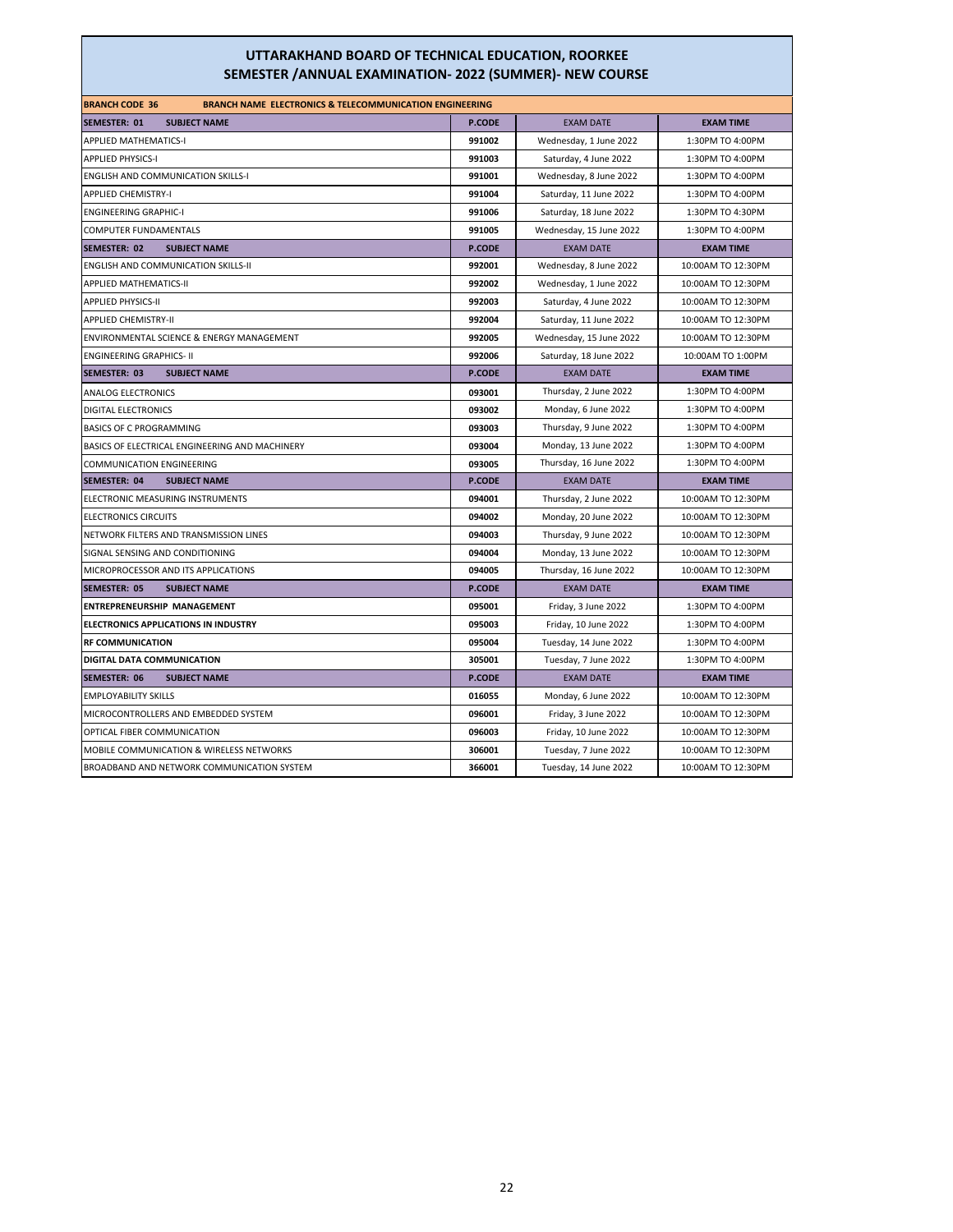# UTTARAKHAND BOARD OF TECHNICAL EDUCATION, ROORKEE
## SEMESTER /ANNUAL EXAMINATION- 2022 (SUMMER)- NEW COURSE

**BRANCH CODE 36** **BRANCH NAME ELECTRONICS & TELECOMMUNICATION ENGINEERING**

| SEMESTER: 01 SUBJECT NAME | P.CODE | EXAM DATE | EXAM TIME |
|---|---|---|---|
| APPLIED MATHEMATICS-I | 991002 | Wednesday, 1 June 2022 | 1:30PM TO 4:00PM |
| APPLIED PHYSICS-I | 991003 | Saturday, 4 June 2022 | 1:30PM TO 4:00PM |
| ENGLISH AND COMMUNICATION SKILLS-I | 991001 | Wednesday, 8 June 2022 | 1:30PM TO 4:00PM |
| APPLIED CHEMISTRY-I | 991004 | Saturday, 11 June 2022 | 1:30PM TO 4:00PM |
| ENGINEERING GRAPHIC-I | 991006 | Saturday, 18 June 2022 | 1:30PM TO 4:30PM |
| COMPUTER FUNDAMENTALS | 991005 | Wednesday, 15 June 2022 | 1:30PM TO 4:00PM |
| **SEMESTER: 02 SUBJECT NAME** | **P.CODE** | **EXAM DATE** | **EXAM TIME** |
| ENGLISH AND COMMUNICATION SKILLS-II | 992001 | Wednesday, 8 June 2022 | 10:00AM TO 12:30PM |
| APPLIED MATHEMATICS-II | 992002 | Wednesday, 1 June 2022 | 10:00AM TO 12:30PM |
| APPLIED PHYSICS-II | 992003 | Saturday, 4 June 2022 | 10:00AM TO 12:30PM |
| APPLIED CHEMISTRY-II | 992004 | Saturday, 11 June 2022 | 10:00AM TO 12:30PM |
| ENVIRONMENTAL SCIENCE & ENERGY MANAGEMENT | 992005 | Wednesday, 15 June 2022 | 10:00AM TO 12:30PM |
| ENGINEERING GRAPHICS- II | 992006 | Saturday, 18 June 2022 | 10:00AM TO 1:00PM |
| **SEMESTER: 03 SUBJECT NAME** | **P.CODE** | **EXAM DATE** | **EXAM TIME** |
| ANALOG ELECTRONICS | 093001 | Thursday, 2 June 2022 | 1:30PM TO 4:00PM |
| DIGITAL ELECTRONICS | 093002 | Monday, 6 June 2022 | 1:30PM TO 4:00PM |
| BASICS OF C PROGRAMMING | 093003 | Thursday, 9 June 2022 | 1:30PM TO 4:00PM |
| BASICS OF ELECTRICAL ENGINEERING AND MACHINERY | 093004 | Monday, 13 June 2022 | 1:30PM TO 4:00PM |
| COMMUNICATION ENGINEERING | 093005 | Thursday, 16 June 2022 | 1:30PM TO 4:00PM |
| **SEMESTER: 04 SUBJECT NAME** | **P.CODE** | **EXAM DATE** | **EXAM TIME** |
| ELECTRONIC MEASURING INSTRUMENTS | 094001 | Thursday, 2 June 2022 | 10:00AM TO 12:30PM |
| ELECTRONICS CIRCUITS | 094002 | Monday, 20 June 2022 | 10:00AM TO 12:30PM |
| NETWORK FILTERS AND TRANSMISSION LINES | 094003 | Thursday, 9 June 2022 | 10:00AM TO 12:30PM |
| SIGNAL SENSING AND CONDITIONING | 094004 | Monday, 13 June 2022 | 10:00AM TO 12:30PM |
| MICROPROCESSOR AND ITS APPLICATIONS | 094005 | Thursday, 16 June 2022 | 10:00AM TO 12:30PM |
| **SEMESTER: 05 SUBJECT NAME** | **P.CODE** | **EXAM DATE** | **EXAM TIME** |
| **ENTREPRENEURSHIP MANAGEMENT** | 095001 | Friday, 3 June 2022 | 1:30PM TO 4:00PM |
| **ELECTRONICS APPLICATIONS IN INDUSTRY** | 095003 | Friday, 10 June 2022 | 1:30PM TO 4:00PM |
| **RF COMMUNICATION** | 095004 | Tuesday, 14 June 2022 | 1:30PM TO 4:00PM |
| **DIGITAL DATA COMMUNICATION** | 305001 | Tuesday, 7 June 2022 | 1:30PM TO 4:00PM |
| **SEMESTER: 06 SUBJECT NAME** | **P.CODE** | **EXAM DATE** | **EXAM TIME** |
| EMPLOYABILITY SKILLS | 016055 | Monday, 6 June 2022 | 10:00AM TO 12:30PM |
| MICROCONTROLLERS AND EMBEDDED SYSTEM | 096001 | Friday, 3 June 2022 | 10:00AM TO 12:30PM |
| OPTICAL FIBER COMMUNICATION | 096003 | Friday, 10 June 2022 | 10:00AM TO 12:30PM |
| MOBILE COMMUNICATION & WIRELESS NETWORKS | 306001 | Tuesday, 7 June 2022 | 10:00AM TO 12:30PM |
| BROADBAND AND NETWORK COMMUNICATION SYSTEM | 366001 | Tuesday, 14 June 2022 | 10:00AM TO 12:30PM |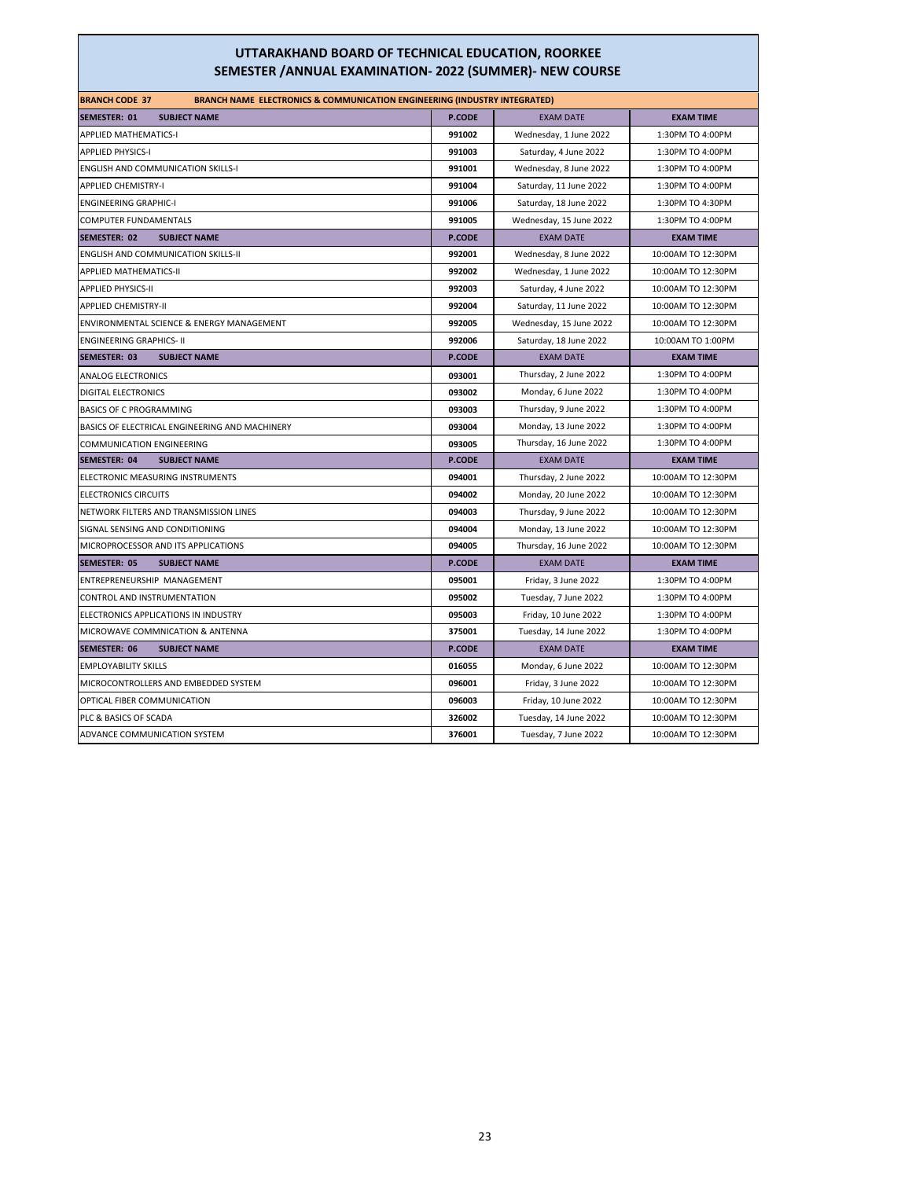# UTTARAKHAND BOARD OF TECHNICAL EDUCATION, ROORKEE
## SEMESTER /ANNUAL EXAMINATION- 2022 (SUMMER)- NEW COURSE

**BRANCH CODE 37** **BRANCH NAME ELECTRONICS & COMMUNICATION ENGINEERING (INDUSTRY INTEGRATED)**

| SEMESTER: 01 SUBJECT NAME | P.CODE | EXAM DATE | EXAM TIME |
|---|---|---|---|
| APPLIED MATHEMATICS-I | 991002 | Wednesday, 1 June 2022 | 1:30PM TO 4:00PM |
| APPLIED PHYSICS-I | 991003 | Saturday, 4 June 2022 | 1:30PM TO 4:00PM |
| ENGLISH AND COMMUNICATION SKILLS-I | 991001 | Wednesday, 8 June 2022 | 1:30PM TO 4:00PM |
| APPLIED CHEMISTRY-I | 991004 | Saturday, 11 June 2022 | 1:30PM TO 4:00PM |
| ENGINEERING GRAPHIC-I | 991006 | Saturday, 18 June 2022 | 1:30PM TO 4:30PM |
| COMPUTER FUNDAMENTALS | 991005 | Wednesday, 15 June 2022 | 1:30PM TO 4:00PM |
| **SEMESTER: 02 SUBJECT NAME** | **P.CODE** | **EXAM DATE** | **EXAM TIME** |
| ENGLISH AND COMMUNICATION SKILLS-II | 992001 | Wednesday, 8 June 2022 | 10:00AM TO 12:30PM |
| APPLIED MATHEMATICS-II | 992002 | Wednesday, 1 June 2022 | 10:00AM TO 12:30PM |
| APPLIED PHYSICS-II | 992003 | Saturday, 4 June 2022 | 10:00AM TO 12:30PM |
| APPLIED CHEMISTRY-II | 992004 | Saturday, 11 June 2022 | 10:00AM TO 12:30PM |
| ENVIRONMENTAL SCIENCE & ENERGY MANAGEMENT | 992005 | Wednesday, 15 June 2022 | 10:00AM TO 12:30PM |
| ENGINEERING GRAPHICS- II | 992006 | Saturday, 18 June 2022 | 10:00AM TO 1:00PM |
| **SEMESTER: 03 SUBJECT NAME** | **P.CODE** | **EXAM DATE** | **EXAM TIME** |
| ANALOG ELECTRONICS | 093001 | Thursday, 2 June 2022 | 1:30PM TO 4:00PM |
| DIGITAL ELECTRONICS | 093002 | Monday, 6 June 2022 | 1:30PM TO 4:00PM |
| BASICS OF C PROGRAMMING | 093003 | Thursday, 9 June 2022 | 1:30PM TO 4:00PM |
| BASICS OF ELECTRICAL ENGINEERING AND MACHINERY | 093004 | Monday, 13 June 2022 | 1:30PM TO 4:00PM |
| COMMUNICATION ENGINEERING | 093005 | Thursday, 16 June 2022 | 1:30PM TO 4:00PM |
| **SEMESTER: 04 SUBJECT NAME** | **P.CODE** | **EXAM DATE** | **EXAM TIME** |
| ELECTRONIC MEASURING INSTRUMENTS | 094001 | Thursday, 2 June 2022 | 10:00AM TO 12:30PM |
| ELECTRONICS CIRCUITS | 094002 | Monday, 20 June 2022 | 10:00AM TO 12:30PM |
| NETWORK FILTERS AND TRANSMISSION LINES | 094003 | Thursday, 9 June 2022 | 10:00AM TO 12:30PM |
| SIGNAL SENSING AND CONDITIONING | 094004 | Monday, 13 June 2022 | 10:00AM TO 12:30PM |
| MICROPROCESSOR AND ITS APPLICATIONS | 094005 | Thursday, 16 June 2022 | 10:00AM TO 12:30PM |
| **SEMESTER: 05 SUBJECT NAME** | **P.CODE** | **EXAM DATE** | **EXAM TIME** |
| ENTREPRENEURSHIP MANAGEMENT | 095001 | Friday, 3 June 2022 | 1:30PM TO 4:00PM |
| CONTROL AND INSTRUMENTATION | 095002 | Tuesday, 7 June 2022 | 1:30PM TO 4:00PM |
| ELECTRONICS APPLICATIONS IN INDUSTRY | 095003 | Friday, 10 June 2022 | 1:30PM TO 4:00PM |
| MICROWAVE COMMNICATION & ANTENNA | 375001 | Tuesday, 14 June 2022 | 1:30PM TO 4:00PM |
| **SEMESTER: 06 SUBJECT NAME** | **P.CODE** | **EXAM DATE** | **EXAM TIME** |
| EMPLOYABILITY SKILLS | 016055 | Monday, 6 June 2022 | 10:00AM TO 12:30PM |
| MICROCONTROLLERS AND EMBEDDED SYSTEM | 096001 | Friday, 3 June 2022 | 10:00AM TO 12:30PM |
| OPTICAL FIBER COMMUNICATION | 096003 | Friday, 10 June 2022 | 10:00AM TO 12:30PM |
| PLC & BASICS OF SCADA | 326002 | Tuesday, 14 June 2022 | 10:00AM TO 12:30PM |
| ADVANCE COMMUNICATION SYSTEM | 376001 | Tuesday, 7 June 2022 | 10:00AM TO 12:30PM |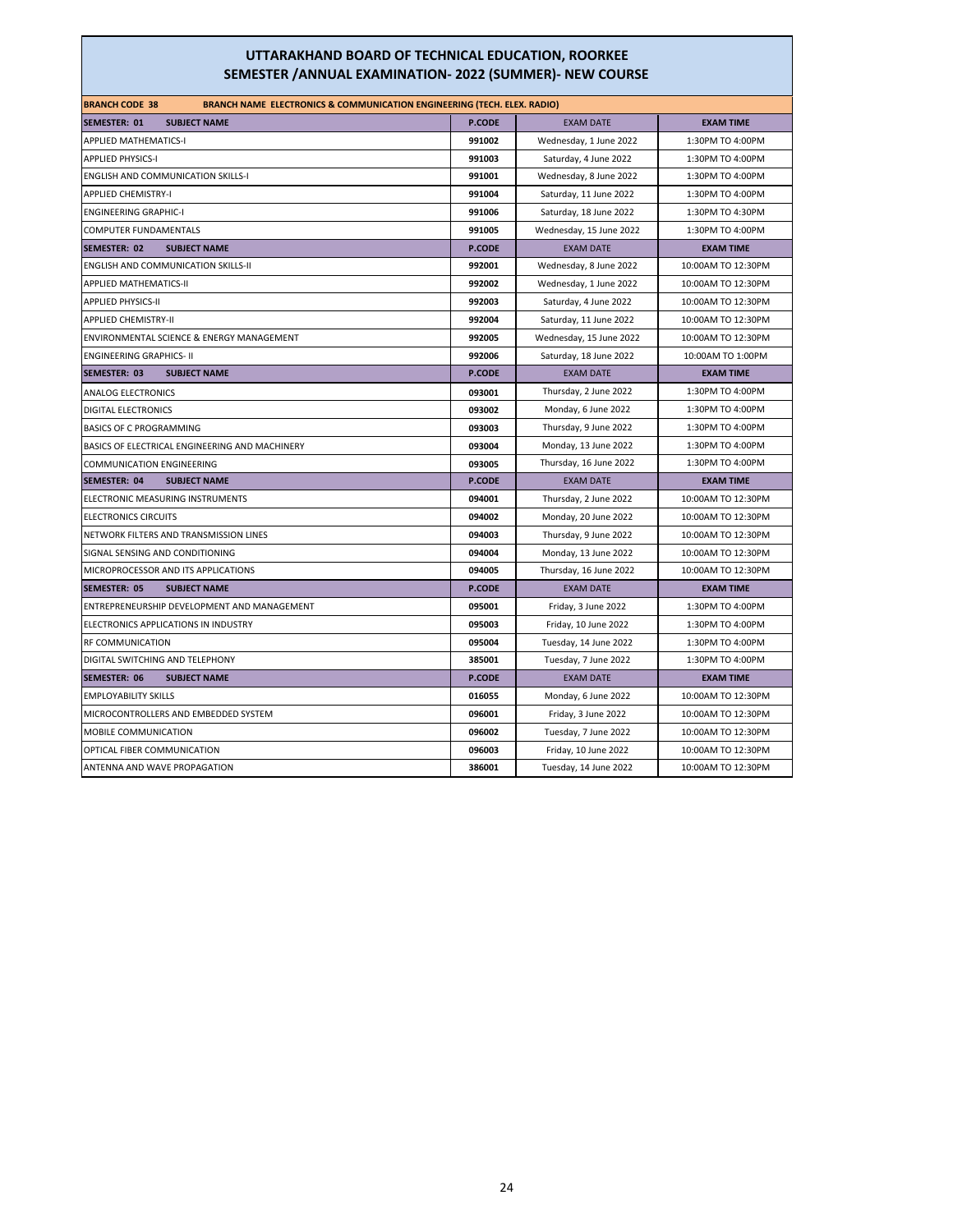# UTTARAKHAND BOARD OF TECHNICAL EDUCATION, ROORKEE
## SEMESTER /ANNUAL EXAMINATION- 2022 (SUMMER)- NEW COURSE

| BRANCH CODE 38 | BRANCH NAME ELECTRONICS & COMMUNICATION ENGINEERING (TECH. ELEX. RADIO) | | |
|---|---|---|---|
| **SEMESTER: 01 SUBJECT NAME** | **P.CODE** | **EXAM DATE** | **EXAM TIME** |
| APPLIED MATHEMATICS-I | 991002 | Wednesday, 1 June 2022 | 1:30PM TO 4:00PM |
| APPLIED PHYSICS-I | 991003 | Saturday, 4 June 2022 | 1:30PM TO 4:00PM |
| ENGLISH AND COMMUNICATION SKILLS-I | 991001 | Wednesday, 8 June 2022 | 1:30PM TO 4:00PM |
| APPLIED CHEMISTRY-I | 991004 | Saturday, 11 June 2022 | 1:30PM TO 4:00PM |
| ENGINEERING GRAPHIC-I | 991006 | Saturday, 18 June 2022 | 1:30PM TO 4:30PM |
| COMPUTER FUNDAMENTALS | 991005 | Wednesday, 15 June 2022 | 1:30PM TO 4:00PM |
| **SEMESTER: 02 SUBJECT NAME** | **P.CODE** | **EXAM DATE** | **EXAM TIME** |
| ENGLISH AND COMMUNICATION SKILLS-II | 992001 | Wednesday, 8 June 2022 | 10:00AM TO 12:30PM |
| APPLIED MATHEMATICS-II | 992002 | Wednesday, 1 June 2022 | 10:00AM TO 12:30PM |
| APPLIED PHYSICS-II | 992003 | Saturday, 4 June 2022 | 10:00AM TO 12:30PM |
| APPLIED CHEMISTRY-II | 992004 | Saturday, 11 June 2022 | 10:00AM TO 12:30PM |
| ENVIRONMENTAL SCIENCE & ENERGY MANAGEMENT | 992005 | Wednesday, 15 June 2022 | 10:00AM TO 12:30PM |
| ENGINEERING GRAPHICS- II | 992006 | Saturday, 18 June 2022 | 10:00AM TO 1:00PM |
| **SEMESTER: 03 SUBJECT NAME** | **P.CODE** | **EXAM DATE** | **EXAM TIME** |
| ANALOG ELECTRONICS | 093001 | Thursday, 2 June 2022 | 1:30PM TO 4:00PM |
| DIGITAL ELECTRONICS | 093002 | Monday, 6 June 2022 | 1:30PM TO 4:00PM |
| BASICS OF C PROGRAMMING | 093003 | Thursday, 9 June 2022 | 1:30PM TO 4:00PM |
| BASICS OF ELECTRICAL ENGINEERING AND MACHINERY | 093004 | Monday, 13 June 2022 | 1:30PM TO 4:00PM |
| COMMUNICATION ENGINEERING | 093005 | Thursday, 16 June 2022 | 1:30PM TO 4:00PM |
| **SEMESTER: 04 SUBJECT NAME** | **P.CODE** | **EXAM DATE** | **EXAM TIME** |
| ELECTRONIC MEASURING INSTRUMENTS | 094001 | Thursday, 2 June 2022 | 10:00AM TO 12:30PM |
| ELECTRONICS CIRCUITS | 094002 | Monday, 20 June 2022 | 10:00AM TO 12:30PM |
| NETWORK FILTERS AND TRANSMISSION LINES | 094003 | Thursday, 9 June 2022 | 10:00AM TO 12:30PM |
| SIGNAL SENSING AND CONDITIONING | 094004 | Monday, 13 June 2022 | 10:00AM TO 12:30PM |
| MICROPROCESSOR AND ITS APPLICATIONS | 094005 | Thursday, 16 June 2022 | 10:00AM TO 12:30PM |
| **SEMESTER: 05 SUBJECT NAME** | **P.CODE** | **EXAM DATE** | **EXAM TIME** |
| ENTREPRENEURSHIP DEVELOPMENT AND MANAGEMENT | 095001 | Friday, 3 June 2022 | 1:30PM TO 4:00PM |
| ELECTRONICS APPLICATIONS IN INDUSTRY | 095003 | Friday, 10 June 2022 | 1:30PM TO 4:00PM |
| RF COMMUNICATION | 095004 | Tuesday, 14 June 2022 | 1:30PM TO 4:00PM |
| DIGITAL SWITCHING AND TELEPHONY | 385001 | Tuesday, 7 June 2022 | 1:30PM TO 4:00PM |
| **SEMESTER: 06 SUBJECT NAME** | **P.CODE** | **EXAM DATE** | **EXAM TIME** |
| EMPLOYABILITY SKILLS | 016055 | Monday, 6 June 2022 | 10:00AM TO 12:30PM |
| MICROCONTROLLERS AND EMBEDDED SYSTEM | 096001 | Friday, 3 June 2022 | 10:00AM TO 12:30PM |
| MOBILE COMMUNICATION | 096002 | Tuesday, 7 June 2022 | 10:00AM TO 12:30PM |
| OPTICAL FIBER COMMUNICATION | 096003 | Friday, 10 June 2022 | 10:00AM TO 12:30PM |
| ANTENNA AND WAVE PROPAGATION | 386001 | Tuesday, 14 June 2022 | 10:00AM TO 12:30PM |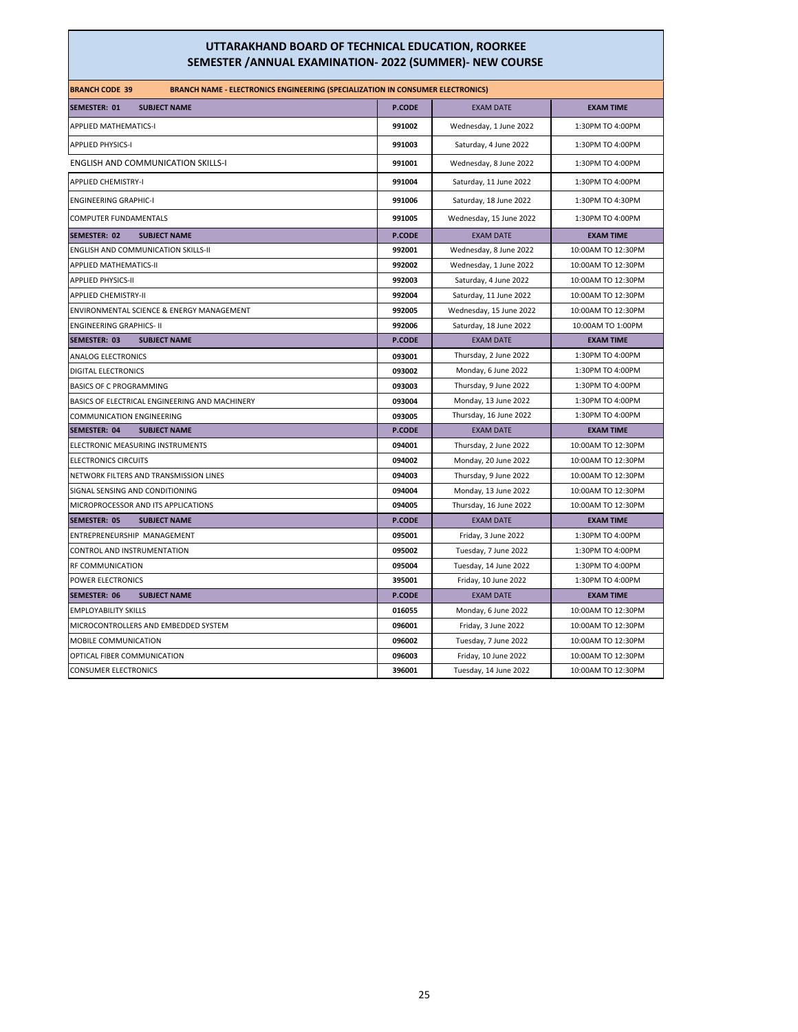# UTTARAKHAND BOARD OF TECHNICAL EDUCATION, ROORKEE
## SEMESTER /ANNUAL EXAMINATION- 2022 (SUMMER)- NEW COURSE

| BRANCH CODE 39 | BRANCH NAME - ELECTRONICS ENGINEERING (SPECIALIZATION IN CONSUMER ELECTRONICS) | | |
|---|---|---|---|
| **SEMESTER: 01 SUBJECT NAME** | **P.CODE** | **EXAM DATE** | **EXAM TIME** |
| APPLIED MATHEMATICS-I | 991002 | Wednesday, 1 June 2022 | 1:30PM TO 4:00PM |
| APPLIED PHYSICS-I | 991003 | Saturday, 4 June 2022 | 1:30PM TO 4:00PM |
| ENGLISH AND COMMUNICATION SKILLS-I | 991001 | Wednesday, 8 June 2022 | 1:30PM TO 4:00PM |
| APPLIED CHEMISTRY-I | 991004 | Saturday, 11 June 2022 | 1:30PM TO 4:00PM |
| ENGINEERING GRAPHIC-I | 991006 | Saturday, 18 June 2022 | 1:30PM TO 4:30PM |
| COMPUTER FUNDAMENTALS | 991005 | Wednesday, 15 June 2022 | 1:30PM TO 4:00PM |
| **SEMESTER: 02 SUBJECT NAME** | **P.CODE** | **EXAM DATE** | **EXAM TIME** |
| ENGLISH AND COMMUNICATION SKILLS-II | 992001 | Wednesday, 8 June 2022 | 10:00AM TO 12:30PM |
| APPLIED MATHEMATICS-II | 992002 | Wednesday, 1 June 2022 | 10:00AM TO 12:30PM |
| APPLIED PHYSICS-II | 992003 | Saturday, 4 June 2022 | 10:00AM TO 12:30PM |
| APPLIED CHEMISTRY-II | 992004 | Saturday, 11 June 2022 | 10:00AM TO 12:30PM |
| ENVIRONMENTAL SCIENCE & ENERGY MANAGEMENT | 992005 | Wednesday, 15 June 2022 | 10:00AM TO 12:30PM |
| ENGINEERING GRAPHICS- II | 992006 | Saturday, 18 June 2022 | 10:00AM TO 1:00PM |
| **SEMESTER: 03 SUBJECT NAME** | **P.CODE** | **EXAM DATE** | **EXAM TIME** |
| ANALOG ELECTRONICS | 093001 | Thursday, 2 June 2022 | 1:30PM TO 4:00PM |
| DIGITAL ELECTRONICS | 093002 | Monday, 6 June 2022 | 1:30PM TO 4:00PM |
| BASICS OF C PROGRAMMING | 093003 | Thursday, 9 June 2022 | 1:30PM TO 4:00PM |
| BASICS OF ELECTRICAL ENGINEERING AND MACHINERY | 093004 | Monday, 13 June 2022 | 1:30PM TO 4:00PM |
| COMMUNICATION ENGINEERING | 093005 | Thursday, 16 June 2022 | 1:30PM TO 4:00PM |
| **SEMESTER: 04 SUBJECT NAME** | **P.CODE** | **EXAM DATE** | **EXAM TIME** |
| ELECTRONIC MEASURING INSTRUMENTS | 094001 | Thursday, 2 June 2022 | 10:00AM TO 12:30PM |
| ELECTRONICS CIRCUITS | 094002 | Monday, 20 June 2022 | 10:00AM TO 12:30PM |
| NETWORK FILTERS AND TRANSMISSION LINES | 094003 | Thursday, 9 June 2022 | 10:00AM TO 12:30PM |
| SIGNAL SENSING AND CONDITIONING | 094004 | Monday, 13 June 2022 | 10:00AM TO 12:30PM |
| MICROPROCESSOR AND ITS APPLICATIONS | 094005 | Thursday, 16 June 2022 | 10:00AM TO 12:30PM |
| **SEMESTER: 05 SUBJECT NAME** | **P.CODE** | **EXAM DATE** | **EXAM TIME** |
| ENTREPRENEURSHIP MANAGEMENT | 095001 | Friday, 3 June 2022 | 1:30PM TO 4:00PM |
| CONTROL AND INSTRUMENTATION | 095002 | Tuesday, 7 June 2022 | 1:30PM TO 4:00PM |
| RF COMMUNICATION | 095004 | Tuesday, 14 June 2022 | 1:30PM TO 4:00PM |
| POWER ELECTRONICS | 395001 | Friday, 10 June 2022 | 1:30PM TO 4:00PM |
| **SEMESTER: 06 SUBJECT NAME** | **P.CODE** | **EXAM DATE** | **EXAM TIME** |
| EMPLOYABILITY SKILLS | 016055 | Monday, 6 June 2022 | 10:00AM TO 12:30PM |
| MICROCONTROLLERS AND EMBEDDED SYSTEM | 096001 | Friday, 3 June 2022 | 10:00AM TO 12:30PM |
| MOBILE COMMUNICATION | 096002 | Tuesday, 7 June 2022 | 10:00AM TO 12:30PM |
| OPTICAL FIBER COMMUNICATION | 096003 | Friday, 10 June 2022 | 10:00AM TO 12:30PM |
| CONSUMER ELECTRONICS | 396001 | Tuesday, 14 June 2022 | 10:00AM TO 12:30PM |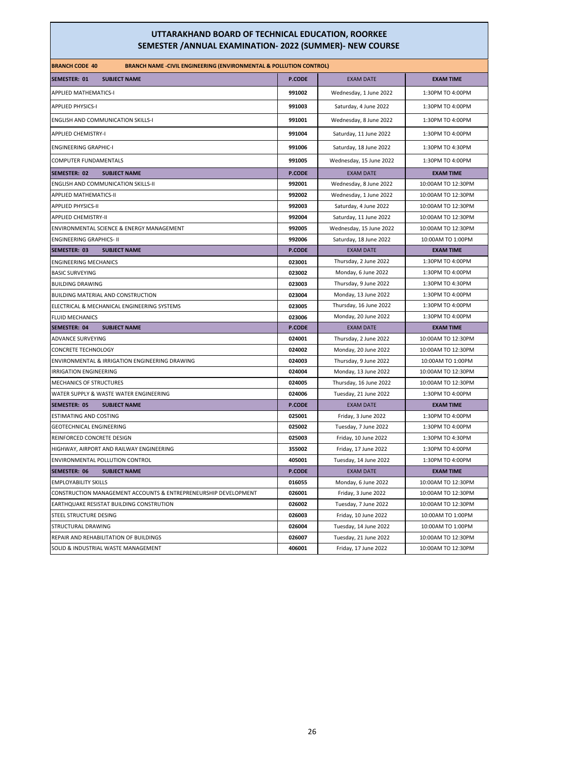# UTTARAKHAND BOARD OF TECHNICAL EDUCATION, ROORKEE
## SEMESTER /ANNUAL EXAMINATION- 2022 (SUMMER)- NEW COURSE

**BRANCH CODE 40** **BRANCH NAME -CIVIL ENGINEERING (ENVIRONMENTAL & POLLUTION CONTROL)**

| SEMESTER: 01 SUBJECT NAME | P.CODE | EXAM DATE | EXAM TIME |
|---|---|---|---|
| APPLIED MATHEMATICS-I | 991002 | Wednesday, 1 June 2022 | 1:30PM TO 4:00PM |
| APPLIED PHYSICS-I | 991003 | Saturday, 4 June 2022 | 1:30PM TO 4:00PM |
| ENGLISH AND COMMUNICATION SKILLS-I | 991001 | Wednesday, 8 June 2022 | 1:30PM TO 4:00PM |
| APPLIED CHEMISTRY-I | 991004 | Saturday, 11 June 2022 | 1:30PM TO 4:00PM |
| ENGINEERING GRAPHIC-I | 991006 | Saturday, 18 June 2022 | 1:30PM TO 4:30PM |
| COMPUTER FUNDAMENTALS | 991005 | Wednesday, 15 June 2022 | 1:30PM TO 4:00PM |
| **SEMESTER: 02 SUBJECT NAME** | **P.CODE** | **EXAM DATE** | **EXAM TIME** |
| ENGLISH AND COMMUNICATION SKILLS-II | 992001 | Wednesday, 8 June 2022 | 10:00AM TO 12:30PM |
| APPLIED MATHEMATICS-II | 992002 | Wednesday, 1 June 2022 | 10:00AM TO 12:30PM |
| APPLIED PHYSICS-II | 992003 | Saturday, 4 June 2022 | 10:00AM TO 12:30PM |
| APPLIED CHEMISTRY-II | 992004 | Saturday, 11 June 2022 | 10:00AM TO 12:30PM |
| ENVIRONMENTAL SCIENCE & ENERGY MANAGEMENT | 992005 | Wednesday, 15 June 2022 | 10:00AM TO 12:30PM |
| ENGINEERING GRAPHICS- II | 992006 | Saturday, 18 June 2022 | 10:00AM TO 1:00PM |
| **SEMESTER: 03 SUBJECT NAME** | **P.CODE** | **EXAM DATE** | **EXAM TIME** |
| ENGINEERING MECHANICS | 023001 | Thursday, 2 June 2022 | 1:30PM TO 4:00PM |
| BASIC SURVEYING | 023002 | Monday, 6 June 2022 | 1:30PM TO 4:00PM |
| BUILDING DRAWING | 023003 | Thursday, 9 June 2022 | 1:30PM TO 4:30PM |
| BUILDING MATERIAL AND CONSTRUCTION | 023004 | Monday, 13 June 2022 | 1:30PM TO 4:00PM |
| ELECTRICAL & MECHANICAL ENGINEERING SYSTEMS | 023005 | Thursday, 16 June 2022 | 1:30PM TO 4:00PM |
| FLUID MECHANICS | 023006 | Monday, 20 June 2022 | 1:30PM TO 4:00PM |
| **SEMESTER: 04 SUBJECT NAME** | **P.CODE** | **EXAM DATE** | **EXAM TIME** |
| ADVANCE SURVEYING | 024001 | Thursday, 2 June 2022 | 10:00AM TO 12:30PM |
| CONCRETE TECHNOLOGY | 024002 | Monday, 20 June 2022 | 10:00AM TO 12:30PM |
| ENVIRONMENTAL & IRRIGATION ENGINEERING DRAWING | 024003 | Thursday, 9 June 2022 | 10:00AM TO 1:00PM |
| IRRIGATION ENGINEERING | 024004 | Monday, 13 June 2022 | 10:00AM TO 12:30PM |
| MECHANICS OF STRUCTURES | 024005 | Thursday, 16 June 2022 | 10:00AM TO 12:30PM |
| WATER SUPPLY & WASTE WATER ENGINEERING | 024006 | Tuesday, 21 June 2022 | 1:30PM TO 4:00PM |
| **SEMESTER: 05 SUBJECT NAME** | **P.CODE** | **EXAM DATE** | **EXAM TIME** |
| ESTIMATING AND COSTING | 025001 | Friday, 3 June 2022 | 1:30PM TO 4:00PM |
| GEOTECHNICAL ENGINEERING | 025002 | Tuesday, 7 June 2022 | 1:30PM TO 4:00PM |
| REINFORCED CONCRETE DESIGN | 025003 | Friday, 10 June 2022 | 1:30PM TO 4:30PM |
| HIGHWAY, AIRPORT AND RAILWAY ENGINEERING | 355002 | Friday, 17 June 2022 | 1:30PM TO 4:00PM |
| ENVIRONMENTAL POLLUTION CONTROL | 405001 | Tuesday, 14 June 2022 | 1:30PM TO 4:00PM |
| **SEMESTER: 06 SUBJECT NAME** | **P.CODE** | **EXAM DATE** | **EXAM TIME** |
| EMPLOYABILITY SKILLS | 016055 | Monday, 6 June 2022 | 10:00AM TO 12:30PM |
| CONSTRUCTION MANAGEMENT ACCOUNTS & ENTREPRENEURSHIP DEVELOPMENT | 026001 | Friday, 3 June 2022 | 10:00AM TO 12:30PM |
| EARTHQUAKE RESISTAT BUILDING CONSTRUTION | 026002 | Tuesday, 7 June 2022 | 10:00AM TO 12:30PM |
| STEEL STRUCTURE DESING | 026003 | Friday, 10 June 2022 | 10:00AM TO 1:00PM |
| STRUCTURAL DRAWING | 026004 | Tuesday, 14 June 2022 | 10:00AM TO 1:00PM |
| REPAIR AND REHABILITATION OF BUILDINGS | 026007 | Tuesday, 21 June 2022 | 10:00AM TO 12:30PM |
| SOLID & INDUSTRIAL WASTE MANAGEMENT | 406001 | Friday, 17 June 2022 | 10:00AM TO 12:30PM |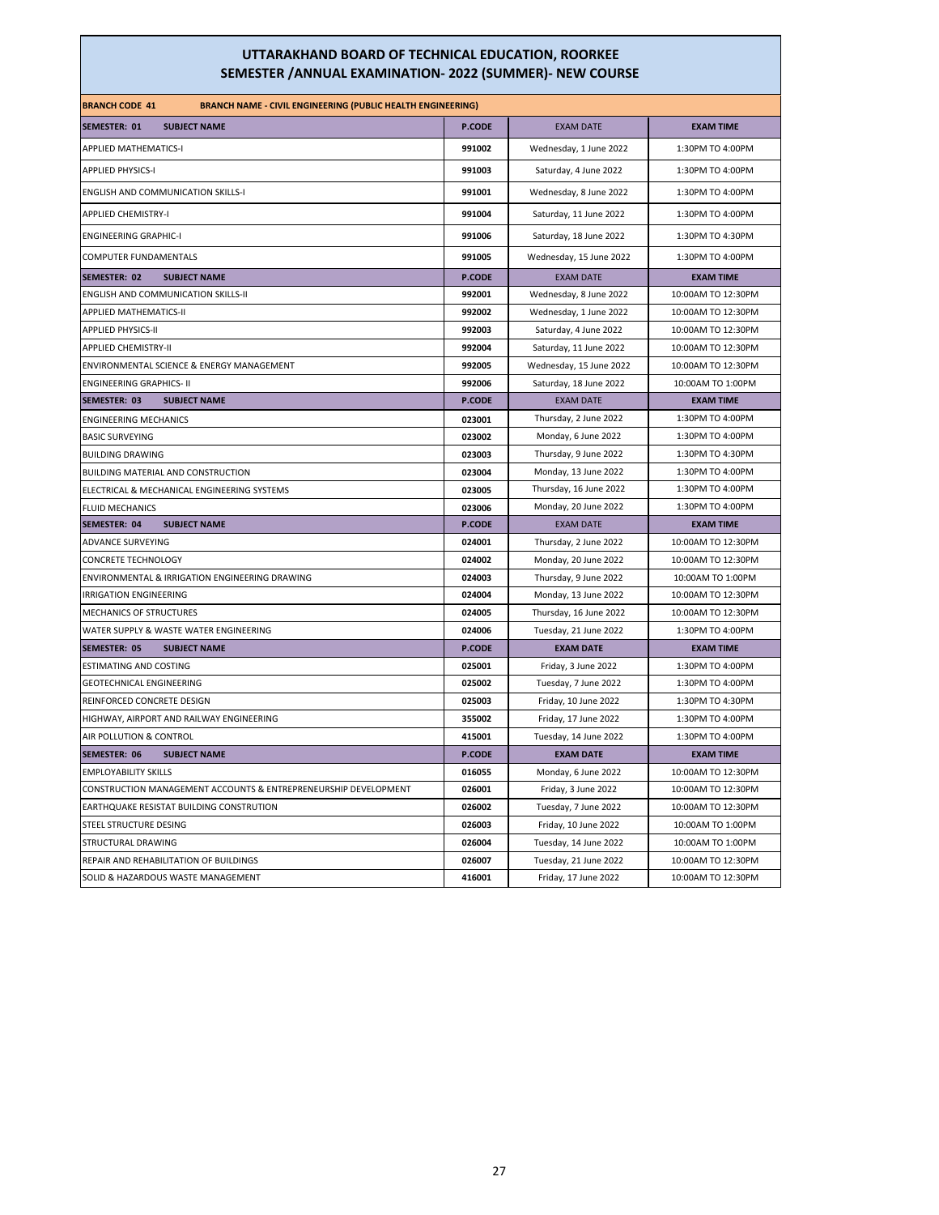# UTTARAKHAND BOARD OF TECHNICAL EDUCATION, ROORKEE
## SEMESTER /ANNUAL EXAMINATION- 2022 (SUMMER)- NEW COURSE

**BRANCH CODE 41** **BRANCH NAME - CIVIL ENGINEERING (PUBLIC HEALTH ENGINEERING)**

| SEMESTER: 01 SUBJECT NAME | P.CODE | EXAM DATE | EXAM TIME |
|---|---|---|---|
| APPLIED MATHEMATICS-I | 991002 | Wednesday, 1 June 2022 | 1:30PM TO 4:00PM |
| APPLIED PHYSICS-I | 991003 | Saturday, 4 June 2022 | 1:30PM TO 4:00PM |
| ENGLISH AND COMMUNICATION SKILLS-I | 991001 | Wednesday, 8 June 2022 | 1:30PM TO 4:00PM |
| APPLIED CHEMISTRY-I | 991004 | Saturday, 11 June 2022 | 1:30PM TO 4:00PM |
| ENGINEERING GRAPHIC-I | 991006 | Saturday, 18 June 2022 | 1:30PM TO 4:30PM |
| COMPUTER FUNDAMENTALS | 991005 | Wednesday, 15 June 2022 | 1:30PM TO 4:00PM |
| **SEMESTER: 02 SUBJECT NAME** | **P.CODE** | **EXAM DATE** | **EXAM TIME** |
| ENGLISH AND COMMUNICATION SKILLS-II | 992001 | Wednesday, 8 June 2022 | 10:00AM TO 12:30PM |
| APPLIED MATHEMATICS-II | 992002 | Wednesday, 1 June 2022 | 10:00AM TO 12:30PM |
| APPLIED PHYSICS-II | 992003 | Saturday, 4 June 2022 | 10:00AM TO 12:30PM |
| APPLIED CHEMISTRY-II | 992004 | Saturday, 11 June 2022 | 10:00AM TO 12:30PM |
| ENVIRONMENTAL SCIENCE & ENERGY MANAGEMENT | 992005 | Wednesday, 15 June 2022 | 10:00AM TO 12:30PM |
| ENGINEERING GRAPHICS- II | 992006 | Saturday, 18 June 2022 | 10:00AM TO 1:00PM |
| **SEMESTER: 03 SUBJECT NAME** | **P.CODE** | **EXAM DATE** | **EXAM TIME** |
| ENGINEERING MECHANICS | 023001 | Thursday, 2 June 2022 | 1:30PM TO 4:00PM |
| BASIC SURVEYING | 023002 | Monday, 6 June 2022 | 1:30PM TO 4:00PM |
| BUILDING DRAWING | 023003 | Thursday, 9 June 2022 | 1:30PM TO 4:30PM |
| BUILDING MATERIAL AND CONSTRUCTION | 023004 | Monday, 13 June 2022 | 1:30PM TO 4:00PM |
| ELECTRICAL & MECHANICAL ENGINEERING SYSTEMS | 023005 | Thursday, 16 June 2022 | 1:30PM TO 4:00PM |
| FLUID MECHANICS | 023006 | Monday, 20 June 2022 | 1:30PM TO 4:00PM |
| **SEMESTER: 04 SUBJECT NAME** | **P.CODE** | **EXAM DATE** | **EXAM TIME** |
| ADVANCE SURVEYING | 024001 | Thursday, 2 June 2022 | 10:00AM TO 12:30PM |
| CONCRETE TECHNOLOGY | 024002 | Monday, 20 June 2022 | 10:00AM TO 12:30PM |
| ENVIRONMENTAL & IRRIGATION ENGINEERING DRAWING | 024003 | Thursday, 9 June 2022 | 10:00AM TO 1:00PM |
| IRRIGATION ENGINEERING | 024004 | Monday, 13 June 2022 | 10:00AM TO 12:30PM |
| MECHANICS OF STRUCTURES | 024005 | Thursday, 16 June 2022 | 10:00AM TO 12:30PM |
| WATER SUPPLY & WASTE WATER ENGINEERING | 024006 | Tuesday, 21 June 2022 | 1:30PM TO 4:00PM |
| **SEMESTER: 05 SUBJECT NAME** | **P.CODE** | **EXAM DATE** | **EXAM TIME** |
| ESTIMATING AND COSTING | 025001 | Friday, 3 June 2022 | 1:30PM TO 4:00PM |
| GEOTECHNICAL ENGINEERING | 025002 | Tuesday, 7 June 2022 | 1:30PM TO 4:00PM |
| REINFORCED CONCRETE DESIGN | 025003 | Friday, 10 June 2022 | 1:30PM TO 4:30PM |
| HIGHWAY, AIRPORT AND RAILWAY ENGINEERING | 355002 | Friday, 17 June 2022 | 1:30PM TO 4:00PM |
| AIR POLLUTION & CONTROL | 415001 | Tuesday, 14 June 2022 | 1:30PM TO 4:00PM |
| **SEMESTER: 06 SUBJECT NAME** | **P.CODE** | **EXAM DATE** | **EXAM TIME** |
| EMPLOYABILITY SKILLS | 016055 | Monday, 6 June 2022 | 10:00AM TO 12:30PM |
| CONSTRUCTION MANAGEMENT ACCOUNTS & ENTREPRENEURSHIP DEVELOPMENT | 026001 | Friday, 3 June 2022 | 10:00AM TO 12:30PM |
| EARTHQUAKE RESISTAT BUILDING CONSTRUTION | 026002 | Tuesday, 7 June 2022 | 10:00AM TO 12:30PM |
| STEEL STRUCTURE DESING | 026003 | Friday, 10 June 2022 | 10:00AM TO 1:00PM |
| STRUCTURAL DRAWING | 026004 | Tuesday, 14 June 2022 | 10:00AM TO 1:00PM |
| REPAIR AND REHABILITATION OF BUILDINGS | 026007 | Tuesday, 21 June 2022 | 10:00AM TO 12:30PM |
| SOLID & HAZARDOUS WASTE MANAGEMENT | 416001 | Friday, 17 June 2022 | 10:00AM TO 12:30PM |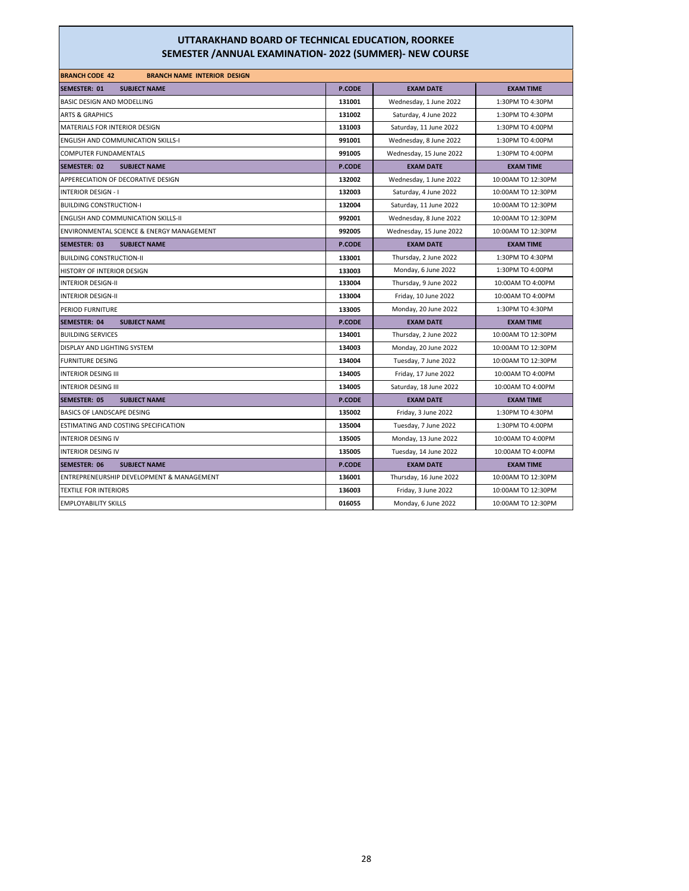# UTTARAKHAND BOARD OF TECHNICAL EDUCATION, ROORKEE
## SEMESTER /ANNUAL EXAMINATION- 2022 (SUMMER)- NEW COURSE

| BRANCH CODE 42 BRANCH NAME INTERIOR DESIGN | | | |
|---|---|---|---|
| **SEMESTER: 01 SUBJECT NAME** | **P.CODE** | **EXAM DATE** | **EXAM TIME** |
| BASIC DESIGN AND MODELLING | 131001 | Wednesday, 1 June 2022 | 1:30PM TO 4:30PM |
| ARTS & GRAPHICS | 131002 | Saturday, 4 June 2022 | 1:30PM TO 4:30PM |
| MATERIALS FOR INTERIOR DESIGN | 131003 | Saturday, 11 June 2022 | 1:30PM TO 4:00PM |
| ENGLISH AND COMMUNICATION SKILLS-I | 991001 | Wednesday, 8 June 2022 | 1:30PM TO 4:00PM |
| COMPUTER FUNDAMENTALS | 991005 | Wednesday, 15 June 2022 | 1:30PM TO 4:00PM |
| **SEMESTER: 02 SUBJECT NAME** | **P.CODE** | **EXAM DATE** | **EXAM TIME** |
| APPERECIATION OF DECORATIVE DESIGN | 132002 | Wednesday, 1 June 2022 | 10:00AM TO 12:30PM |
| INTERIOR DESIGN - I | 132003 | Saturday, 4 June 2022 | 10:00AM TO 12:30PM |
| BUILDING CONSTRUCTION-I | 132004 | Saturday, 11 June 2022 | 10:00AM TO 12:30PM |
| ENGLISH AND COMMUNICATION SKILLS-II | 992001 | Wednesday, 8 June 2022 | 10:00AM TO 12:30PM |
| ENVIRONMENTAL SCIENCE & ENERGY MANAGEMENT | 992005 | Wednesday, 15 June 2022 | 10:00AM TO 12:30PM |
| **SEMESTER: 03 SUBJECT NAME** | **P.CODE** | **EXAM DATE** | **EXAM TIME** |
| BUILDING CONSTRUCTION-II | 133001 | Thursday, 2 June 2022 | 1:30PM TO 4:30PM |
| HISTORY OF INTERIOR DESIGN | 133003 | Monday, 6 June 2022 | 1:30PM TO 4:00PM |
| INTERIOR DESIGN-II | 133004 | Thursday, 9 June 2022 | 10:00AM TO 4:00PM |
| INTERIOR DESIGN-II | 133004 | Friday, 10 June 2022 | 10:00AM TO 4:00PM |
| PERIOD FURNITURE | 133005 | Monday, 20 June 2022 | 1:30PM TO 4:30PM |
| **SEMESTER: 04 SUBJECT NAME** | **P.CODE** | **EXAM DATE** | **EXAM TIME** |
| BUILDING SERVICES | 134001 | Thursday, 2 June 2022 | 10:00AM TO 12:30PM |
| DISPLAY AND LIGHTING SYSTEM | 134003 | Monday, 20 June 2022 | 10:00AM TO 12:30PM |
| FURNITURE DESING | 134004 | Tuesday, 7 June 2022 | 10:00AM TO 12:30PM |
| INTERIOR DESING III | 134005 | Friday, 17 June 2022 | 10:00AM TO 4:00PM |
| INTERIOR DESING III | 134005 | Saturday, 18 June 2022 | 10:00AM TO 4:00PM |
| **SEMESTER: 05 SUBJECT NAME** | **P.CODE** | **EXAM DATE** | **EXAM TIME** |
| BASICS OF LANDSCAPE DESING | 135002 | Friday, 3 June 2022 | 1:30PM TO 4:30PM |
| ESTIMATING AND COSTING SPECIFICATION | 135004 | Tuesday, 7 June 2022 | 1:30PM TO 4:00PM |
| INTERIOR DESING IV | 135005 | Monday, 13 June 2022 | 10:00AM TO 4:00PM |
| INTERIOR DESING IV | 135005 | Tuesday, 14 June 2022 | 10:00AM TO 4:00PM |
| **SEMESTER: 06 SUBJECT NAME** | **P.CODE** | **EXAM DATE** | **EXAM TIME** |
| ENTREPRENEURSHIP DEVELOPMENT & MANAGEMENT | 136001 | Thursday, 16 June 2022 | 10:00AM TO 12:30PM |
| TEXTILE FOR INTERIORS | 136003 | Friday, 3 June 2022 | 10:00AM TO 12:30PM |
| EMPLOYABILITY SKILLS | 016055 | Monday, 6 June 2022 | 10:00AM TO 12:30PM |